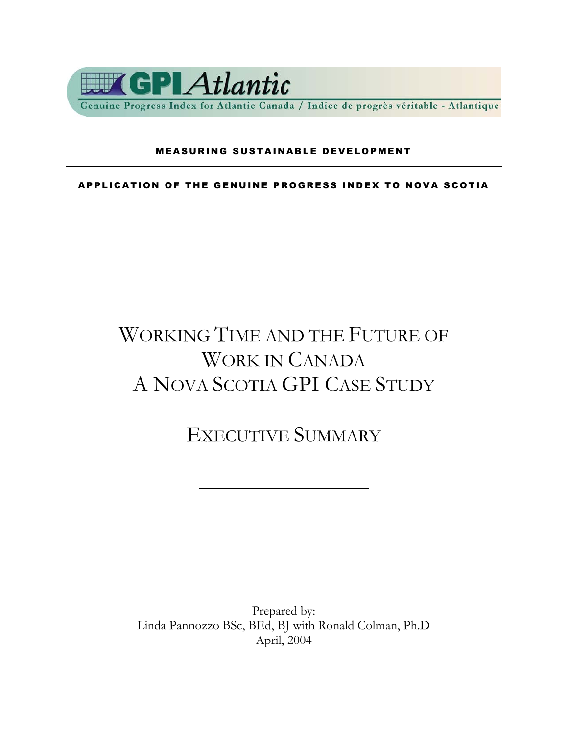GPI *Atlantic*

Genuine Progress Index for Atlantic Canada / Indice de progrès véritable - Atlantique

**MEASURING SUSTAINABLE DEVELOPMENT**

---

**APPLICATION OF THE GENUINE PROGRESS INDEX TO NOVA SCOTIA**

---

# WORKING TIME AND THE FUTURE OF WORK IN CANADA
# A NOVA SCOTIA GPI CASE STUDY

## EXECUTIVE SUMMARY

---

Prepared by:
Linda Pannozzo BSc, BEd, BJ with Ronald Colman, Ph.D
April, 2004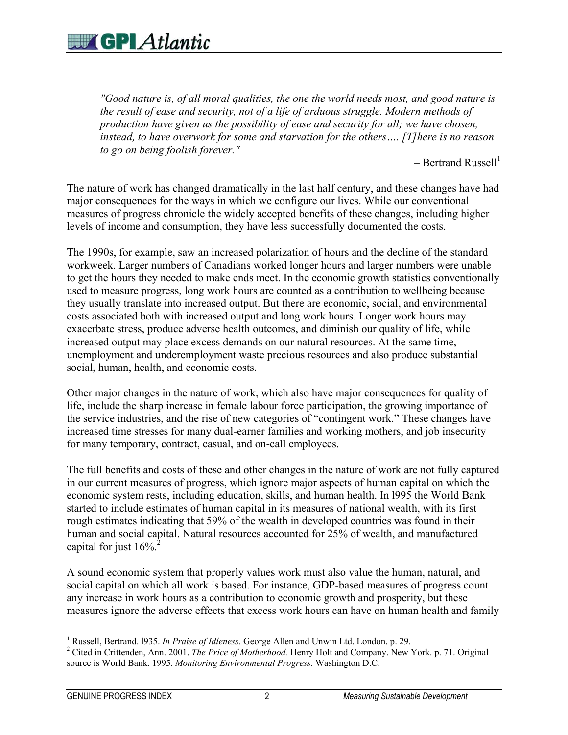*"Good nature is, of all moral qualities, the one the world needs most, and good nature is the result of ease and security, not of a life of arduous struggle. Modern methods of production have given us the possibility of ease and security for all; we have chosen, instead, to have overwork for some and starvation for the others…. [T]here is no reason to go on being foolish forever."*

– Bertrand Russell[1]

The nature of work has changed dramatically in the last half century, and these changes have had major consequences for the ways in which we configure our lives. While our conventional measures of progress chronicle the widely accepted benefits of these changes, including higher levels of income and consumption, they have less successfully documented the costs.

The 1990s, for example, saw an increased polarization of hours and the decline of the standard workweek. Larger numbers of Canadians worked longer hours and larger numbers were unable to get the hours they needed to make ends meet. In the economic growth statistics conventionally used to measure progress, long work hours are counted as a contribution to wellbeing because they usually translate into increased output. But there are economic, social, and environmental costs associated both with increased output and long work hours. Longer work hours may exacerbate stress, produce adverse health outcomes, and diminish our quality of life, while increased output may place excess demands on our natural resources. At the same time, unemployment and underemployment waste precious resources and also produce substantial social, human, health, and economic costs.

Other major changes in the nature of work, which also have major consequences for quality of life, include the sharp increase in female labour force participation, the growing importance of the service industries, and the rise of new categories of "contingent work." These changes have increased time stresses for many dual-earner families and working mothers, and job insecurity for many temporary, contract, casual, and on-call employees.

The full benefits and costs of these and other changes in the nature of work are not fully captured in our current measures of progress, which ignore major aspects of human capital on which the economic system rests, including education, skills, and human health. In l995 the World Bank started to include estimates of human capital in its measures of national wealth, with its first rough estimates indicating that 59% of the wealth in developed countries was found in their human and social capital. Natural resources accounted for 25% of wealth, and manufactured capital for just 16%.[2]

A sound economic system that properly values work must also value the human, natural, and social capital on which all work is based. For instance, GDP-based measures of progress count any increase in work hours as a contribution to economic growth and prosperity, but these measures ignore the adverse effects that excess work hours can have on human health and family

---

[1] Russell, Bertrand. l935. *In Praise of Idleness.* George Allen and Unwin Ltd. London. p. 29.

[2] Cited in Crittenden, Ann. 2001. *The Price of Motherhood.* Henry Holt and Company. New York. p. 71. Original source is World Bank. 1995. *Monitoring Environmental Progress.* Washington D.C.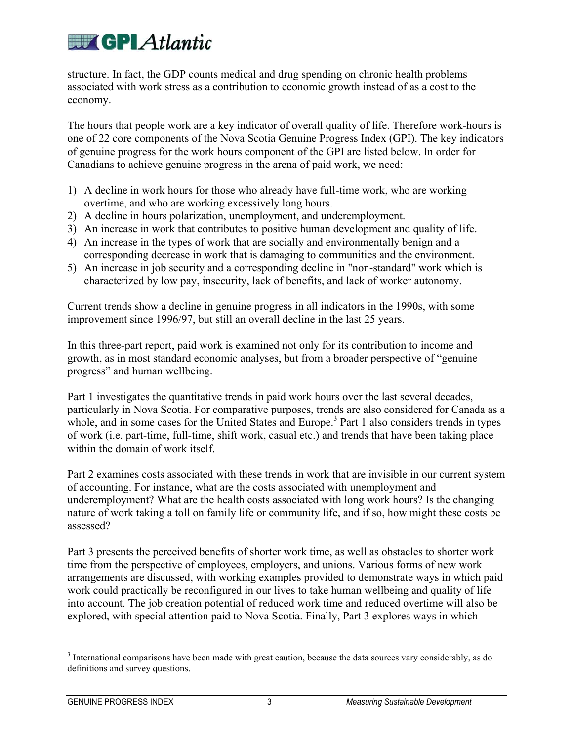structure. In fact, the GDP counts medical and drug spending on chronic health problems associated with work stress as a contribution to economic growth instead of as a cost to the economy.

The hours that people work are a key indicator of overall quality of life. Therefore work-hours is one of 22 core components of the Nova Scotia Genuine Progress Index (GPI). The key indicators of genuine progress for the work hours component of the GPI are listed below. In order for Canadians to achieve genuine progress in the arena of paid work, we need:

1) A decline in work hours for those who already have full-time work, who are working overtime, and who are working excessively long hours.
2) A decline in hours polarization, unemployment, and underemployment.
3) An increase in work that contributes to positive human development and quality of life.
4) An increase in the types of work that are socially and environmentally benign and a corresponding decrease in work that is damaging to communities and the environment.
5) An increase in job security and a corresponding decline in "non-standard" work which is characterized by low pay, insecurity, lack of benefits, and lack of worker autonomy.

Current trends show a decline in genuine progress in all indicators in the 1990s, with some improvement since 1996/97, but still an overall decline in the last 25 years.

In this three-part report, paid work is examined not only for its contribution to income and growth, as in most standard economic analyses, but from a broader perspective of "genuine progress" and human wellbeing.

Part 1 investigates the quantitative trends in paid work hours over the last several decades, particularly in Nova Scotia. For comparative purposes, trends are also considered for Canada as a whole, and in some cases for the United States and Europe.[3] Part 1 also considers trends in types of work (i.e. part-time, full-time, shift work, casual etc.) and trends that have been taking place within the domain of work itself.

Part 2 examines costs associated with these trends in work that are invisible in our current system of accounting. For instance, what are the costs associated with unemployment and underemployment? What are the health costs associated with long work hours? Is the changing nature of work taking a toll on family life or community life, and if so, how might these costs be assessed?

Part 3 presents the perceived benefits of shorter work time, as well as obstacles to shorter work time from the perspective of employees, employers, and unions. Various forms of new work arrangements are discussed, with working examples provided to demonstrate ways in which paid work could practically be reconfigured in our lives to take human wellbeing and quality of life into account. The job creation potential of reduced work time and reduced overtime will also be explored, with special attention paid to Nova Scotia. Finally, Part 3 explores ways in which

[3] International comparisons have been made with great caution, because the data sources vary considerably, as do definitions and survey questions.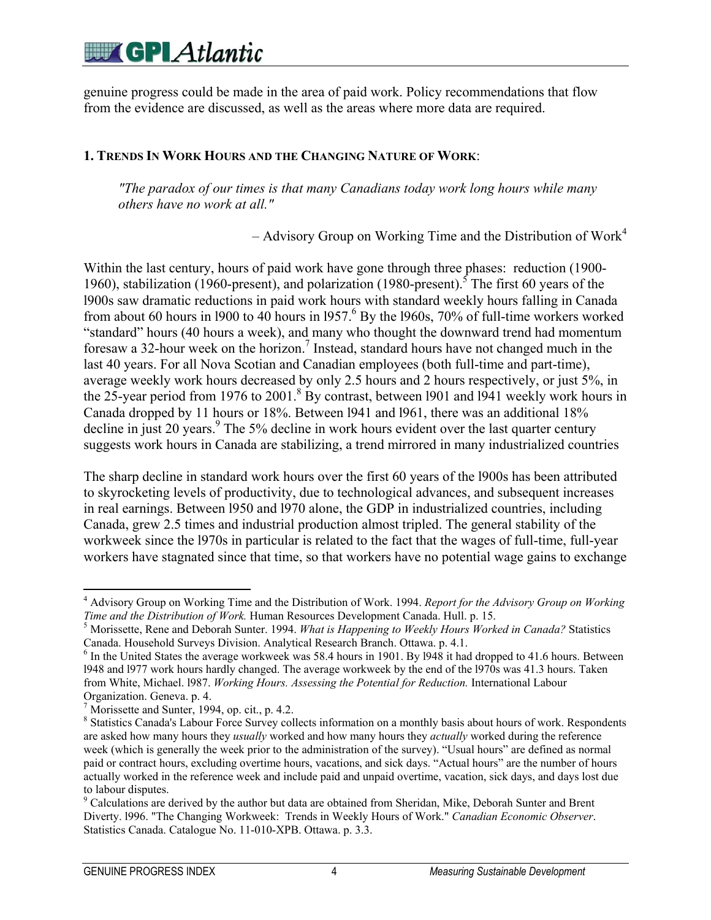genuine progress could be made in the area of paid work. Policy recommendations that flow from the evidence are discussed, as well as the areas where more data are required.

## 1. Trends In Work Hours and the Changing Nature of Work:

> *"The paradox of our times is that many Canadians today work long hours while many others have no work at all."*
>
> – Advisory Group on Working Time and the Distribution of Work[4]

Within the last century, hours of paid work have gone through three phases: reduction (1900-1960), stabilization (1960-present), and polarization (1980-present).[5] The first 60 years of the 1900s saw dramatic reductions in paid work hours with standard weekly hours falling in Canada from about 60 hours in 1900 to 40 hours in 1957.[6] By the 1960s, 70% of full-time workers worked "standard" hours (40 hours a week), and many who thought the downward trend had momentum foresaw a 32-hour week on the horizon.[7] Instead, standard hours have not changed much in the last 40 years. For all Nova Scotian and Canadian employees (both full-time and part-time), average weekly work hours decreased by only 2.5 hours and 2 hours respectively, or just 5%, in the 25-year period from 1976 to 2001.[8] By contrast, between 1901 and 1941 weekly work hours in Canada dropped by 11 hours or 18%. Between 1941 and 1961, there was an additional 18% decline in just 20 years.[9] The 5% decline in work hours evident over the last quarter century suggests work hours in Canada are stabilizing, a trend mirrored in many industrialized countries

The sharp decline in standard work hours over the first 60 years of the 1900s has been attributed to skyrocketing levels of productivity, due to technological advances, and subsequent increases in real earnings. Between 1950 and 1970 alone, the GDP in industrialized countries, including Canada, grew 2.5 times and industrial production almost tripled. The general stability of the workweek since the 1970s in particular is related to the fact that the wages of full-time, full-year workers have stagnated since that time, so that workers have no potential wage gains to exchange

---

[4] Advisory Group on Working Time and the Distribution of Work. 1994. *Report for the Advisory Group on Working Time and the Distribution of Work.* Human Resources Development Canada. Hull. p. 15.

[5] Morissette, Rene and Deborah Sunter. 1994. *What is Happening to Weekly Hours Worked in Canada?* Statistics Canada. Household Surveys Division. Analytical Research Branch. Ottawa. p. 4.1.

[6] In the United States the average workweek was 58.4 hours in 1901. By 1948 it had dropped to 41.6 hours. Between 1948 and 1977 work hours hardly changed. The average workweek by the end of the 1970s was 41.3 hours. Taken from White, Michael. 1987. *Working Hours. Assessing the Potential for Reduction.* International Labour Organization. Geneva. p. 4.

[7] Morissette and Sunter, 1994, op. cit., p. 4.2.

[8] Statistics Canada's Labour Force Survey collects information on a monthly basis about hours of work. Respondents are asked how many hours they *usually* worked and how many hours they *actually* worked during the reference week (which is generally the week prior to the administration of the survey). "Usual hours" are defined as normal paid or contract hours, excluding overtime hours, vacations, and sick days. "Actual hours" are the number of hours actually worked in the reference week and include paid and unpaid overtime, vacation, sick days, and days lost due to labour disputes.

[9] Calculations are derived by the author but data are obtained from Sheridan, Mike, Deborah Sunter and Brent Diverty. 1996. "The Changing Workweek: Trends in Weekly Hours of Work." *Canadian Economic Observer*. Statistics Canada. Catalogue No. 11-010-XPB. Ottawa. p. 3.3.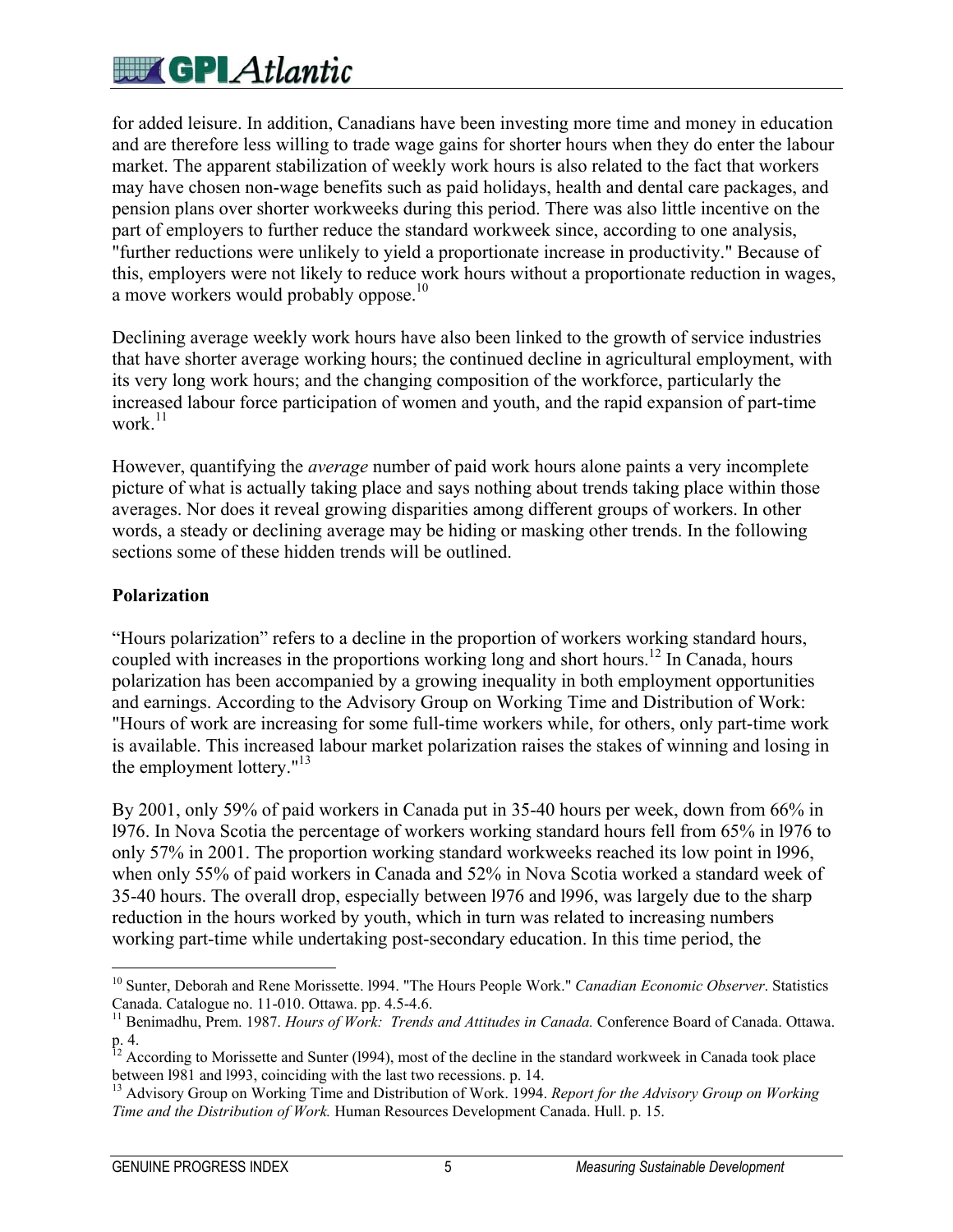for added leisure. In addition, Canadians have been investing more time and money in education and are therefore less willing to trade wage gains for shorter hours when they do enter the labour market. The apparent stabilization of weekly work hours is also related to the fact that workers may have chosen non-wage benefits such as paid holidays, health and dental care packages, and pension plans over shorter workweeks during this period. There was also little incentive on the part of employers to further reduce the standard workweek since, according to one analysis, "further reductions were unlikely to yield a proportionate increase in productivity." Because of this, employers were not likely to reduce work hours without a proportionate reduction in wages, a move workers would probably oppose.[10]

Declining average weekly work hours have also been linked to the growth of service industries that have shorter average working hours; the continued decline in agricultural employment, with its very long work hours; and the changing composition of the workforce, particularly the increased labour force participation of women and youth, and the rapid expansion of part-time work.[11]

However, quantifying the *average* number of paid work hours alone paints a very incomplete picture of what is actually taking place and says nothing about trends taking place within those averages. Nor does it reveal growing disparities among different groups of workers. In other words, a steady or declining average may be hiding or masking other trends. In the following sections some of these hidden trends will be outlined.

**Polarization**

"Hours polarization" refers to a decline in the proportion of workers working standard hours, coupled with increases in the proportions working long and short hours.[12] In Canada, hours polarization has been accompanied by a growing inequality in both employment opportunities and earnings. According to the Advisory Group on Working Time and Distribution of Work: "Hours of work are increasing for some full-time workers while, for others, only part-time work is available. This increased labour market polarization raises the stakes of winning and losing in the employment lottery."[13]

By 2001, only 59% of paid workers in Canada put in 35-40 hours per week, down from 66% in l976. In Nova Scotia the percentage of workers working standard hours fell from 65% in l976 to only 57% in 2001. The proportion working standard workweeks reached its low point in l996, when only 55% of paid workers in Canada and 52% in Nova Scotia worked a standard week of 35-40 hours. The overall drop, especially between l976 and l996, was largely due to the sharp reduction in the hours worked by youth, which in turn was related to increasing numbers working part-time while undertaking post-secondary education. In this time period, the

---

[10] Sunter, Deborah and Rene Morissette. l994. "The Hours People Work." *Canadian Economic Observer*. Statistics Canada. Catalogue no. 11-010. Ottawa. pp. 4.5-4.6.

[11] Benimadhu, Prem. 1987. *Hours of Work: Trends and Attitudes in Canada.* Conference Board of Canada. Ottawa. p. 4.

[12] According to Morissette and Sunter (l994), most of the decline in the standard workweek in Canada took place between l981 and l993, coinciding with the last two recessions. p. 14.

[13] Advisory Group on Working Time and Distribution of Work. 1994. *Report for the Advisory Group on Working Time and the Distribution of Work.* Human Resources Development Canada. Hull. p. 15.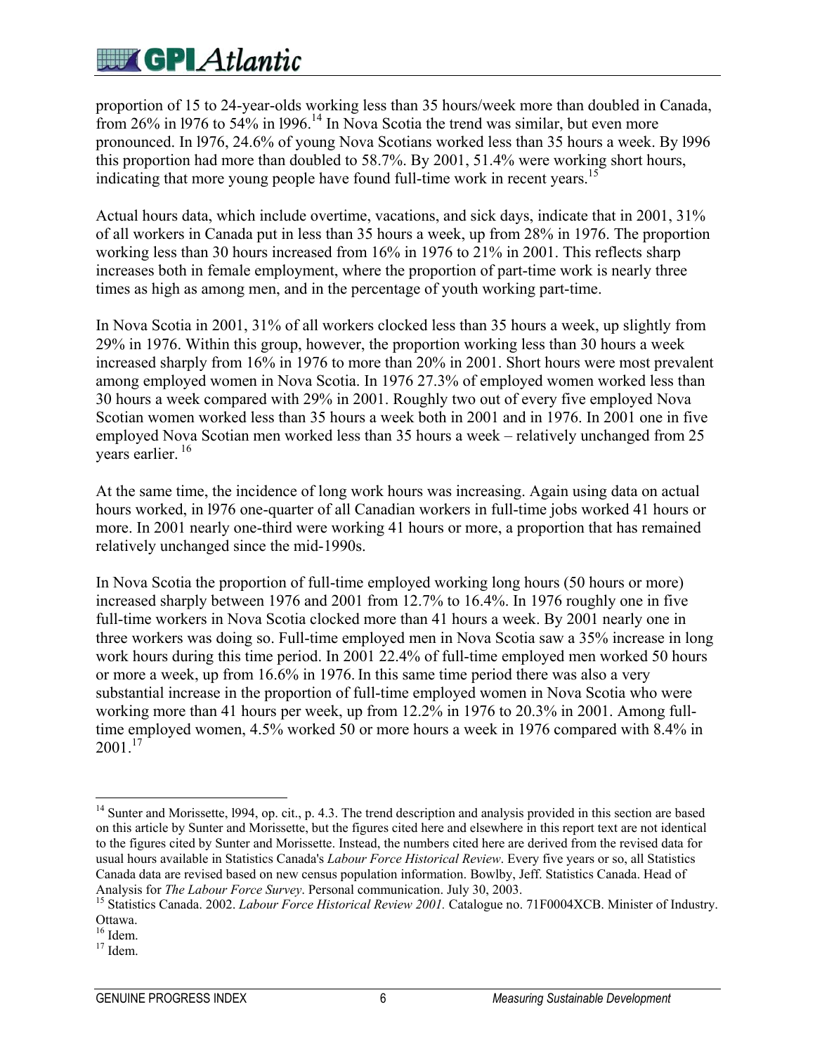proportion of 15 to 24-year-olds working less than 35 hours/week more than doubled in Canada, from 26% in l976 to 54% in l996.[14] In Nova Scotia the trend was similar, but even more pronounced. In l976, 24.6% of young Nova Scotians worked less than 35 hours a week. By l996 this proportion had more than doubled to 58.7%. By 2001, 51.4% were working short hours, indicating that more young people have found full-time work in recent years.[15]

Actual hours data, which include overtime, vacations, and sick days, indicate that in 2001, 31% of all workers in Canada put in less than 35 hours a week, up from 28% in 1976. The proportion working less than 30 hours increased from 16% in 1976 to 21% in 2001. This reflects sharp increases both in female employment, where the proportion of part-time work is nearly three times as high as among men, and in the percentage of youth working part-time.

In Nova Scotia in 2001, 31% of all workers clocked less than 35 hours a week, up slightly from 29% in 1976. Within this group, however, the proportion working less than 30 hours a week increased sharply from 16% in 1976 to more than 20% in 2001. Short hours were most prevalent among employed women in Nova Scotia. In 1976 27.3% of employed women worked less than 30 hours a week compared with 29% in 2001. Roughly two out of every five employed Nova Scotian women worked less than 35 hours a week both in 2001 and in 1976. In 2001 one in five employed Nova Scotian men worked less than 35 hours a week – relatively unchanged from 25 years earlier.[16]

At the same time, the incidence of long work hours was increasing. Again using data on actual hours worked, in l976 one-quarter of all Canadian workers in full-time jobs worked 41 hours or more. In 2001 nearly one-third were working 41 hours or more, a proportion that has remained relatively unchanged since the mid-1990s.

In Nova Scotia the proportion of full-time employed working long hours (50 hours or more) increased sharply between 1976 and 2001 from 12.7% to 16.4%. In 1976 roughly one in five full-time workers in Nova Scotia clocked more than 41 hours a week. By 2001 nearly one in three workers was doing so. Full-time employed men in Nova Scotia saw a 35% increase in long work hours during this time period. In 2001 22.4% of full-time employed men worked 50 hours or more a week, up from 16.6% in 1976. In this same time period there was also a very substantial increase in the proportion of full-time employed women in Nova Scotia who were working more than 41 hours per week, up from 12.2% in 1976 to 20.3% in 2001. Among full-time employed women, 4.5% worked 50 or more hours a week in 1976 compared with 8.4% in 2001.[17]

---

[14] Sunter and Morissette, l994, op. cit., p. 4.3. The trend description and analysis provided in this section are based on this article by Sunter and Morissette, but the figures cited here and elsewhere in this report text are not identical to the figures cited by Sunter and Morissette. Instead, the numbers cited here are derived from the revised data for usual hours available in Statistics Canada's *Labour Force Historical Review*. Every five years or so, all Statistics Canada data are revised based on new census population information. Bowlby, Jeff. Statistics Canada. Head of Analysis for *The Labour Force Survey*. Personal communication. July 30, 2003.

[15] Statistics Canada. 2002. *Labour Force Historical Review 2001.* Catalogue no. 71F0004XCB. Minister of Industry. Ottawa.

[16] Idem.

[17] Idem.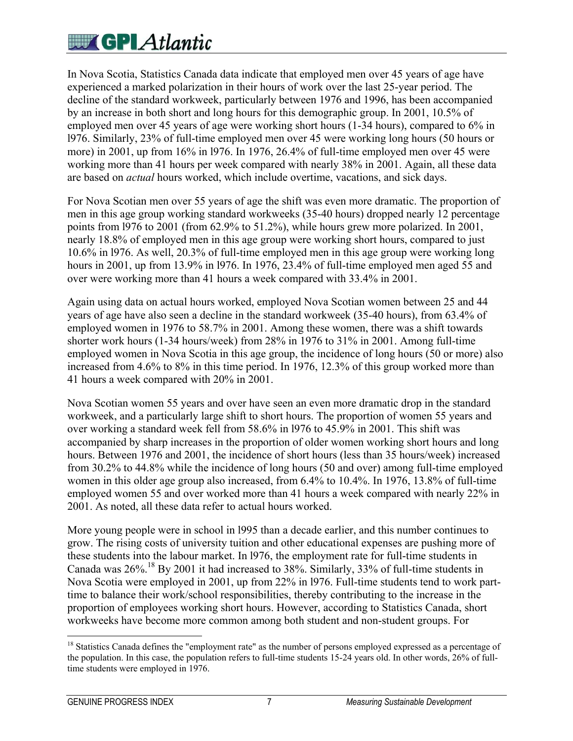In Nova Scotia, Statistics Canada data indicate that employed men over 45 years of age have experienced a marked polarization in their hours of work over the last 25-year period. The decline of the standard workweek, particularly between 1976 and 1996, has been accompanied by an increase in both short and long hours for this demographic group. In 2001, 10.5% of employed men over 45 years of age were working short hours (1-34 hours), compared to 6% in l976. Similarly, 23% of full-time employed men over 45 were working long hours (50 hours or more) in 2001, up from 16% in l976. In 1976, 26.4% of full-time employed men over 45 were working more than 41 hours per week compared with nearly 38% in 2001. Again, all these data are based on *actual* hours worked, which include overtime, vacations, and sick days.

For Nova Scotian men over 55 years of age the shift was even more dramatic. The proportion of men in this age group working standard workweeks (35-40 hours) dropped nearly 12 percentage points from l976 to 2001 (from 62.9% to 51.2%), while hours grew more polarized. In 2001, nearly 18.8% of employed men in this age group were working short hours, compared to just 10.6% in l976. As well, 20.3% of full-time employed men in this age group were working long hours in 2001, up from 13.9% in l976. In 1976, 23.4% of full-time employed men aged 55 and over were working more than 41 hours a week compared with 33.4% in 2001.

Again using data on actual hours worked, employed Nova Scotian women between 25 and 44 years of age have also seen a decline in the standard workweek (35-40 hours), from 63.4% of employed women in 1976 to 58.7% in 2001. Among these women, there was a shift towards shorter work hours (1-34 hours/week) from 28% in 1976 to 31% in 2001. Among full-time employed women in Nova Scotia in this age group, the incidence of long hours (50 or more) also increased from 4.6% to 8% in this time period. In 1976, 12.3% of this group worked more than 41 hours a week compared with 20% in 2001.

Nova Scotian women 55 years and over have seen an even more dramatic drop in the standard workweek, and a particularly large shift to short hours. The proportion of women 55 years and over working a standard week fell from 58.6% in l976 to 45.9% in 2001. This shift was accompanied by sharp increases in the proportion of older women working short hours and long hours. Between 1976 and 2001, the incidence of short hours (less than 35 hours/week) increased from 30.2% to 44.8% while the incidence of long hours (50 and over) among full-time employed women in this older age group also increased, from 6.4% to 10.4%. In 1976, 13.8% of full-time employed women 55 and over worked more than 41 hours a week compared with nearly 22% in 2001. As noted, all these data refer to actual hours worked.

More young people were in school in l995 than a decade earlier, and this number continues to grow. The rising costs of university tuition and other educational expenses are pushing more of these students into the labour market. In l976, the employment rate for full-time students in Canada was 26%.[18] By 2001 it had increased to 38%. Similarly, 33% of full-time students in Nova Scotia were employed in 2001, up from 22% in l976. Full-time students tend to work part-time to balance their work/school responsibilities, thereby contributing to the increase in the proportion of employees working short hours. However, according to Statistics Canada, short workweeks have become more common among both student and non-student groups. For

[18] Statistics Canada defines the "employment rate" as the number of persons employed expressed as a percentage of the population. In this case, the population refers to full-time students 15-24 years old. In other words, 26% of full-time students were employed in 1976.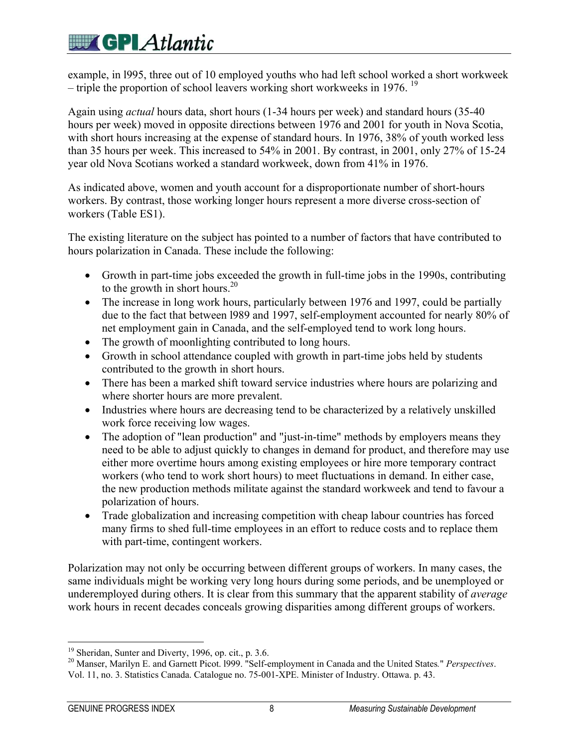example, in l995, three out of 10 employed youths who had left school worked a short workweek – triple the proportion of school leavers working short workweeks in 1976. [19]

Again using *actual* hours data, short hours (1-34 hours per week) and standard hours (35-40 hours per week) moved in opposite directions between 1976 and 2001 for youth in Nova Scotia, with short hours increasing at the expense of standard hours. In 1976, 38% of youth worked less than 35 hours per week. This increased to 54% in 2001. By contrast, in 2001, only 27% of 15-24 year old Nova Scotians worked a standard workweek, down from 41% in 1976.

As indicated above, women and youth account for a disproportionate number of short-hours workers. By contrast, those working longer hours represent a more diverse cross-section of workers (Table ES1).

The existing literature on the subject has pointed to a number of factors that have contributed to hours polarization in Canada. These include the following:

- Growth in part-time jobs exceeded the growth in full-time jobs in the 1990s, contributing to the growth in short hours.[20]
- The increase in long work hours, particularly between 1976 and 1997, could be partially due to the fact that between l989 and 1997, self-employment accounted for nearly 80% of net employment gain in Canada, and the self-employed tend to work long hours.
- The growth of moonlighting contributed to long hours.
- Growth in school attendance coupled with growth in part-time jobs held by students contributed to the growth in short hours.
- There has been a marked shift toward service industries where hours are polarizing and where shorter hours are more prevalent.
- Industries where hours are decreasing tend to be characterized by a relatively unskilled work force receiving low wages.
- The adoption of "lean production" and "just-in-time" methods by employers means they need to be able to adjust quickly to changes in demand for product, and therefore may use either more overtime hours among existing employees or hire more temporary contract workers (who tend to work short hours) to meet fluctuations in demand. In either case, the new production methods militate against the standard workweek and tend to favour a polarization of hours.
- Trade globalization and increasing competition with cheap labour countries has forced many firms to shed full-time employees in an effort to reduce costs and to replace them with part-time, contingent workers.

Polarization may not only be occurring between different groups of workers. In many cases, the same individuals might be working very long hours during some periods, and be unemployed or underemployed during others. It is clear from this summary that the apparent stability of *average* work hours in recent decades conceals growing disparities among different groups of workers.

---

[19] Sheridan, Sunter and Diverty, 1996, op. cit., p. 3.6.

[20] Manser, Marilyn E. and Garnett Picot. l999. "Self-employment in Canada and the United States." *Perspectives*. Vol. 11, no. 3. Statistics Canada. Catalogue no. 75-001-XPE. Minister of Industry. Ottawa. p. 43.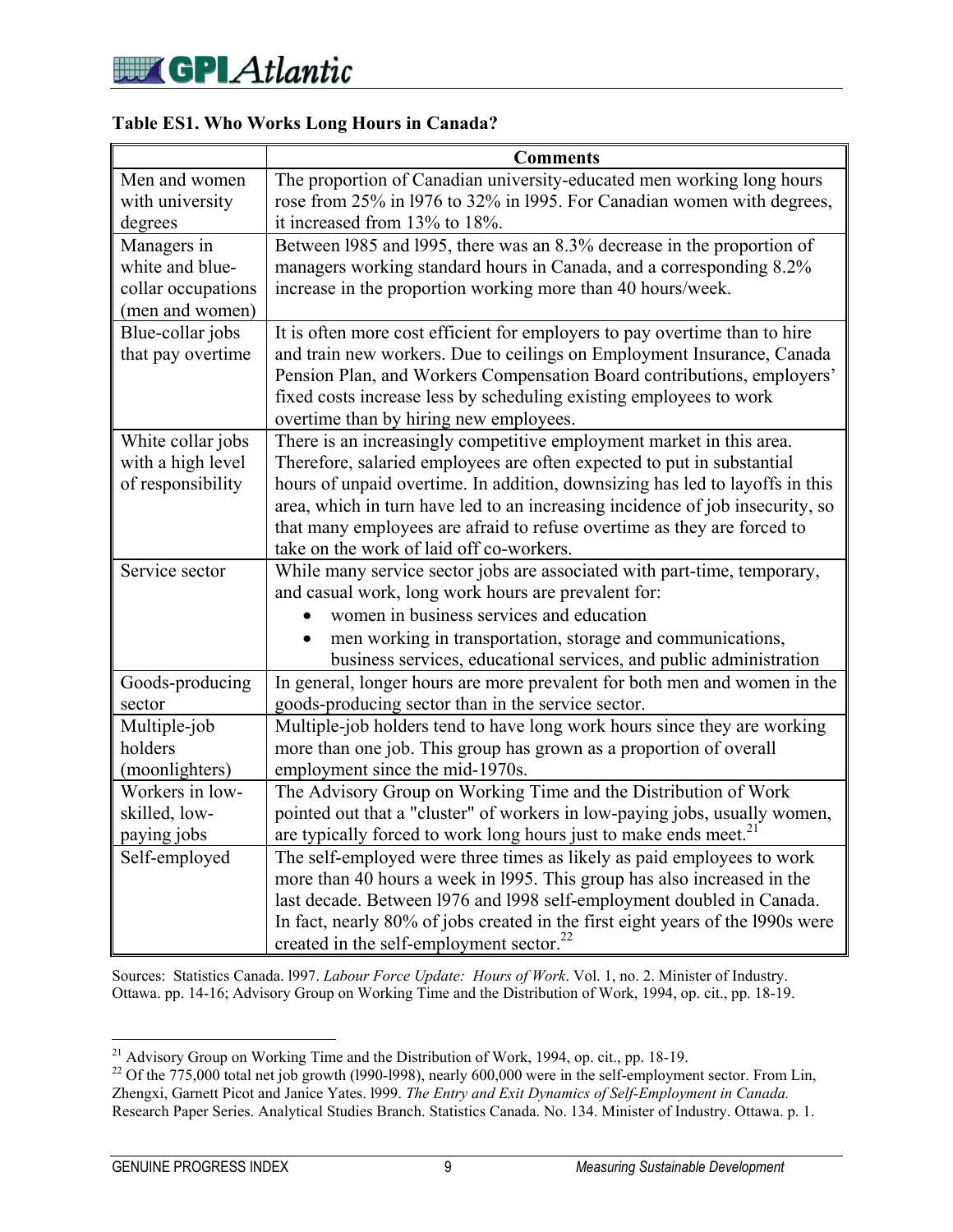**Table ES1. Who Works Long Hours in Canada?**

| | Comments |
|---|---|
| Men and women with university degrees | The proportion of Canadian university-educated men working long hours rose from 25% in l976 to 32% in l995. For Canadian women with degrees, it increased from 13% to 18%. |
| Managers in white and blue-collar occupations (men and women) | Between l985 and l995, there was an 8.3% decrease in the proportion of managers working standard hours in Canada, and a corresponding 8.2% increase in the proportion working more than 40 hours/week. |
| Blue-collar jobs that pay overtime | It is often more cost efficient for employers to pay overtime than to hire and train new workers. Due to ceilings on Employment Insurance, Canada Pension Plan, and Workers Compensation Board contributions, employers' fixed costs increase less by scheduling existing employees to work overtime than by hiring new employees. |
| White collar jobs with a high level of responsibility | There is an increasingly competitive employment market in this area. Therefore, salaried employees are often expected to put in substantial hours of unpaid overtime. In addition, downsizing has led to layoffs in this area, which in turn have led to an increasing incidence of job insecurity, so that many employees are afraid to refuse overtime as they are forced to take on the work of laid off co-workers. |
| Service sector | While many service sector jobs are associated with part-time, temporary, and casual work, long work hours are prevalent for: <br>• women in business services and education <br>• men working in transportation, storage and communications, business services, educational services, and public administration |
| Goods-producing sector | In general, longer hours are more prevalent for both men and women in the goods-producing sector than in the service sector. |
| Multiple-job holders (moonlighters) | Multiple-job holders tend to have long work hours since they are working more than one job. This group has grown as a proportion of overall employment since the mid-1970s. |
| Workers in low-skilled, low-paying jobs | The Advisory Group on Working Time and the Distribution of Work pointed out that a "cluster" of workers in low-paying jobs, usually women, are typically forced to work long hours just to make ends meet.[21] |
| Self-employed | The self-employed were three times as likely as paid employees to work more than 40 hours a week in l995. This group has also increased in the last decade. Between l976 and l998 self-employment doubled in Canada. In fact, nearly 80% of jobs created in the first eight years of the l990s were created in the self-employment sector.[22] |

Sources: Statistics Canada. l997. *Labour Force Update: Hours of Work*. Vol. 1, no. 2. Minister of Industry. Ottawa. pp. 14-16; Advisory Group on Working Time and the Distribution of Work, 1994, op. cit., pp. 18-19.

[21] Advisory Group on Working Time and the Distribution of Work, 1994, op. cit., pp. 18-19.

[22] Of the 775,000 total net job growth (l990-l998), nearly 600,000 were in the self-employment sector. From Lin, Zhengxi, Garnett Picot and Janice Yates. l999. *The Entry and Exit Dynamics of Self-Employment in Canada.* Research Paper Series. Analytical Studies Branch. Statistics Canada. No. 134. Minister of Industry. Ottawa. p. 1.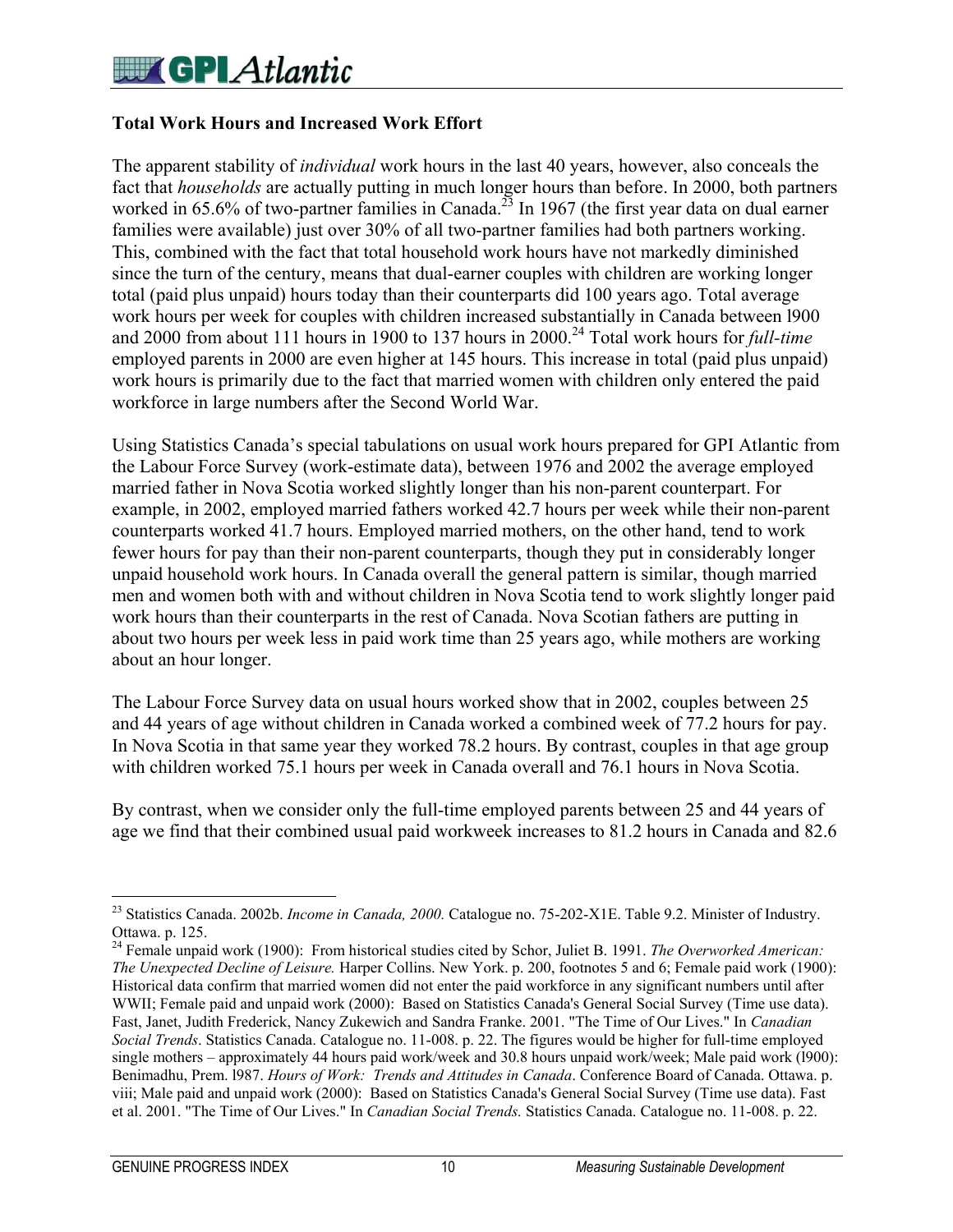**Total Work Hours and Increased Work Effort**

The apparent stability of *individual* work hours in the last 40 years, however, also conceals the fact that *households* are actually putting in much longer hours than before. In 2000, both partners worked in 65.6% of two-partner families in Canada.[23] In 1967 (the first year data on dual earner families were available) just over 30% of all two-partner families had both partners working. This, combined with the fact that total household work hours have not markedly diminished since the turn of the century, means that dual-earner couples with children are working longer total (paid plus unpaid) hours today than their counterparts did 100 years ago. Total average work hours per week for couples with children increased substantially in Canada between l900 and 2000 from about 111 hours in 1900 to 137 hours in 2000.[24] Total work hours for *full-time* employed parents in 2000 are even higher at 145 hours. This increase in total (paid plus unpaid) work hours is primarily due to the fact that married women with children only entered the paid workforce in large numbers after the Second World War.

Using Statistics Canada's special tabulations on usual work hours prepared for GPI Atlantic from the Labour Force Survey (work-estimate data), between 1976 and 2002 the average employed married father in Nova Scotia worked slightly longer than his non-parent counterpart. For example, in 2002, employed married fathers worked 42.7 hours per week while their non-parent counterparts worked 41.7 hours. Employed married mothers, on the other hand, tend to work fewer hours for pay than their non-parent counterparts, though they put in considerably longer unpaid household work hours. In Canada overall the general pattern is similar, though married men and women both with and without children in Nova Scotia tend to work slightly longer paid work hours than their counterparts in the rest of Canada. Nova Scotian fathers are putting in about two hours per week less in paid work time than 25 years ago, while mothers are working about an hour longer.

The Labour Force Survey data on usual hours worked show that in 2002, couples between 25 and 44 years of age without children in Canada worked a combined week of 77.2 hours for pay. In Nova Scotia in that same year they worked 78.2 hours. By contrast, couples in that age group with children worked 75.1 hours per week in Canada overall and 76.1 hours in Nova Scotia.

By contrast, when we consider only the full-time employed parents between 25 and 44 years of age we find that their combined usual paid workweek increases to 81.2 hours in Canada and 82.6

---

[23] Statistics Canada. 2002b. *Income in Canada, 2000.* Catalogue no. 75-202-X1E. Table 9.2. Minister of Industry. Ottawa. p. 125.

[24] Female unpaid work (1900): From historical studies cited by Schor, Juliet B. 1991. *The Overworked American: The Unexpected Decline of Leisure.* Harper Collins. New York. p. 200, footnotes 5 and 6; Female paid work (1900): Historical data confirm that married women did not enter the paid workforce in any significant numbers until after WWII; Female paid and unpaid work (2000): Based on Statistics Canada's General Social Survey (Time use data). Fast, Janet, Judith Frederick, Nancy Zukewich and Sandra Franke. 2001. "The Time of Our Lives." In *Canadian Social Trends*. Statistics Canada. Catalogue no. 11-008. p. 22. The figures would be higher for full-time employed single mothers – approximately 44 hours paid work/week and 30.8 hours unpaid work/week; Male paid work (l900): Benimadhu, Prem. l987. *Hours of Work: Trends and Attitudes in Canada*. Conference Board of Canada. Ottawa. p. viii; Male paid and unpaid work (2000): Based on Statistics Canada's General Social Survey (Time use data). Fast et al. 2001. "The Time of Our Lives." In *Canadian Social Trends.* Statistics Canada. Catalogue no. 11-008. p. 22.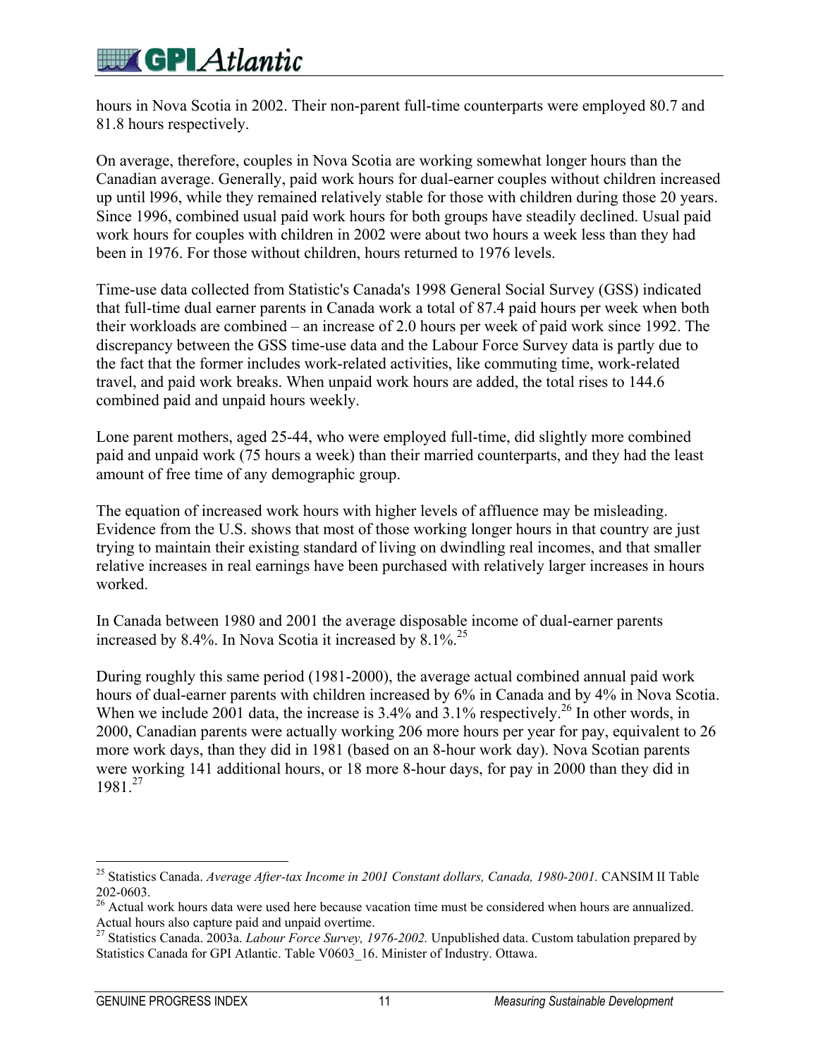hours in Nova Scotia in 2002. Their non-parent full-time counterparts were employed 80.7 and 81.8 hours respectively.

On average, therefore, couples in Nova Scotia are working somewhat longer hours than the Canadian average. Generally, paid work hours for dual-earner couples without children increased up until l996, while they remained relatively stable for those with children during those 20 years. Since 1996, combined usual paid work hours for both groups have steadily declined. Usual paid work hours for couples with children in 2002 were about two hours a week less than they had been in 1976. For those without children, hours returned to 1976 levels.

Time-use data collected from Statistic's Canada's 1998 General Social Survey (GSS) indicated that full-time dual earner parents in Canada work a total of 87.4 paid hours per week when both their workloads are combined – an increase of 2.0 hours per week of paid work since 1992. The discrepancy between the GSS time-use data and the Labour Force Survey data is partly due to the fact that the former includes work-related activities, like commuting time, work-related travel, and paid work breaks. When unpaid work hours are added, the total rises to 144.6 combined paid and unpaid hours weekly.

Lone parent mothers, aged 25-44, who were employed full-time, did slightly more combined paid and unpaid work (75 hours a week) than their married counterparts, and they had the least amount of free time of any demographic group.

The equation of increased work hours with higher levels of affluence may be misleading. Evidence from the U.S. shows that most of those working longer hours in that country are just trying to maintain their existing standard of living on dwindling real incomes, and that smaller relative increases in real earnings have been purchased with relatively larger increases in hours worked.

In Canada between 1980 and 2001 the average disposable income of dual-earner parents increased by 8.4%. In Nova Scotia it increased by 8.1%.[25]

During roughly this same period (1981-2000), the average actual combined annual paid work hours of dual-earner parents with children increased by 6% in Canada and by 4% in Nova Scotia. When we include 2001 data, the increase is 3.4% and 3.1% respectively.[26] In other words, in 2000, Canadian parents were actually working 206 more hours per year for pay, equivalent to 26 more work days, than they did in 1981 (based on an 8-hour work day). Nova Scotian parents were working 141 additional hours, or 18 more 8-hour days, for pay in 2000 than they did in 1981.[27]

---

[25] Statistics Canada. *Average After-tax Income in 2001 Constant dollars, Canada, 1980-2001.* CANSIM II Table 202-0603.

[26] Actual work hours data were used here because vacation time must be considered when hours are annualized. Actual hours also capture paid and unpaid overtime.

[27] Statistics Canada. 2003a. *Labour Force Survey, 1976-2002.* Unpublished data. Custom tabulation prepared by Statistics Canada for GPI Atlantic. Table V0603_16. Minister of Industry. Ottawa.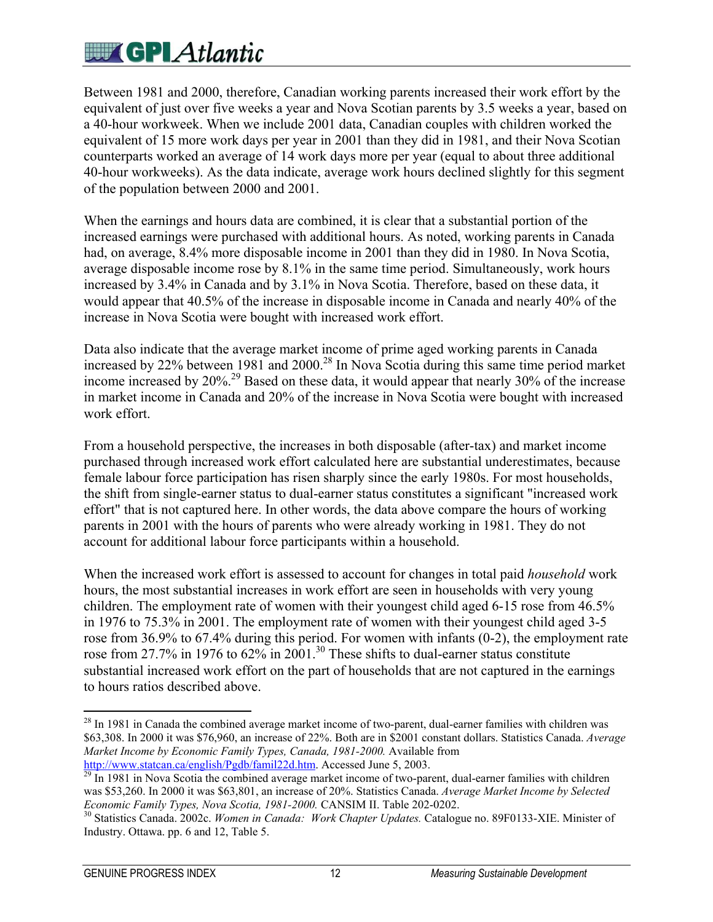Between 1981 and 2000, therefore, Canadian working parents increased their work effort by the equivalent of just over five weeks a year and Nova Scotian parents by 3.5 weeks a year, based on a 40-hour workweek. When we include 2001 data, Canadian couples with children worked the equivalent of 15 more work days per year in 2001 than they did in 1981, and their Nova Scotian counterparts worked an average of 14 work days more per year (equal to about three additional 40-hour workweeks). As the data indicate, average work hours declined slightly for this segment of the population between 2000 and 2001.

When the earnings and hours data are combined, it is clear that a substantial portion of the increased earnings were purchased with additional hours. As noted, working parents in Canada had, on average, 8.4% more disposable income in 2001 than they did in 1980. In Nova Scotia, average disposable income rose by 8.1% in the same time period. Simultaneously, work hours increased by 3.4% in Canada and by 3.1% in Nova Scotia. Therefore, based on these data, it would appear that 40.5% of the increase in disposable income in Canada and nearly 40% of the increase in Nova Scotia were bought with increased work effort.

Data also indicate that the average market income of prime aged working parents in Canada increased by 22% between 1981 and 2000.[28] In Nova Scotia during this same time period market income increased by 20%.[29] Based on these data, it would appear that nearly 30% of the increase in market income in Canada and 20% of the increase in Nova Scotia were bought with increased work effort.

From a household perspective, the increases in both disposable (after-tax) and market income purchased through increased work effort calculated here are substantial underestimates, because female labour force participation has risen sharply since the early 1980s. For most households, the shift from single-earner status to dual-earner status constitutes a significant "increased work effort" that is not captured here. In other words, the data above compare the hours of working parents in 2001 with the hours of parents who were already working in 1981. They do not account for additional labour force participants within a household.

When the increased work effort is assessed to account for changes in total paid *household* work hours, the most substantial increases in work effort are seen in households with very young children. The employment rate of women with their youngest child aged 6-15 rose from 46.5% in 1976 to 75.3% in 2001. The employment rate of women with their youngest child aged 3-5 rose from 36.9% to 67.4% during this period. For women with infants (0-2), the employment rate rose from 27.7% in 1976 to 62% in 2001.[30] These shifts to dual-earner status constitute substantial increased work effort on the part of households that are not captured in the earnings to hours ratios described above.

---

[28] In 1981 in Canada the combined average market income of two-parent, dual-earner families with children was $63,308. In 2000 it was $76,960, an increase of 22%. Both are in $2001 constant dollars. Statistics Canada. *Average Market Income by Economic Family Types, Canada, 1981-2000.* Available from http://www.statcan.ca/english/Pgdb/famil22d.htm. Accessed June 5, 2003.

[29] In 1981 in Nova Scotia the combined average market income of two-parent, dual-earner families with children was $53,260. In 2000 it was $63,801, an increase of 20%. Statistics Canada. *Average Market Income by Selected Economic Family Types, Nova Scotia, 1981-2000.* CANSIM II. Table 202-0202.

[30] Statistics Canada. 2002c. *Women in Canada: Work Chapter Updates.* Catalogue no. 89F0133-XIE. Minister of Industry. Ottawa. pp. 6 and 12, Table 5.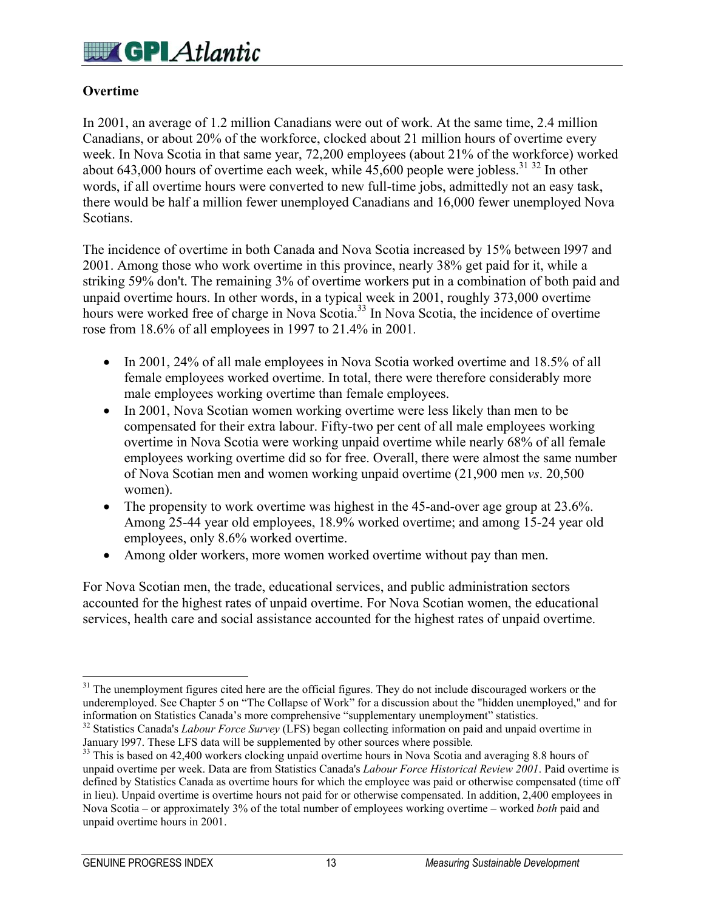## Overtime

In 2001, an average of 1.2 million Canadians were out of work. At the same time, 2.4 million Canadians, or about 20% of the workforce, clocked about 21 million hours of overtime every week. In Nova Scotia in that same year, 72,200 employees (about 21% of the workforce) worked about 643,000 hours of overtime each week, while 45,600 people were jobless.[31] [32] In other words, if all overtime hours were converted to new full-time jobs, admittedly not an easy task, there would be half a million fewer unemployed Canadians and 16,000 fewer unemployed Nova Scotians.

The incidence of overtime in both Canada and Nova Scotia increased by 15% between l997 and 2001. Among those who work overtime in this province, nearly 38% get paid for it, while a striking 59% don't. The remaining 3% of overtime workers put in a combination of both paid and unpaid overtime hours. In other words, in a typical week in 2001, roughly 373,000 overtime hours were worked free of charge in Nova Scotia.[33] In Nova Scotia, the incidence of overtime rose from 18.6% of all employees in 1997 to 21.4% in 2001.

- In 2001, 24% of all male employees in Nova Scotia worked overtime and 18.5% of all female employees worked overtime. In total, there were therefore considerably more male employees working overtime than female employees.
- In 2001, Nova Scotian women working overtime were less likely than men to be compensated for their extra labour. Fifty-two per cent of all male employees working overtime in Nova Scotia were working unpaid overtime while nearly 68% of all female employees working overtime did so for free. Overall, there were almost the same number of Nova Scotian men and women working unpaid overtime (21,900 men *vs*. 20,500 women).
- The propensity to work overtime was highest in the 45-and-over age group at 23.6%. Among 25-44 year old employees, 18.9% worked overtime; and among 15-24 year old employees, only 8.6% worked overtime.
- Among older workers, more women worked overtime without pay than men.

For Nova Scotian men, the trade, educational services, and public administration sectors accounted for the highest rates of unpaid overtime. For Nova Scotian women, the educational services, health care and social assistance accounted for the highest rates of unpaid overtime.

---

[31] The unemployment figures cited here are the official figures. They do not include discouraged workers or the underemployed. See Chapter 5 on "The Collapse of Work" for a discussion about the "hidden unemployed," and for information on Statistics Canada's more comprehensive "supplementary unemployment" statistics.

[32] Statistics Canada's *Labour Force Survey* (LFS) began collecting information on paid and unpaid overtime in January l997. These LFS data will be supplemented by other sources where possible.

[33] This is based on 42,400 workers clocking unpaid overtime hours in Nova Scotia and averaging 8.8 hours of unpaid overtime per week. Data are from Statistics Canada's *Labour Force Historical Review 2001*. Paid overtime is defined by Statistics Canada as overtime hours for which the employee was paid or otherwise compensated (time off in lieu). Unpaid overtime is overtime hours not paid for or otherwise compensated. In addition, 2,400 employees in Nova Scotia – or approximately 3% of the total number of employees working overtime – worked *both* paid and unpaid overtime hours in 2001.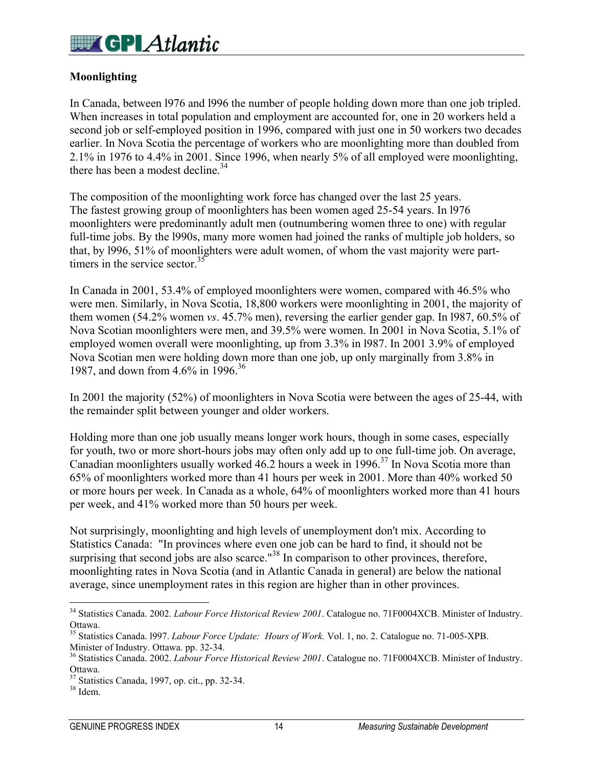## Moonlighting

In Canada, between 1976 and 1996 the number of people holding down more than one job tripled. When increases in total population and employment are accounted for, one in 20 workers held a second job or self-employed position in 1996, compared with just one in 50 workers two decades earlier. In Nova Scotia the percentage of workers who are moonlighting more than doubled from 2.1% in 1976 to 4.4% in 2001. Since 1996, when nearly 5% of all employed were moonlighting, there has been a modest decline.[34]

The composition of the moonlighting work force has changed over the last 25 years. The fastest growing group of moonlighters has been women aged 25-54 years. In 1976 moonlighters were predominantly adult men (outnumbering women three to one) with regular full-time jobs. By the 1990s, many more women had joined the ranks of multiple job holders, so that, by 1996, 51% of moonlighters were adult women, of whom the vast majority were part-timers in the service sector.[35]

In Canada in 2001, 53.4% of employed moonlighters were women, compared with 46.5% who were men. Similarly, in Nova Scotia, 18,800 workers were moonlighting in 2001, the majority of them women (54.2% women *vs*. 45.7% men), reversing the earlier gender gap. In 1987, 60.5% of Nova Scotian moonlighters were men, and 39.5% were women. In 2001 in Nova Scotia, 5.1% of employed women overall were moonlighting, up from 3.3% in 1987. In 2001 3.9% of employed Nova Scotian men were holding down more than one job, up only marginally from 3.8% in 1987, and down from 4.6% in 1996.[36]

In 2001 the majority (52%) of moonlighters in Nova Scotia were between the ages of 25-44, with the remainder split between younger and older workers.

Holding more than one job usually means longer work hours, though in some cases, especially for youth, two or more short-hours jobs may often only add up to one full-time job. On average, Canadian moonlighters usually worked 46.2 hours a week in 1996.[37] In Nova Scotia more than 65% of moonlighters worked more than 41 hours per week in 2001. More than 40% worked 50 or more hours per week. In Canada as a whole, 64% of moonlighters worked more than 41 hours per week, and 41% worked more than 50 hours per week.

Not surprisingly, moonlighting and high levels of unemployment don't mix. According to Statistics Canada: "In provinces where even one job can be hard to find, it should not be surprising that second jobs are also scarce."[38] In comparison to other provinces, therefore, moonlighting rates in Nova Scotia (and in Atlantic Canada in general) are below the national average, since unemployment rates in this region are higher than in other provinces.

---

[34] Statistics Canada. 2002. *Labour Force Historical Review 2001*. Catalogue no. 71F0004XCB. Minister of Industry. Ottawa.

[35] Statistics Canada. 1997. *Labour Force Update: Hours of Work.* Vol. 1, no. 2. Catalogue no. 71-005-XPB. Minister of Industry. Ottawa. pp. 32-34.

[36] Statistics Canada. 2002. *Labour Force Historical Review 2001*. Catalogue no. 71F0004XCB. Minister of Industry. Ottawa.

[37] Statistics Canada, 1997, op. cit., pp. 32-34.

[38] Idem.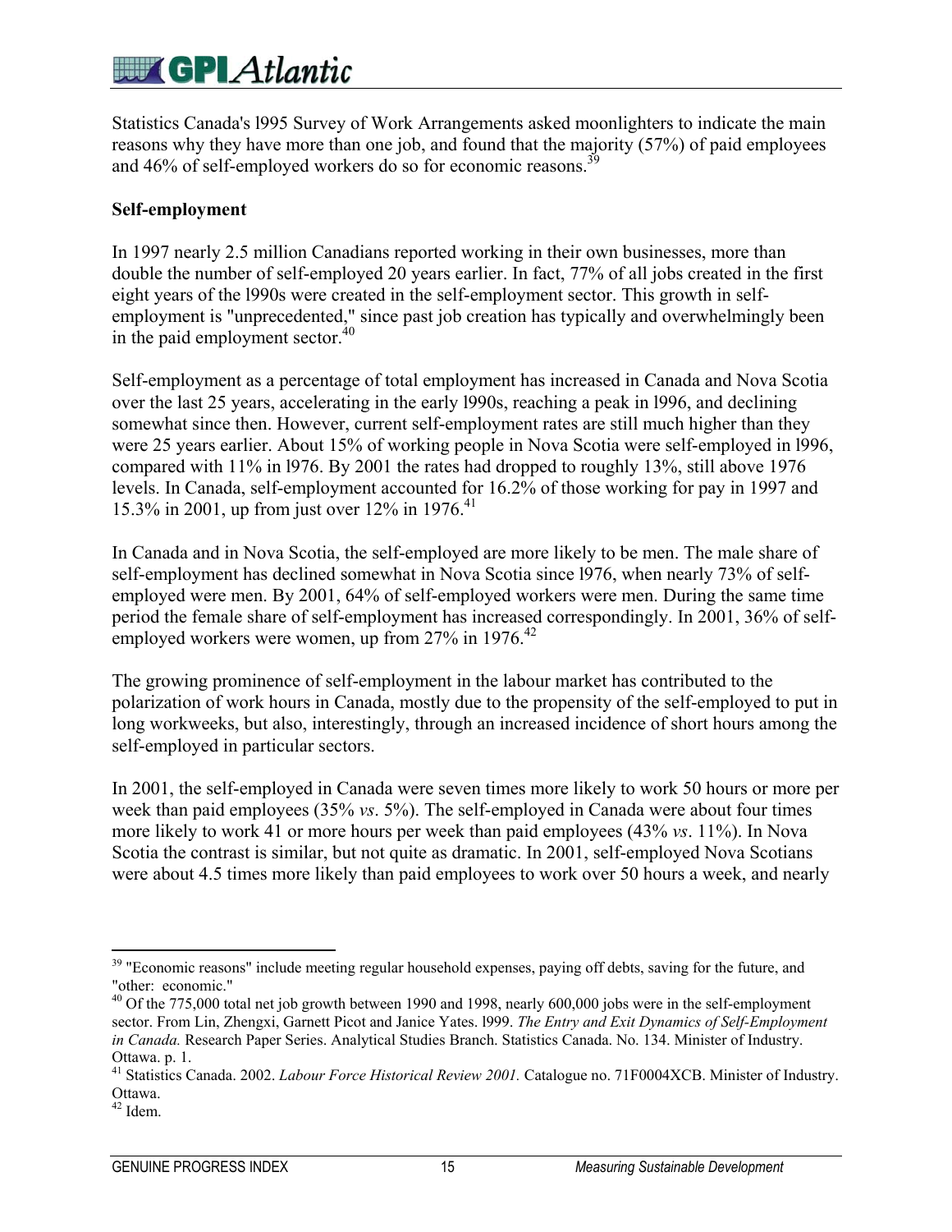Statistics Canada's 1995 Survey of Work Arrangements asked moonlighters to indicate the main reasons why they have more than one job, and found that the majority (57%) of paid employees and 46% of self-employed workers do so for economic reasons.[39]

**Self-employment**

In 1997 nearly 2.5 million Canadians reported working in their own businesses, more than double the number of self-employed 20 years earlier. In fact, 77% of all jobs created in the first eight years of the 1990s were created in the self-employment sector. This growth in self-employment is "unprecedented," since past job creation has typically and overwhelmingly been in the paid employment sector.[40]

Self-employment as a percentage of total employment has increased in Canada and Nova Scotia over the last 25 years, accelerating in the early 1990s, reaching a peak in 1996, and declining somewhat since then. However, current self-employment rates are still much higher than they were 25 years earlier. About 15% of working people in Nova Scotia were self-employed in 1996, compared with 11% in 1976. By 2001 the rates had dropped to roughly 13%, still above 1976 levels. In Canada, self-employment accounted for 16.2% of those working for pay in 1997 and 15.3% in 2001, up from just over 12% in 1976.[41]

In Canada and in Nova Scotia, the self-employed are more likely to be men. The male share of self-employment has declined somewhat in Nova Scotia since 1976, when nearly 73% of self-employed were men. By 2001, 64% of self-employed workers were men. During the same time period the female share of self-employment has increased correspondingly. In 2001, 36% of self-employed workers were women, up from 27% in 1976.[42]

The growing prominence of self-employment in the labour market has contributed to the polarization of work hours in Canada, mostly due to the propensity of the self-employed to put in long workweeks, but also, interestingly, through an increased incidence of short hours among the self-employed in particular sectors.

In 2001, the self-employed in Canada were seven times more likely to work 50 hours or more per week than paid employees (35% *vs*. 5%). The self-employed in Canada were about four times more likely to work 41 or more hours per week than paid employees (43% *vs*. 11%). In Nova Scotia the contrast is similar, but not quite as dramatic. In 2001, self-employed Nova Scotians were about 4.5 times more likely than paid employees to work over 50 hours a week, and nearly

---

[39] "Economic reasons" include meeting regular household expenses, paying off debts, saving for the future, and "other: economic."

[40] Of the 775,000 total net job growth between 1990 and 1998, nearly 600,000 jobs were in the self-employment sector. From Lin, Zhengxi, Garnett Picot and Janice Yates. 1999. *The Entry and Exit Dynamics of Self-Employment in Canada.* Research Paper Series. Analytical Studies Branch. Statistics Canada. No. 134. Minister of Industry. Ottawa. p. 1.

[41] Statistics Canada. 2002. *Labour Force Historical Review 2001.* Catalogue no. 71F0004XCB. Minister of Industry. Ottawa.

[42] Idem.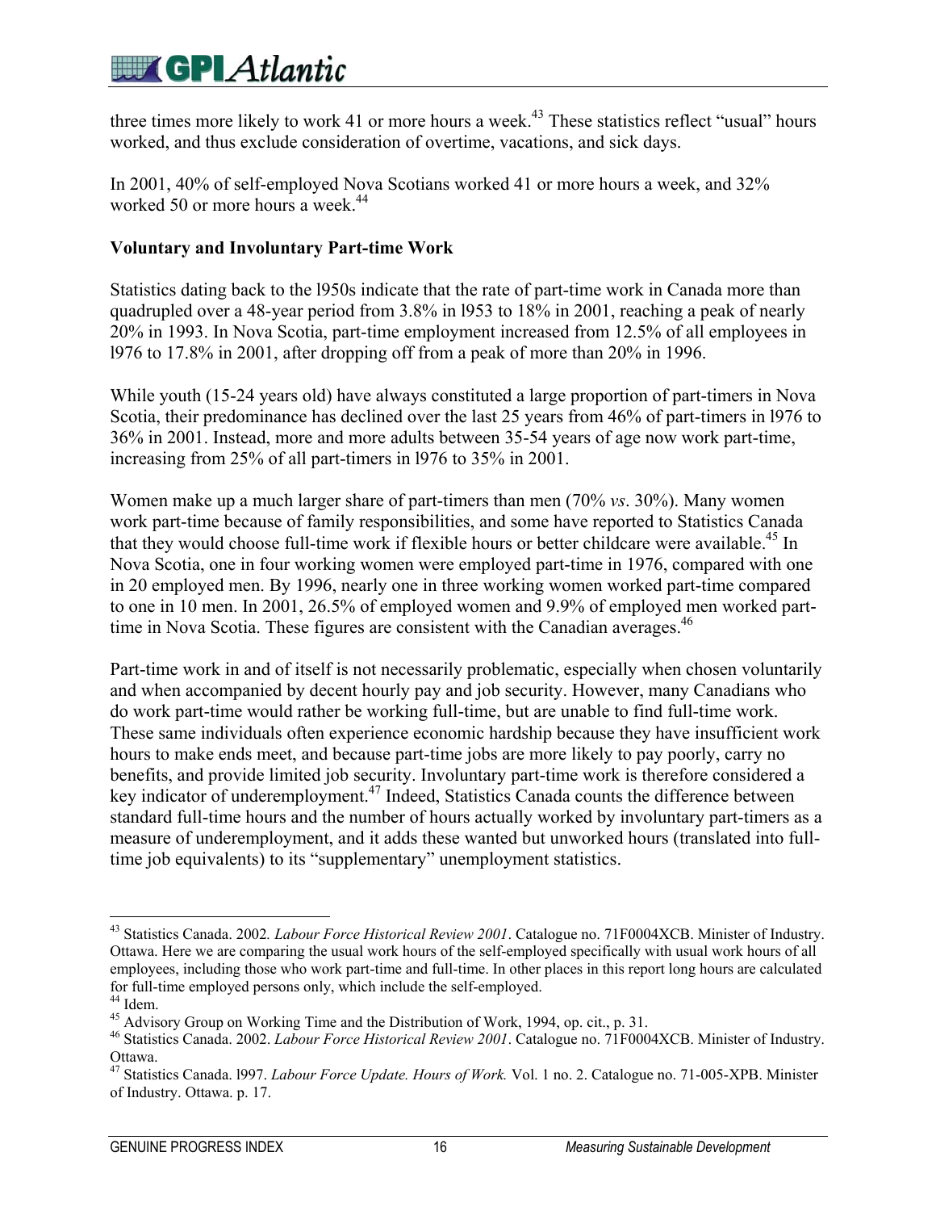three times more likely to work 41 or more hours a week.[43] These statistics reflect "usual" hours worked, and thus exclude consideration of overtime, vacations, and sick days.

In 2001, 40% of self-employed Nova Scotians worked 41 or more hours a week, and 32% worked 50 or more hours a week.[44]

**Voluntary and Involuntary Part-time Work**

Statistics dating back to the l950s indicate that the rate of part-time work in Canada more than quadrupled over a 48-year period from 3.8% in l953 to 18% in 2001, reaching a peak of nearly 20% in 1993. In Nova Scotia, part-time employment increased from 12.5% of all employees in l976 to 17.8% in 2001, after dropping off from a peak of more than 20% in 1996.

While youth (15-24 years old) have always constituted a large proportion of part-timers in Nova Scotia, their predominance has declined over the last 25 years from 46% of part-timers in l976 to 36% in 2001. Instead, more and more adults between 35-54 years of age now work part-time, increasing from 25% of all part-timers in l976 to 35% in 2001.

Women make up a much larger share of part-timers than men (70% *vs*. 30%). Many women work part-time because of family responsibilities, and some have reported to Statistics Canada that they would choose full-time work if flexible hours or better childcare were available.[45] In Nova Scotia, one in four working women were employed part-time in 1976, compared with one in 20 employed men. By 1996, nearly one in three working women worked part-time compared to one in 10 men. In 2001, 26.5% of employed women and 9.9% of employed men worked part-time in Nova Scotia. These figures are consistent with the Canadian averages.[46]

Part-time work in and of itself is not necessarily problematic, especially when chosen voluntarily and when accompanied by decent hourly pay and job security. However, many Canadians who do work part-time would rather be working full-time, but are unable to find full-time work. These same individuals often experience economic hardship because they have insufficient work hours to make ends meet, and because part-time jobs are more likely to pay poorly, carry no benefits, and provide limited job security. Involuntary part-time work is therefore considered a key indicator of underemployment.[47] Indeed, Statistics Canada counts the difference between standard full-time hours and the number of hours actually worked by involuntary part-timers as a measure of underemployment, and it adds these wanted but unworked hours (translated into full-time job equivalents) to its "supplementary" unemployment statistics.

---

[43] Statistics Canada. 2002*. Labour Force Historical Review 2001*. Catalogue no. 71F0004XCB. Minister of Industry. Ottawa. Here we are comparing the usual work hours of the self-employed specifically with usual work hours of all employees, including those who work part-time and full-time. In other places in this report long hours are calculated for full-time employed persons only, which include the self-employed.

[44] Idem.

[45] Advisory Group on Working Time and the Distribution of Work, 1994, op. cit., p. 31.

[46] Statistics Canada. 2002. *Labour Force Historical Review 2001*. Catalogue no. 71F0004XCB. Minister of Industry. Ottawa.

[47] Statistics Canada. l997. *Labour Force Update. Hours of Work.* Vol. 1 no. 2. Catalogue no. 71-005-XPB. Minister of Industry. Ottawa. p. 17.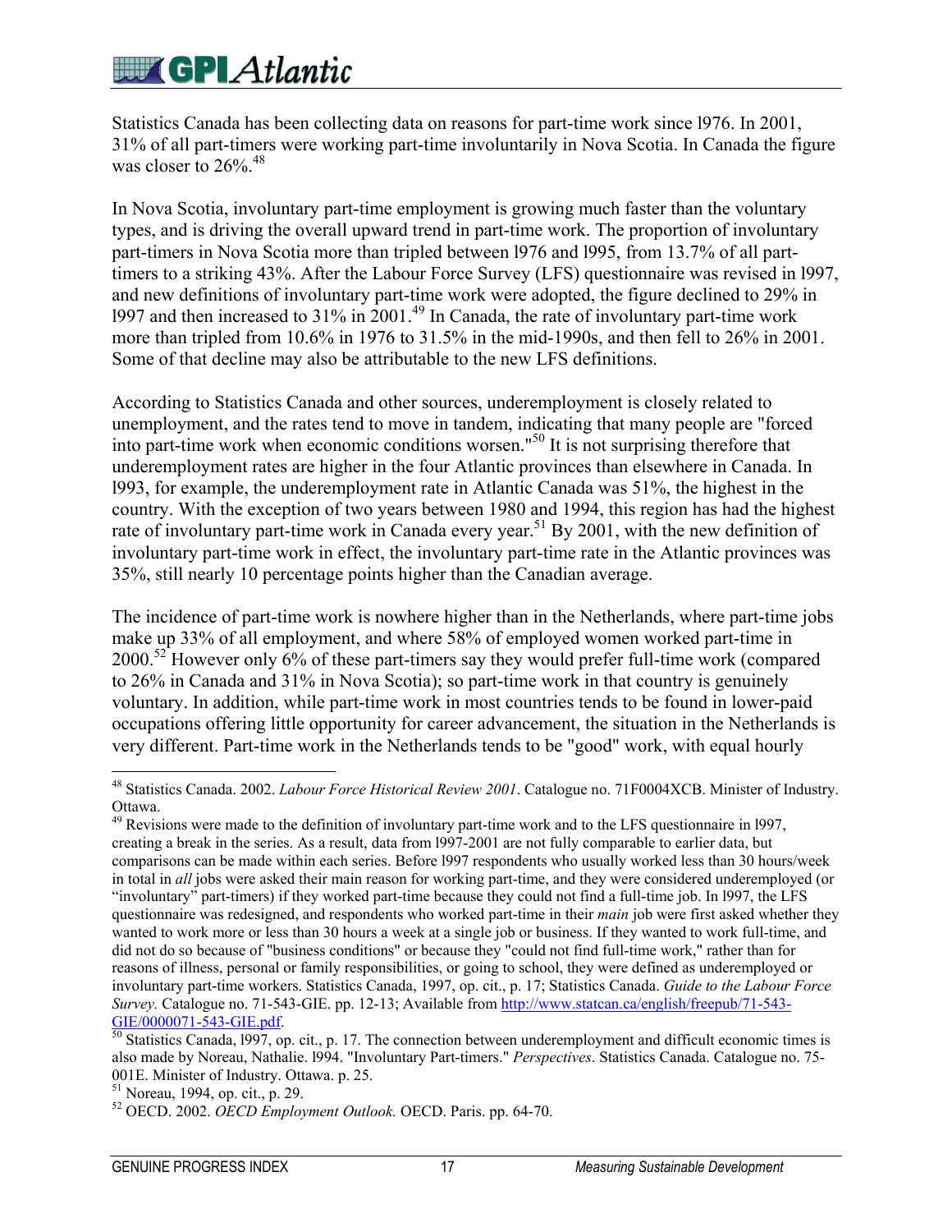Statistics Canada has been collecting data on reasons for part-time work since l976. In 2001, 31% of all part-timers were working part-time involuntarily in Nova Scotia. In Canada the figure was closer to 26%.[48]

In Nova Scotia, involuntary part-time employment is growing much faster than the voluntary types, and is driving the overall upward trend in part-time work. The proportion of involuntary part-timers in Nova Scotia more than tripled between l976 and l995, from 13.7% of all part-timers to a striking 43%. After the Labour Force Survey (LFS) questionnaire was revised in l997, and new definitions of involuntary part-time work were adopted, the figure declined to 29% in l997 and then increased to 31% in 2001.[49] In Canada, the rate of involuntary part-time work more than tripled from 10.6% in 1976 to 31.5% in the mid-1990s, and then fell to 26% in 2001. Some of that decline may also be attributable to the new LFS definitions.

According to Statistics Canada and other sources, underemployment is closely related to unemployment, and the rates tend to move in tandem, indicating that many people are "forced into part-time work when economic conditions worsen."[50] It is not surprising therefore that underemployment rates are higher in the four Atlantic provinces than elsewhere in Canada. In l993, for example, the underemployment rate in Atlantic Canada was 51%, the highest in the country. With the exception of two years between 1980 and 1994, this region has had the highest rate of involuntary part-time work in Canada every year.[51] By 2001, with the new definition of involuntary part-time work in effect, the involuntary part-time rate in the Atlantic provinces was 35%, still nearly 10 percentage points higher than the Canadian average.

The incidence of part-time work is nowhere higher than in the Netherlands, where part-time jobs make up 33% of all employment, and where 58% of employed women worked part-time in 2000.[52] However only 6% of these part-timers say they would prefer full-time work (compared to 26% in Canada and 31% in Nova Scotia); so part-time work in that country is genuinely voluntary. In addition, while part-time work in most countries tends to be found in lower-paid occupations offering little opportunity for career advancement, the situation in the Netherlands is very different. Part-time work in the Netherlands tends to be "good" work, with equal hourly

---

[48] Statistics Canada. 2002. *Labour Force Historical Review 2001*. Catalogue no. 71F0004XCB. Minister of Industry. Ottawa.

[49] Revisions were made to the definition of involuntary part-time work and to the LFS questionnaire in l997, creating a break in the series. As a result, data from l997-2001 are not fully comparable to earlier data, but comparisons can be made within each series. Before l997 respondents who usually worked less than 30 hours/week in total in *all* jobs were asked their main reason for working part-time, and they were considered underemployed (or "involuntary" part-timers) if they worked part-time because they could not find a full-time job. In l997, the LFS questionnaire was redesigned, and respondents who worked part-time in their *main* job were first asked whether they wanted to work more or less than 30 hours a week at a single job or business. If they wanted to work full-time, and did not do so because of "business conditions" or because they "could not find full-time work," rather than for reasons of illness, personal or family responsibilities, or going to school, they were defined as underemployed or involuntary part-time workers. Statistics Canada, 1997, op. cit., p. 17; Statistics Canada. *Guide to the Labour Force Survey.* Catalogue no. 71-543-GIE. pp. 12-13; Available from http://www.statcan.ca/english/freepub/71-543-GIE/0000071-543-GIE.pdf.

[50] Statistics Canada, l997, op. cit., p. 17. The connection between underemployment and difficult economic times is also made by Noreau, Nathalie. l994. "Involuntary Part-timers." *Perspectives*. Statistics Canada. Catalogue no. 75-001E. Minister of Industry. Ottawa. p. 25.

[51] Noreau, 1994, op. cit., p. 29.

[52] OECD. 2002. *OECD Employment Outlook.* OECD. Paris. pp. 64-70.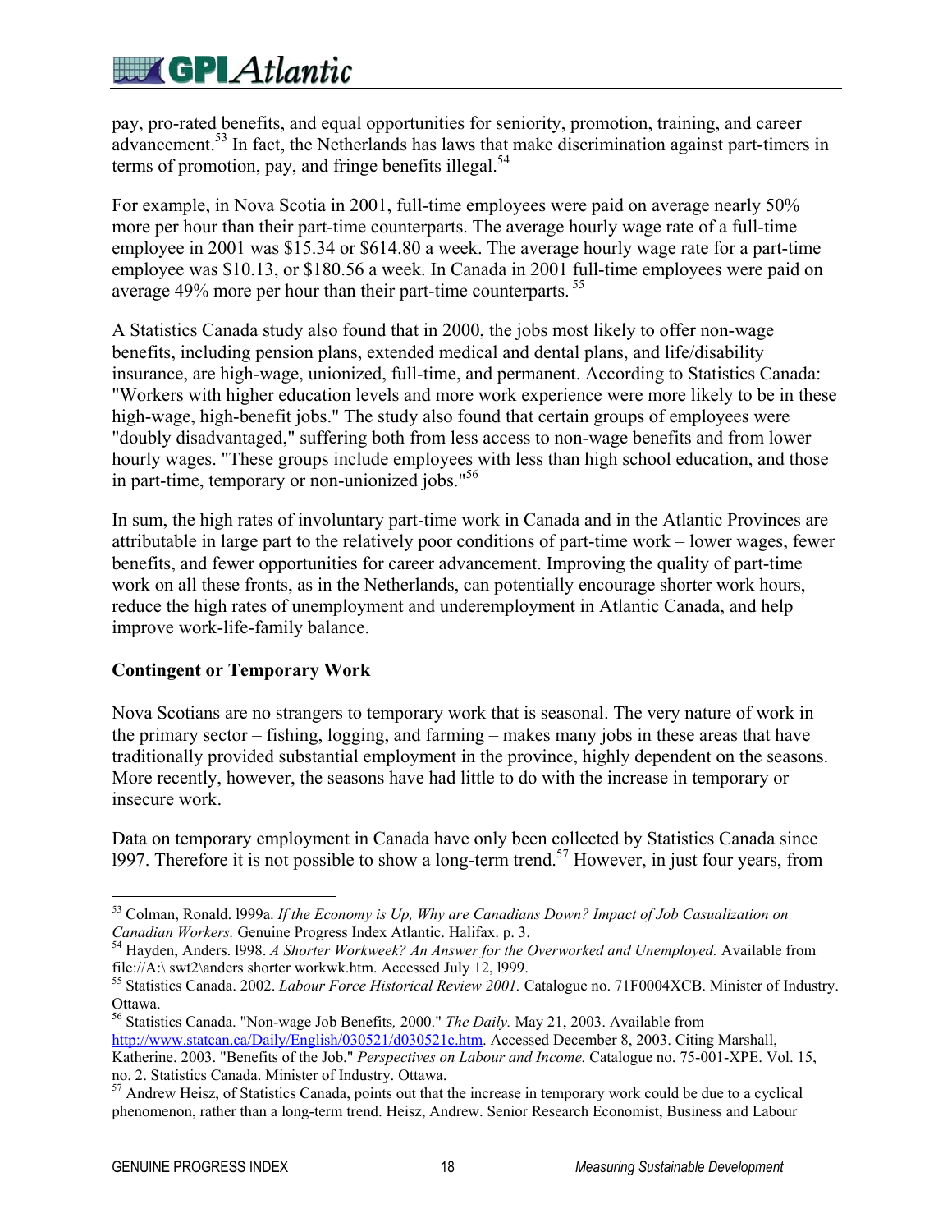pay, pro-rated benefits, and equal opportunities for seniority, promotion, training, and career advancement.[53] In fact, the Netherlands has laws that make discrimination against part-timers in terms of promotion, pay, and fringe benefits illegal.[54]

For example, in Nova Scotia in 2001, full-time employees were paid on average nearly 50% more per hour than their part-time counterparts. The average hourly wage rate of a full-time employee in 2001 was $15.34 or $614.80 a week. The average hourly wage rate for a part-time employee was $10.13, or $180.56 a week. In Canada in 2001 full-time employees were paid on average 49% more per hour than their part-time counterparts.[55]

A Statistics Canada study also found that in 2000, the jobs most likely to offer non-wage benefits, including pension plans, extended medical and dental plans, and life/disability insurance, are high-wage, unionized, full-time, and permanent. According to Statistics Canada: "Workers with higher education levels and more work experience were more likely to be in these high-wage, high-benefit jobs." The study also found that certain groups of employees were "doubly disadvantaged," suffering both from less access to non-wage benefits and from lower hourly wages. "These groups include employees with less than high school education, and those in part-time, temporary or non-unionized jobs."[56]

In sum, the high rates of involuntary part-time work in Canada and in the Atlantic Provinces are attributable in large part to the relatively poor conditions of part-time work – lower wages, fewer benefits, and fewer opportunities for career advancement. Improving the quality of part-time work on all these fronts, as in the Netherlands, can potentially encourage shorter work hours, reduce the high rates of unemployment and underemployment in Atlantic Canada, and help improve work-life-family balance.

**Contingent or Temporary Work**

Nova Scotians are no strangers to temporary work that is seasonal. The very nature of work in the primary sector – fishing, logging, and farming – makes many jobs in these areas that have traditionally provided substantial employment in the province, highly dependent on the seasons. More recently, however, the seasons have had little to do with the increase in temporary or insecure work.

Data on temporary employment in Canada have only been collected by Statistics Canada since 1997. Therefore it is not possible to show a long-term trend.[57] However, in just four years, from

---

[53] Colman, Ronald. 1999a. *If the Economy is Up, Why are Canadians Down? Impact of Job Casualization on Canadian Workers.* Genuine Progress Index Atlantic. Halifax. p. 3.

[54] Hayden, Anders. 1998. *A Shorter Workweek? An Answer for the Overworked and Unemployed.* Available from file://A:\ swt2\anders shorter workwk.htm. Accessed July 12, 1999.

[55] Statistics Canada. 2002. *Labour Force Historical Review 2001.* Catalogue no. 71F0004XCB. Minister of Industry. Ottawa.

[56] Statistics Canada. "Non-wage Job Benefits, 2000." *The Daily.* May 21, 2003. Available from http://www.statcan.ca/Daily/English/030521/d030521c.htm. Accessed December 8, 2003. Citing Marshall, Katherine. 2003. "Benefits of the Job." *Perspectives on Labour and Income.* Catalogue no. 75-001-XPE. Vol. 15, no. 2. Statistics Canada. Minister of Industry. Ottawa.

[57] Andrew Heisz, of Statistics Canada, points out that the increase in temporary work could be due to a cyclical phenomenon, rather than a long-term trend. Heisz, Andrew. Senior Research Economist, Business and Labour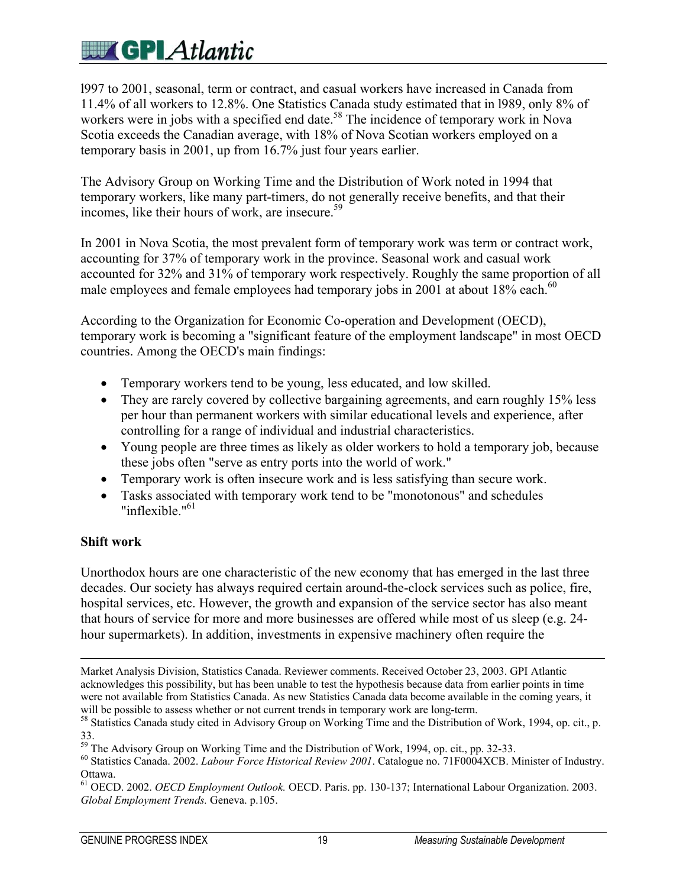l997 to 2001, seasonal, term or contract, and casual workers have increased in Canada from 11.4% of all workers to 12.8%. One Statistics Canada study estimated that in l989, only 8% of workers were in jobs with a specified end date.[58] The incidence of temporary work in Nova Scotia exceeds the Canadian average, with 18% of Nova Scotian workers employed on a temporary basis in 2001, up from 16.7% just four years earlier.

The Advisory Group on Working Time and the Distribution of Work noted in 1994 that temporary workers, like many part-timers, do not generally receive benefits, and that their incomes, like their hours of work, are insecure.[59]

In 2001 in Nova Scotia, the most prevalent form of temporary work was term or contract work, accounting for 37% of temporary work in the province. Seasonal work and casual work accounted for 32% and 31% of temporary work respectively. Roughly the same proportion of all male employees and female employees had temporary jobs in 2001 at about 18% each.[60]

According to the Organization for Economic Co-operation and Development (OECD), temporary work is becoming a "significant feature of the employment landscape" in most OECD countries. Among the OECD's main findings:

- Temporary workers tend to be young, less educated, and low skilled.
- They are rarely covered by collective bargaining agreements, and earn roughly 15% less per hour than permanent workers with similar educational levels and experience, after controlling for a range of individual and industrial characteristics.
- Young people are three times as likely as older workers to hold a temporary job, because these jobs often "serve as entry ports into the world of work."
- Temporary work is often insecure work and is less satisfying than secure work.
- Tasks associated with temporary work tend to be "monotonous" and schedules "inflexible."[61]

**Shift work**

Unorthodox hours are one characteristic of the new economy that has emerged in the last three decades. Our society has always required certain around-the-clock services such as police, fire, hospital services, etc. However, the growth and expansion of the service sector has also meant that hours of service for more and more businesses are offered while most of us sleep (e.g. 24-hour supermarkets). In addition, investments in expensive machinery often require the

---

Market Analysis Division, Statistics Canada. Reviewer comments. Received October 23, 2003. GPI Atlantic acknowledges this possibility, but has been unable to test the hypothesis because data from earlier points in time were not available from Statistics Canada. As new Statistics Canada data become available in the coming years, it will be possible to assess whether or not current trends in temporary work are long-term.

[58] Statistics Canada study cited in Advisory Group on Working Time and the Distribution of Work, 1994, op. cit., p. 33.

[59] The Advisory Group on Working Time and the Distribution of Work, 1994, op. cit., pp. 32-33.

[60] Statistics Canada. 2002. *Labour Force Historical Review 2001*. Catalogue no. 71F0004XCB. Minister of Industry. Ottawa.

[61] OECD. 2002. *OECD Employment Outlook.* OECD. Paris. pp. 130-137; International Labour Organization. 2003. *Global Employment Trends.* Geneva. p.105.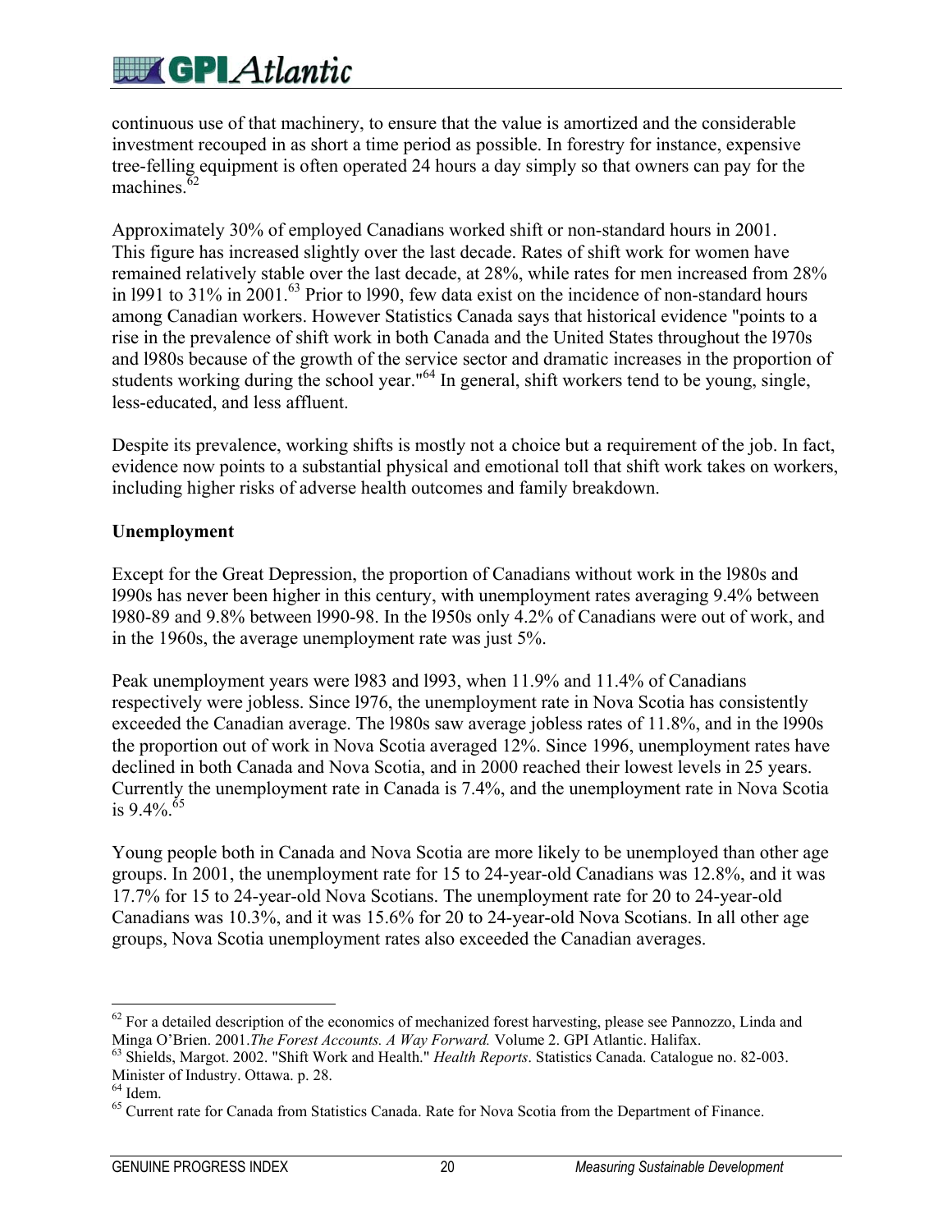continuous use of that machinery, to ensure that the value is amortized and the considerable investment recouped in as short a time period as possible. In forestry for instance, expensive tree-felling equipment is often operated 24 hours a day simply so that owners can pay for the machines.[62]

Approximately 30% of employed Canadians worked shift or non-standard hours in 2001. This figure has increased slightly over the last decade. Rates of shift work for women have remained relatively stable over the last decade, at 28%, while rates for men increased from 28% in l991 to 31% in 2001.[63] Prior to l990, few data exist on the incidence of non-standard hours among Canadian workers. However Statistics Canada says that historical evidence "points to a rise in the prevalence of shift work in both Canada and the United States throughout the l970s and l980s because of the growth of the service sector and dramatic increases in the proportion of students working during the school year."[64] In general, shift workers tend to be young, single, less-educated, and less affluent.

Despite its prevalence, working shifts is mostly not a choice but a requirement of the job. In fact, evidence now points to a substantial physical and emotional toll that shift work takes on workers, including higher risks of adverse health outcomes and family breakdown.

**Unemployment**

Except for the Great Depression, the proportion of Canadians without work in the l980s and l990s has never been higher in this century, with unemployment rates averaging 9.4% between l980-89 and 9.8% between l990-98. In the l950s only 4.2% of Canadians were out of work, and in the 1960s, the average unemployment rate was just 5%.

Peak unemployment years were l983 and l993, when 11.9% and 11.4% of Canadians respectively were jobless. Since l976, the unemployment rate in Nova Scotia has consistently exceeded the Canadian average. The l980s saw average jobless rates of 11.8%, and in the l990s the proportion out of work in Nova Scotia averaged 12%. Since 1996, unemployment rates have declined in both Canada and Nova Scotia, and in 2000 reached their lowest levels in 25 years. Currently the unemployment rate in Canada is 7.4%, and the unemployment rate in Nova Scotia is 9.4%.[65]

Young people both in Canada and Nova Scotia are more likely to be unemployed than other age groups. In 2001, the unemployment rate for 15 to 24-year-old Canadians was 12.8%, and it was 17.7% for 15 to 24-year-old Nova Scotians. The unemployment rate for 20 to 24-year-old Canadians was 10.3%, and it was 15.6% for 20 to 24-year-old Nova Scotians. In all other age groups, Nova Scotia unemployment rates also exceeded the Canadian averages.

---

[62] For a detailed description of the economics of mechanized forest harvesting, please see Pannozzo, Linda and Minga O'Brien. 2001.*The Forest Accounts. A Way Forward.* Volume 2. GPI Atlantic. Halifax.

[63] Shields, Margot. 2002. "Shift Work and Health." *Health Reports*. Statistics Canada. Catalogue no. 82-003. Minister of Industry. Ottawa. p. 28.

[64] Idem.

[65] Current rate for Canada from Statistics Canada. Rate for Nova Scotia from the Department of Finance.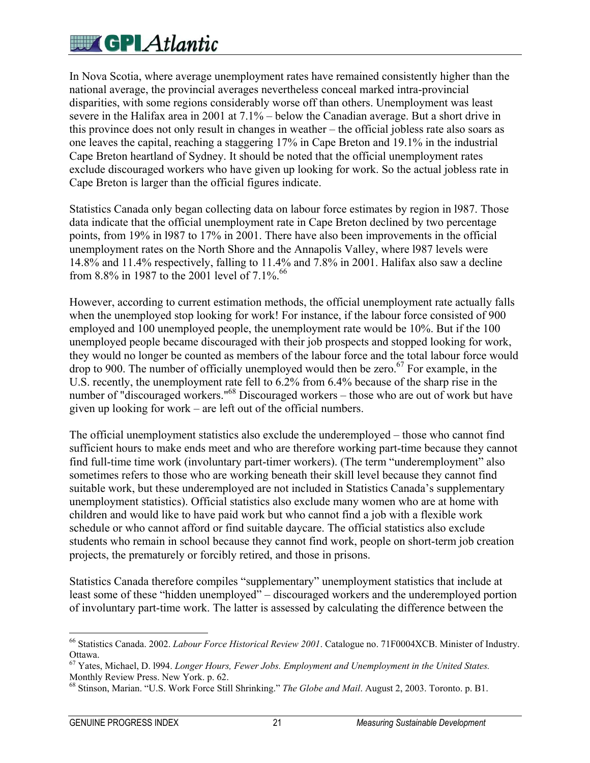In Nova Scotia, where average unemployment rates have remained consistently higher than the national average, the provincial averages nevertheless conceal marked intra-provincial disparities, with some regions considerably worse off than others. Unemployment was least severe in the Halifax area in 2001 at 7.1% – below the Canadian average. But a short drive in this province does not only result in changes in weather – the official jobless rate also soars as one leaves the capital, reaching a staggering 17% in Cape Breton and 19.1% in the industrial Cape Breton heartland of Sydney. It should be noted that the official unemployment rates exclude discouraged workers who have given up looking for work. So the actual jobless rate in Cape Breton is larger than the official figures indicate.

Statistics Canada only began collecting data on labour force estimates by region in l987. Those data indicate that the official unemployment rate in Cape Breton declined by two percentage points, from 19% in l987 to 17% in 2001. There have also been improvements in the official unemployment rates on the North Shore and the Annapolis Valley, where l987 levels were 14.8% and 11.4% respectively, falling to 11.4% and 7.8% in 2001. Halifax also saw a decline from 8.8% in 1987 to the 2001 level of 7.1%.[66]

However, according to current estimation methods, the official unemployment rate actually falls when the unemployed stop looking for work! For instance, if the labour force consisted of 900 employed and 100 unemployed people, the unemployment rate would be 10%. But if the 100 unemployed people became discouraged with their job prospects and stopped looking for work, they would no longer be counted as members of the labour force and the total labour force would drop to 900. The number of officially unemployed would then be zero.[67] For example, in the U.S. recently, the unemployment rate fell to 6.2% from 6.4% because of the sharp rise in the number of "discouraged workers."[68] Discouraged workers – those who are out of work but have given up looking for work – are left out of the official numbers.

The official unemployment statistics also exclude the underemployed – those who cannot find sufficient hours to make ends meet and who are therefore working part-time because they cannot find full-time time work (involuntary part-timer workers). (The term "underemployment" also sometimes refers to those who are working beneath their skill level because they cannot find suitable work, but these underemployed are not included in Statistics Canada's supplementary unemployment statistics). Official statistics also exclude many women who are at home with children and would like to have paid work but who cannot find a job with a flexible work schedule or who cannot afford or find suitable daycare. The official statistics also exclude students who remain in school because they cannot find work, people on short-term job creation projects, the prematurely or forcibly retired, and those in prisons.

Statistics Canada therefore compiles "supplementary" unemployment statistics that include at least some of these "hidden unemployed" – discouraged workers and the underemployed portion of involuntary part-time work. The latter is assessed by calculating the difference between the

---

[66] Statistics Canada. 2002. *Labour Force Historical Review 2001*. Catalogue no. 71F0004XCB. Minister of Industry. Ottawa.

[67] Yates, Michael, D. l994. *Longer Hours, Fewer Jobs. Employment and Unemployment in the United States.* Monthly Review Press. New York. p. 62.

[68] Stinson, Marian. "U.S. Work Force Still Shrinking." *The Globe and Mail*. August 2, 2003. Toronto. p. B1.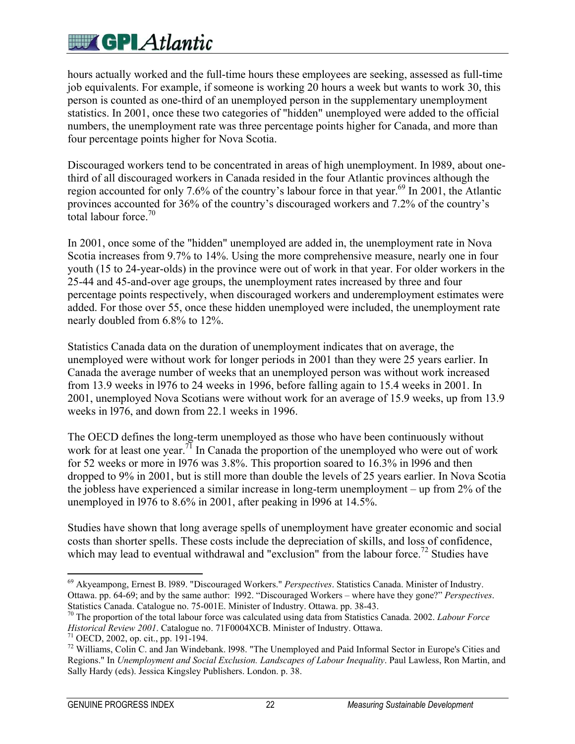hours actually worked and the full-time hours these employees are seeking, assessed as full-time job equivalents. For example, if someone is working 20 hours a week but wants to work 30, this person is counted as one-third of an unemployed person in the supplementary unemployment statistics. In 2001, once these two categories of "hidden" unemployed were added to the official numbers, the unemployment rate was three percentage points higher for Canada, and more than four percentage points higher for Nova Scotia.

Discouraged workers tend to be concentrated in areas of high unemployment. In l989, about one-third of all discouraged workers in Canada resided in the four Atlantic provinces although the region accounted for only 7.6% of the country's labour force in that year.[69] In 2001, the Atlantic provinces accounted for 36% of the country's discouraged workers and 7.2% of the country's total labour force.[70]

In 2001, once some of the "hidden" unemployed are added in, the unemployment rate in Nova Scotia increases from 9.7% to 14%. Using the more comprehensive measure, nearly one in four youth (15 to 24-year-olds) in the province were out of work in that year. For older workers in the 25-44 and 45-and-over age groups, the unemployment rates increased by three and four percentage points respectively, when discouraged workers and underemployment estimates were added. For those over 55, once these hidden unemployed were included, the unemployment rate nearly doubled from 6.8% to 12%.

Statistics Canada data on the duration of unemployment indicates that on average, the unemployed were without work for longer periods in 2001 than they were 25 years earlier. In Canada the average number of weeks that an unemployed person was without work increased from 13.9 weeks in l976 to 24 weeks in 1996, before falling again to 15.4 weeks in 2001. In 2001, unemployed Nova Scotians were without work for an average of 15.9 weeks, up from 13.9 weeks in l976, and down from 22.1 weeks in 1996.

The OECD defines the long-term unemployed as those who have been continuously without work for at least one year.[71] In Canada the proportion of the unemployed who were out of work for 52 weeks or more in l976 was 3.8%. This proportion soared to 16.3% in l996 and then dropped to 9% in 2001, but is still more than double the levels of 25 years earlier. In Nova Scotia the jobless have experienced a similar increase in long-term unemployment – up from 2% of the unemployed in l976 to 8.6% in 2001, after peaking in l996 at 14.5%.

Studies have shown that long average spells of unemployment have greater economic and social costs than shorter spells. These costs include the depreciation of skills, and loss of confidence, which may lead to eventual withdrawal and "exclusion" from the labour force.[72] Studies have

---

[69] Akyeampong, Ernest B. l989. "Discouraged Workers." *Perspectives*. Statistics Canada. Minister of Industry. Ottawa. pp. 64-69; and by the same author: l992. "Discouraged Workers – where have they gone?" *Perspectives*. Statistics Canada. Catalogue no. 75-001E. Minister of Industry. Ottawa. pp. 38-43.

[70] The proportion of the total labour force was calculated using data from Statistics Canada. 2002. *Labour Force Historical Review 2001*. Catalogue no. 71F0004XCB. Minister of Industry. Ottawa.

[71] OECD, 2002, op. cit., pp. 191-194.

[72] Williams, Colin C. and Jan Windebank. l998. "The Unemployed and Paid Informal Sector in Europe's Cities and Regions." In *Unemployment and Social Exclusion. Landscapes of Labour Inequality*. Paul Lawless, Ron Martin, and Sally Hardy (eds). Jessica Kingsley Publishers. London. p. 38.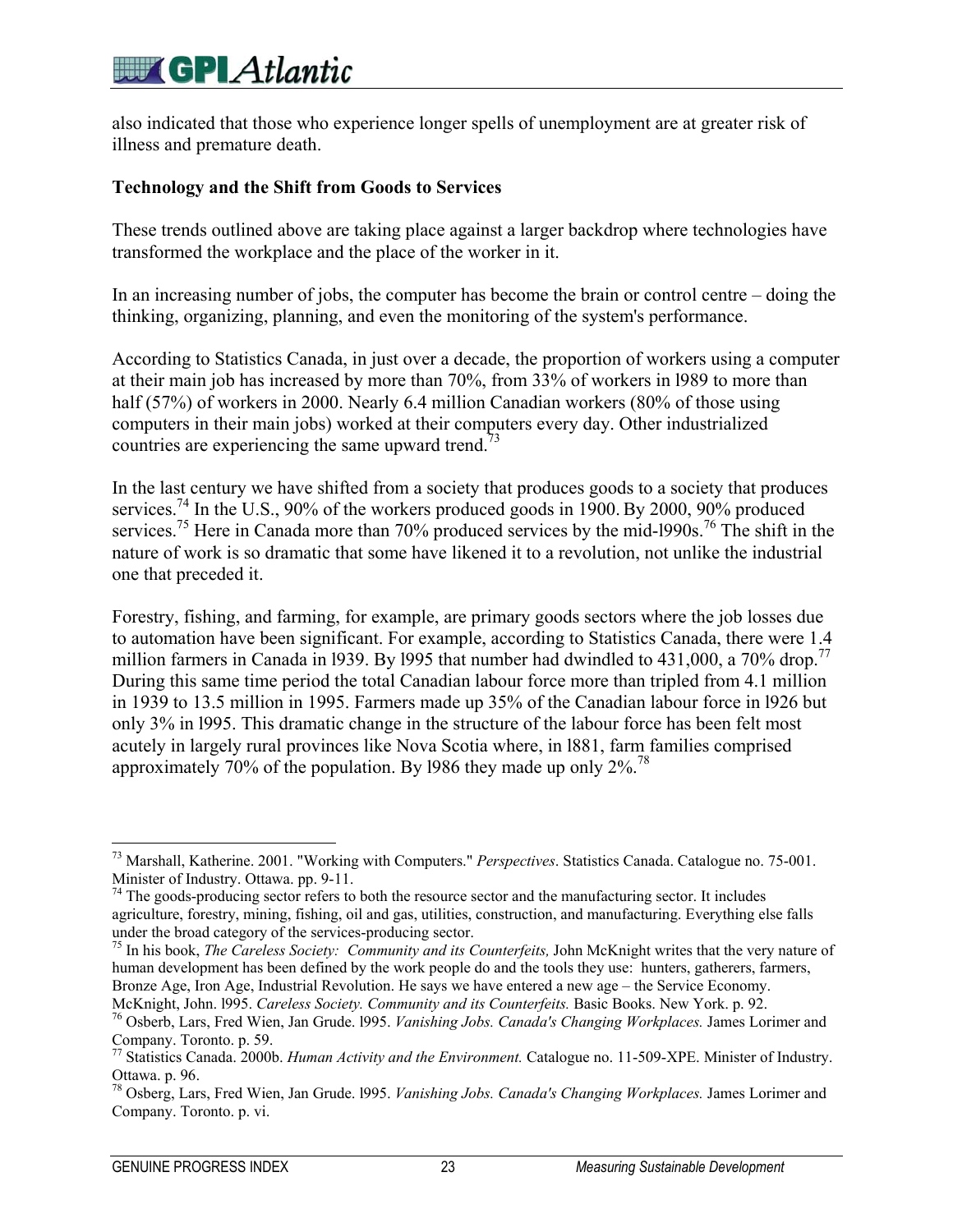also indicated that those who experience longer spells of unemployment are at greater risk of illness and premature death.

**Technology and the Shift from Goods to Services**

These trends outlined above are taking place against a larger backdrop where technologies have transformed the workplace and the place of the worker in it.

In an increasing number of jobs, the computer has become the brain or control centre – doing the thinking, organizing, planning, and even the monitoring of the system's performance.

According to Statistics Canada, in just over a decade, the proportion of workers using a computer at their main job has increased by more than 70%, from 33% of workers in l989 to more than half (57%) of workers in 2000. Nearly 6.4 million Canadian workers (80% of those using computers in their main jobs) worked at their computers every day. Other industrialized countries are experiencing the same upward trend.[73]

In the last century we have shifted from a society that produces goods to a society that produces services.[74] In the U.S., 90% of the workers produced goods in 1900. By 2000, 90% produced services.[75] Here in Canada more than 70% produced services by the mid-l990s.[76] The shift in the nature of work is so dramatic that some have likened it to a revolution, not unlike the industrial one that preceded it.

Forestry, fishing, and farming, for example, are primary goods sectors where the job losses due to automation have been significant. For example, according to Statistics Canada, there were 1.4 million farmers in Canada in l939. By l995 that number had dwindled to 431,000, a 70% drop.[77] During this same time period the total Canadian labour force more than tripled from 4.1 million in 1939 to 13.5 million in 1995. Farmers made up 35% of the Canadian labour force in l926 but only 3% in l995. This dramatic change in the structure of the labour force has been felt most acutely in largely rural provinces like Nova Scotia where, in l881, farm families comprised approximately 70% of the population. By l986 they made up only 2%.[78]

---

[73] Marshall, Katherine. 2001. "Working with Computers." *Perspectives*. Statistics Canada. Catalogue no. 75-001. Minister of Industry. Ottawa. pp. 9-11.

[74] The goods-producing sector refers to both the resource sector and the manufacturing sector. It includes agriculture, forestry, mining, fishing, oil and gas, utilities, construction, and manufacturing. Everything else falls under the broad category of the services-producing sector.

[75] In his book, *The Careless Society: Community and its Counterfeits,* John McKnight writes that the very nature of human development has been defined by the work people do and the tools they use: hunters, gatherers, farmers, Bronze Age, Iron Age, Industrial Revolution. He says we have entered a new age – the Service Economy. McKnight, John. l995. *Careless Society. Community and its Counterfeits.* Basic Books. New York. p. 92.

[76] Osberb, Lars, Fred Wien, Jan Grude. l995. *Vanishing Jobs. Canada's Changing Workplaces.* James Lorimer and Company. Toronto. p. 59.

[77] Statistics Canada. 2000b. *Human Activity and the Environment.* Catalogue no. 11-509-XPE. Minister of Industry. Ottawa. p. 96.

[78] Osberg, Lars, Fred Wien, Jan Grude. l995. *Vanishing Jobs. Canada's Changing Workplaces.* James Lorimer and Company. Toronto. p. vi.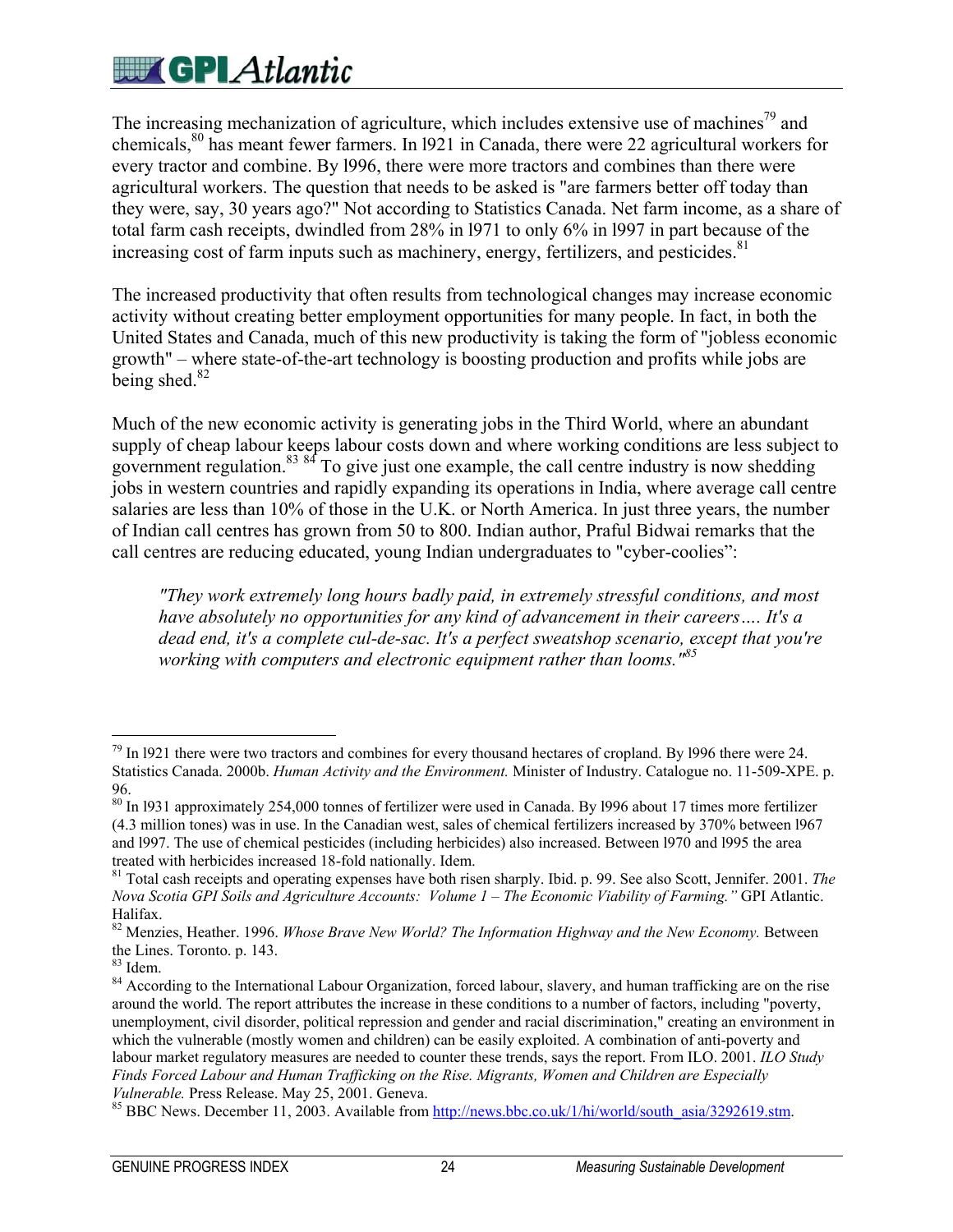The increasing mechanization of agriculture, which includes extensive use of machines[79] and chemicals,[80] has meant fewer farmers. In l921 in Canada, there were 22 agricultural workers for every tractor and combine. By l996, there were more tractors and combines than there were agricultural workers. The question that needs to be asked is "are farmers better off today than they were, say, 30 years ago?" Not according to Statistics Canada. Net farm income, as a share of total farm cash receipts, dwindled from 28% in l971 to only 6% in l997 in part because of the increasing cost of farm inputs such as machinery, energy, fertilizers, and pesticides.[81]

The increased productivity that often results from technological changes may increase economic activity without creating better employment opportunities for many people. In fact, in both the United States and Canada, much of this new productivity is taking the form of "jobless economic growth" – where state-of-the-art technology is boosting production and profits while jobs are being shed.[82]

Much of the new economic activity is generating jobs in the Third World, where an abundant supply of cheap labour keeps labour costs down and where working conditions are less subject to government regulation.[83] [84] To give just one example, the call centre industry is now shedding jobs in western countries and rapidly expanding its operations in India, where average call centre salaries are less than 10% of those in the U.K. or North America. In just three years, the number of Indian call centres has grown from 50 to 800. Indian author, Praful Bidwai remarks that the call centres are reducing educated, young Indian undergraduates to "cyber-coolies":

> *"They work extremely long hours badly paid, in extremely stressful conditions, and most have absolutely no opportunities for any kind of advancement in their careers…. It's a dead end, it's a complete cul-de-sac. It's a perfect sweatshop scenario, except that you're working with computers and electronic equipment rather than looms."*[85]

---

[79] In l921 there were two tractors and combines for every thousand hectares of cropland. By l996 there were 24. Statistics Canada. 2000b. *Human Activity and the Environment.* Minister of Industry. Catalogue no. 11-509-XPE. p. 96.

[80] In l931 approximately 254,000 tonnes of fertilizer were used in Canada. By l996 about 17 times more fertilizer (4.3 million tones) was in use. In the Canadian west, sales of chemical fertilizers increased by 370% between l967 and l997. The use of chemical pesticides (including herbicides) also increased. Between l970 and l995 the area treated with herbicides increased 18-fold nationally. Idem.

[81] Total cash receipts and operating expenses have both risen sharply. Ibid. p. 99. See also Scott, Jennifer. 2001. *The Nova Scotia GPI Soils and Agriculture Accounts: Volume 1 – The Economic Viability of Farming."* GPI Atlantic. Halifax.

[82] Menzies, Heather. 1996. *Whose Brave New World? The Information Highway and the New Economy.* Between the Lines. Toronto. p. 143.

[83] Idem.

[84] According to the International Labour Organization, forced labour, slavery, and human trafficking are on the rise around the world. The report attributes the increase in these conditions to a number of factors, including "poverty, unemployment, civil disorder, political repression and gender and racial discrimination," creating an environment in which the vulnerable (mostly women and children) can be easily exploited. A combination of anti-poverty and labour market regulatory measures are needed to counter these trends, says the report. From ILO. 2001. *ILO Study Finds Forced Labour and Human Trafficking on the Rise. Migrants, Women and Children are Especially Vulnerable.* Press Release. May 25, 2001. Geneva.

[85] BBC News. December 11, 2003. Available from http://news.bbc.co.uk/1/hi/world/south_asia/3292619.stm.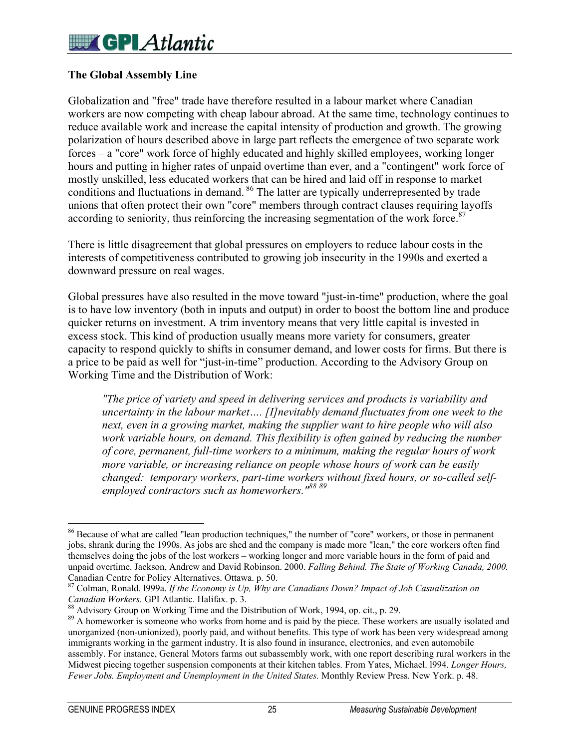**The Global Assembly Line**

Globalization and "free" trade have therefore resulted in a labour market where Canadian workers are now competing with cheap labour abroad. At the same time, technology continues to reduce available work and increase the capital intensity of production and growth. The growing polarization of hours described above in large part reflects the emergence of two separate work forces – a "core" work force of highly educated and highly skilled employees, working longer hours and putting in higher rates of unpaid overtime than ever, and a "contingent" work force of mostly unskilled, less educated workers that can be hired and laid off in response to market conditions and fluctuations in demand.[86] The latter are typically underrepresented by trade unions that often protect their own "core" members through contract clauses requiring layoffs according to seniority, thus reinforcing the increasing segmentation of the work force.[87]

There is little disagreement that global pressures on employers to reduce labour costs in the interests of competitiveness contributed to growing job insecurity in the 1990s and exerted a downward pressure on real wages.

Global pressures have also resulted in the move toward "just-in-time" production, where the goal is to have low inventory (both in inputs and output) in order to boost the bottom line and produce quicker returns on investment. A trim inventory means that very little capital is invested in excess stock. This kind of production usually means more variety for consumers, greater capacity to respond quickly to shifts in consumer demand, and lower costs for firms. But there is a price to be paid as well for "just-in-time" production. According to the Advisory Group on Working Time and the Distribution of Work:

> *"The price of variety and speed in delivering services and products is variability and uncertainty in the labour market…. [I]nevitably demand fluctuates from one week to the next, even in a growing market, making the supplier want to hire people who will also work variable hours, on demand. This flexibility is often gained by reducing the number of core, permanent, full-time workers to a minimum, making the regular hours of work more variable, or increasing reliance on people whose hours of work can be easily changed: temporary workers, part-time workers without fixed hours, or so-called self-employed contractors such as homeworkers."*[88 89]

---

[86] Because of what are called "lean production techniques," the number of "core" workers, or those in permanent jobs, shrank during the 1990s. As jobs are shed and the company is made more "lean," the core workers often find themselves doing the jobs of the lost workers – working longer and more variable hours in the form of paid and unpaid overtime. Jackson, Andrew and David Robinson. 2000. *Falling Behind. The State of Working Canada, 2000.* Canadian Centre for Policy Alternatives. Ottawa. p. 50.

[87] Colman, Ronald. l999a. *If the Economy is Up, Why are Canadians Down? Impact of Job Casualization on Canadian Workers.* GPI Atlantic. Halifax. p. 3.

[88] Advisory Group on Working Time and the Distribution of Work, 1994, op. cit., p. 29.

[89] A homeworker is someone who works from home and is paid by the piece. These workers are usually isolated and unorganized (non-unionized), poorly paid, and without benefits. This type of work has been very widespread among immigrants working in the garment industry. It is also found in insurance, electronics, and even automobile assembly. For instance, General Motors farms out subassembly work, with one report describing rural workers in the Midwest piecing together suspension components at their kitchen tables. From Yates, Michael. l994. *Longer Hours, Fewer Jobs. Employment and Unemployment in the United States.* Monthly Review Press. New York. p. 48.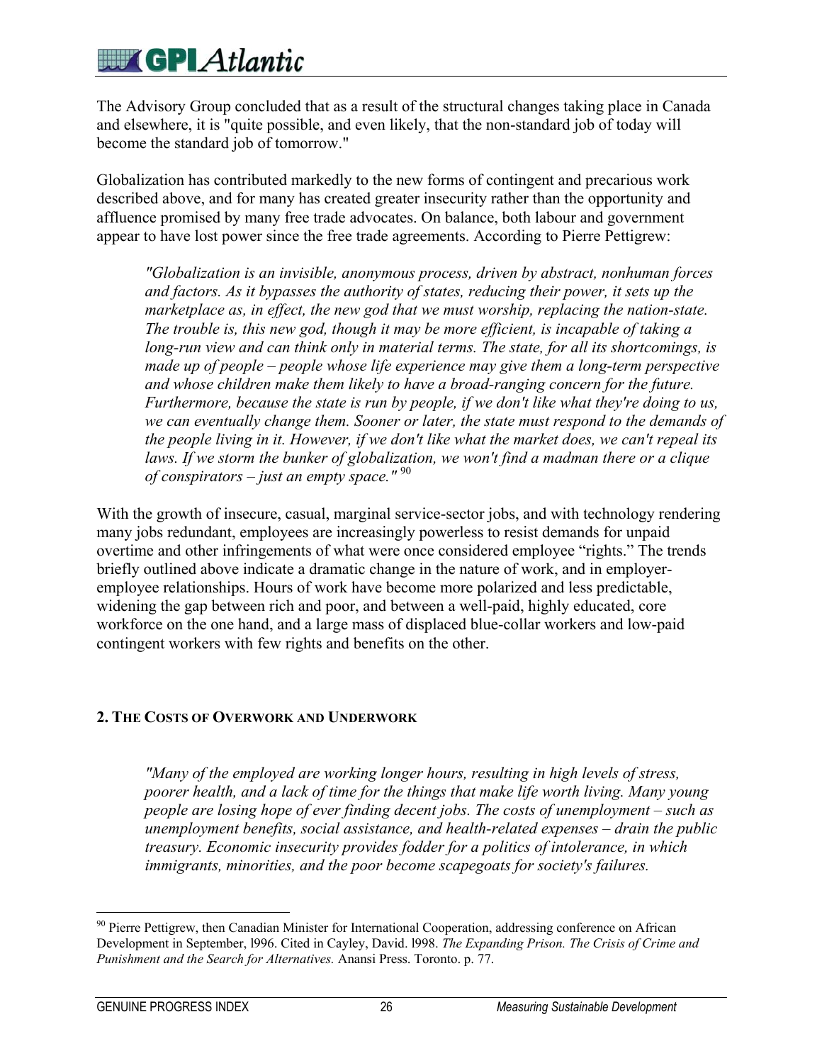The Advisory Group concluded that as a result of the structural changes taking place in Canada and elsewhere, it is "quite possible, and even likely, that the non-standard job of today will become the standard job of tomorrow."

Globalization has contributed markedly to the new forms of contingent and precarious work described above, and for many has created greater insecurity rather than the opportunity and affluence promised by many free trade advocates. On balance, both labour and government appear to have lost power since the free trade agreements. According to Pierre Pettigrew:

> *"Globalization is an invisible, anonymous process, driven by abstract, nonhuman forces and factors. As it bypasses the authority of states, reducing their power, it sets up the marketplace as, in effect, the new god that we must worship, replacing the nation-state. The trouble is, this new god, though it may be more efficient, is incapable of taking a long-run view and can think only in material terms. The state, for all its shortcomings, is made up of people – people whose life experience may give them a long-term perspective and whose children make them likely to have a broad-ranging concern for the future. Furthermore, because the state is run by people, if we don't like what they're doing to us, we can eventually change them. Sooner or later, the state must respond to the demands of the people living in it. However, if we don't like what the market does, we can't repeal its laws. If we storm the bunker of globalization, we won't find a madman there or a clique of conspirators – just an empty space."* [90]

With the growth of insecure, casual, marginal service-sector jobs, and with technology rendering many jobs redundant, employees are increasingly powerless to resist demands for unpaid overtime and other infringements of what were once considered employee "rights." The trends briefly outlined above indicate a dramatic change in the nature of work, and in employer-employee relationships. Hours of work have become more polarized and less predictable, widening the gap between rich and poor, and between a well-paid, highly educated, core workforce on the one hand, and a large mass of displaced blue-collar workers and low-paid contingent workers with few rights and benefits on the other.

## 2. The Costs of Overwork and Underwork

> *"Many of the employed are working longer hours, resulting in high levels of stress, poorer health, and a lack of time for the things that make life worth living. Many young people are losing hope of ever finding decent jobs. The costs of unemployment – such as unemployment benefits, social assistance, and health-related expenses – drain the public treasury. Economic insecurity provides fodder for a politics of intolerance, in which immigrants, minorities, and the poor become scapegoats for society's failures.*

---

[90] Pierre Pettigrew, then Canadian Minister for International Cooperation, addressing conference on African Development in September, l996. Cited in Cayley, David. l998. *The Expanding Prison. The Crisis of Crime and Punishment and the Search for Alternatives.* Anansi Press. Toronto. p. 77.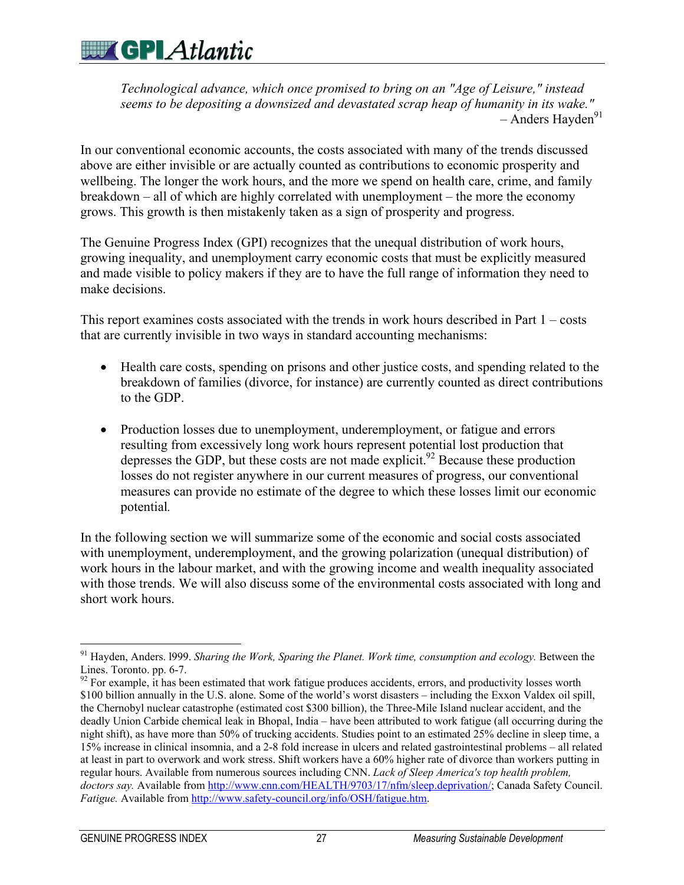*Technological advance, which once promised to bring on an "Age of Leisure," instead seems to be depositing a downsized and devastated scrap heap of humanity in its wake."*
– Anders Hayden[91]

In our conventional economic accounts, the costs associated with many of the trends discussed above are either invisible or are actually counted as contributions to economic prosperity and wellbeing. The longer the work hours, and the more we spend on health care, crime, and family breakdown – all of which are highly correlated with unemployment – the more the economy grows. This growth is then mistakenly taken as a sign of prosperity and progress.

The Genuine Progress Index (GPI) recognizes that the unequal distribution of work hours, growing inequality, and unemployment carry economic costs that must be explicitly measured and made visible to policy makers if they are to have the full range of information they need to make decisions.

This report examines costs associated with the trends in work hours described in Part 1 – costs that are currently invisible in two ways in standard accounting mechanisms:

- Health care costs, spending on prisons and other justice costs, and spending related to the breakdown of families (divorce, for instance) are currently counted as direct contributions to the GDP.

- Production losses due to unemployment, underemployment, or fatigue and errors resulting from excessively long work hours represent potential lost production that depresses the GDP, but these costs are not made explicit.[92] Because these production losses do not register anywhere in our current measures of progress, our conventional measures can provide no estimate of the degree to which these losses limit our economic potential.

In the following section we will summarize some of the economic and social costs associated with unemployment, underemployment, and the growing polarization (unequal distribution) of work hours in the labour market, and with the growing income and wealth inequality associated with those trends. We will also discuss some of the environmental costs associated with long and short work hours.

---

[91] Hayden, Anders. 1999. *Sharing the Work, Sparing the Planet. Work time, consumption and ecology.* Between the Lines. Toronto. pp. 6-7.

[92] For example, it has been estimated that work fatigue produces accidents, errors, and productivity losses worth $100 billion annually in the U.S. alone. Some of the world's worst disasters – including the Exxon Valdex oil spill, the Chernobyl nuclear catastrophe (estimated cost $300 billion), the Three-Mile Island nuclear accident, and the deadly Union Carbide chemical leak in Bhopal, India – have been attributed to work fatigue (all occurring during the night shift), as have more than 50% of trucking accidents. Studies point to an estimated 25% decline in sleep time, a 15% increase in clinical insomnia, and a 2-8 fold increase in ulcers and related gastrointestinal problems – all related at least in part to overwork and work stress. Shift workers have a 60% higher rate of divorce than workers putting in regular hours. Available from numerous sources including CNN. *Lack of Sleep America's top health problem, doctors say.* Available from http://www.cnn.com/HEALTH/9703/17/nfm/sleep.deprivation/; Canada Safety Council. *Fatigue.* Available from http://www.safety-council.org/info/OSH/fatigue.htm.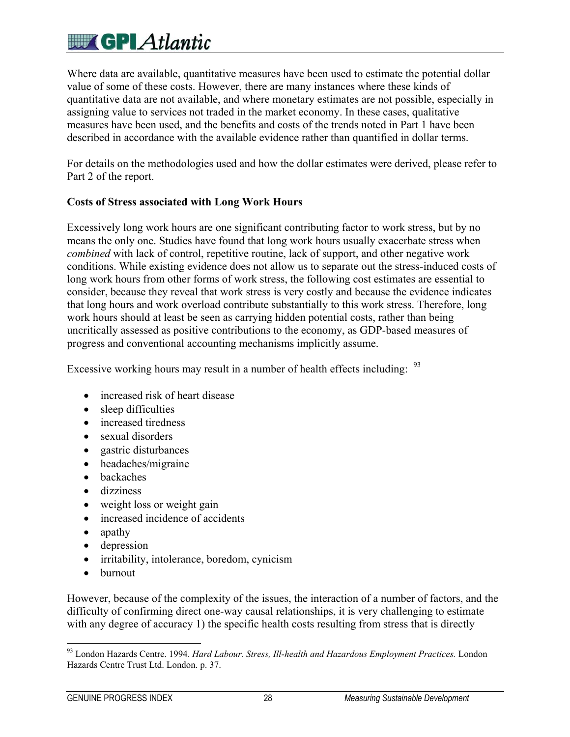Where data are available, quantitative measures have been used to estimate the potential dollar value of some of these costs. However, there are many instances where these kinds of quantitative data are not available, and where monetary estimates are not possible, especially in assigning value to services not traded in the market economy. In these cases, qualitative measures have been used, and the benefits and costs of the trends noted in Part 1 have been described in accordance with the available evidence rather than quantified in dollar terms.

For details on the methodologies used and how the dollar estimates were derived, please refer to Part 2 of the report.

**Costs of Stress associated with Long Work Hours**

Excessively long work hours are one significant contributing factor to work stress, but by no means the only one. Studies have found that long work hours usually exacerbate stress when *combined* with lack of control, repetitive routine, lack of support, and other negative work conditions. While existing evidence does not allow us to separate out the stress-induced costs of long work hours from other forms of work stress, the following cost estimates are essential to consider, because they reveal that work stress is very costly and because the evidence indicates that long hours and work overload contribute substantially to this work stress. Therefore, long work hours should at least be seen as carrying hidden potential costs, rather than being uncritically assessed as positive contributions to the economy, as GDP-based measures of progress and conventional accounting mechanisms implicitly assume.

Excessive working hours may result in a number of health effects including: [93]

- increased risk of heart disease
- sleep difficulties
- increased tiredness
- sexual disorders
- gastric disturbances
- headaches/migraine
- backaches
- dizziness
- weight loss or weight gain
- increased incidence of accidents
- apathy
- depression
- irritability, intolerance, boredom, cynicism
- burnout

However, because of the complexity of the issues, the interaction of a number of factors, and the difficulty of confirming direct one-way causal relationships, it is very challenging to estimate with any degree of accuracy 1) the specific health costs resulting from stress that is directly

[93] London Hazards Centre. 1994. *Hard Labour. Stress, Ill-health and Hazardous Employment Practices.* London Hazards Centre Trust Ltd. London. p. 37.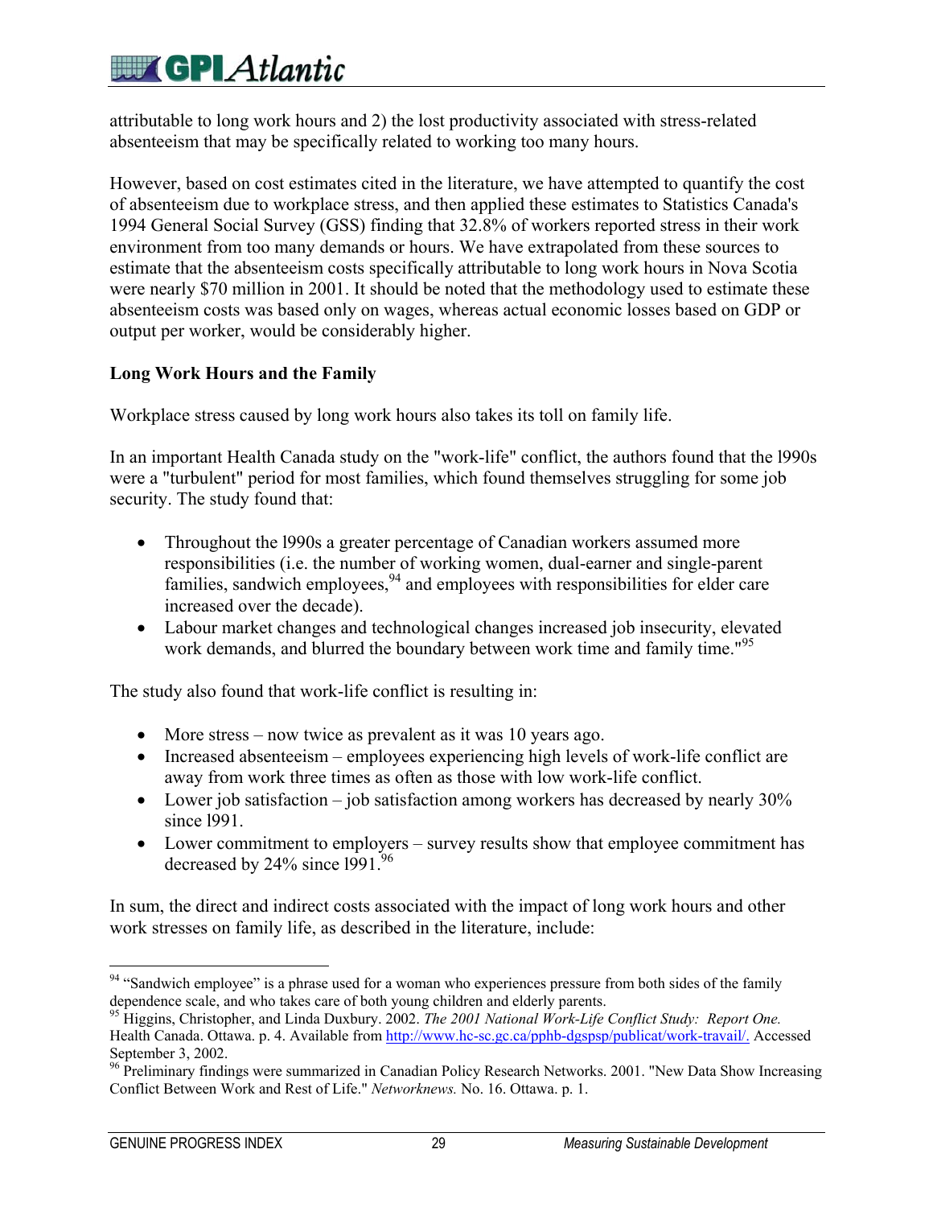attributable to long work hours and 2) the lost productivity associated with stress-related absenteeism that may be specifically related to working too many hours.

However, based on cost estimates cited in the literature, we have attempted to quantify the cost of absenteeism due to workplace stress, and then applied these estimates to Statistics Canada's 1994 General Social Survey (GSS) finding that 32.8% of workers reported stress in their work environment from too many demands or hours. We have extrapolated from these sources to estimate that the absenteeism costs specifically attributable to long work hours in Nova Scotia were nearly $70 million in 2001. It should be noted that the methodology used to estimate these absenteeism costs was based only on wages, whereas actual economic losses based on GDP or output per worker, would be considerably higher.

**Long Work Hours and the Family**

Workplace stress caused by long work hours also takes its toll on family life.

In an important Health Canada study on the "work-life" conflict, the authors found that the l990s were a "turbulent" period for most families, which found themselves struggling for some job security. The study found that:

- Throughout the l990s a greater percentage of Canadian workers assumed more responsibilities (i.e. the number of working women, dual-earner and single-parent families, sandwich employees,[94] and employees with responsibilities for elder care increased over the decade).
- Labour market changes and technological changes increased job insecurity, elevated work demands, and blurred the boundary between work time and family time."[95]

The study also found that work-life conflict is resulting in:

- More stress – now twice as prevalent as it was 10 years ago.
- Increased absenteeism – employees experiencing high levels of work-life conflict are away from work three times as often as those with low work-life conflict.
- Lower job satisfaction – job satisfaction among workers has decreased by nearly 30% since l991.
- Lower commitment to employers – survey results show that employee commitment has decreased by 24% since l991.[96]

In sum, the direct and indirect costs associated with the impact of long work hours and other work stresses on family life, as described in the literature, include:

---

[94] "Sandwich employee" is a phrase used for a woman who experiences pressure from both sides of the family dependence scale, and who takes care of both young children and elderly parents.

[95] Higgins, Christopher, and Linda Duxbury. 2002. *The 2001 National Work-Life Conflict Study: Report One.* Health Canada. Ottawa. p. 4. Available from http://www.hc-sc.gc.ca/pphb-dgspsp/publicat/work-travail/. Accessed September 3, 2002.

[96] Preliminary findings were summarized in Canadian Policy Research Networks. 2001. "New Data Show Increasing Conflict Between Work and Rest of Life." *Networknews.* No. 16. Ottawa. p. 1.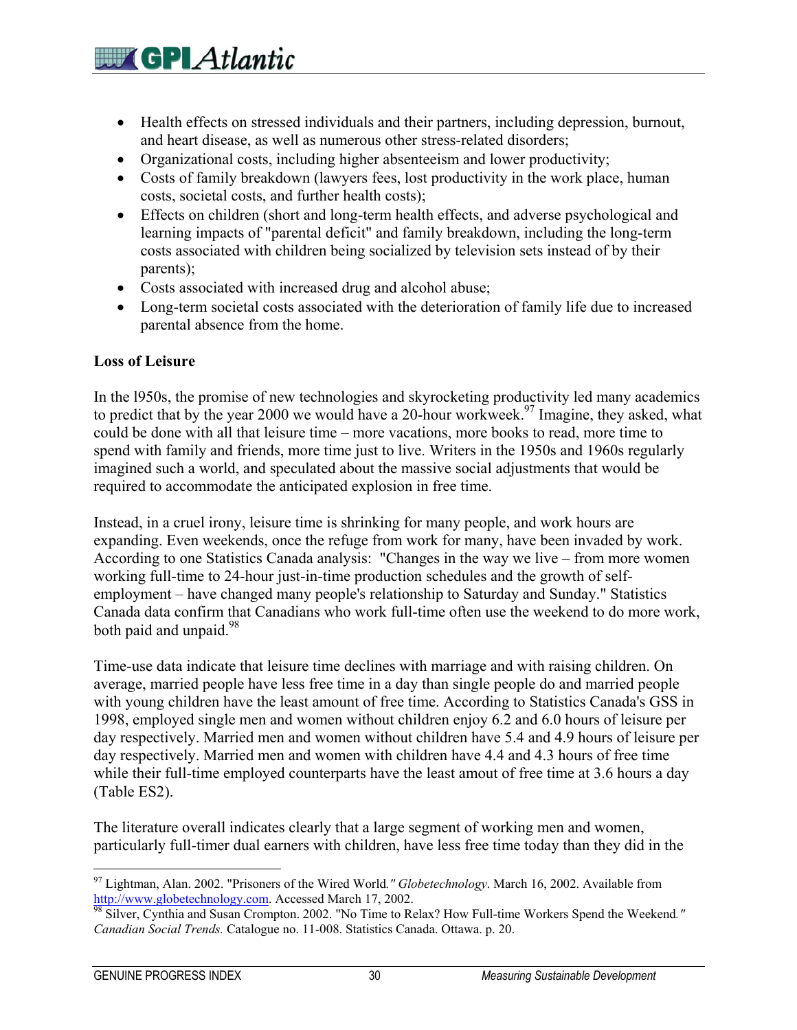- Health effects on stressed individuals and their partners, including depression, burnout, and heart disease, as well as numerous other stress-related disorders;
- Organizational costs, including higher absenteeism and lower productivity;
- Costs of family breakdown (lawyers fees, lost productivity in the work place, human costs, societal costs, and further health costs);
- Effects on children (short and long-term health effects, and adverse psychological and learning impacts of "parental deficit" and family breakdown, including the long-term costs associated with children being socialized by television sets instead of by their parents);
- Costs associated with increased drug and alcohol abuse;
- Long-term societal costs associated with the deterioration of family life due to increased parental absence from the home.

**Loss of Leisure**

In the l950s, the promise of new technologies and skyrocketing productivity led many academics to predict that by the year 2000 we would have a 20-hour workweek.[97] Imagine, they asked, what could be done with all that leisure time – more vacations, more books to read, more time to spend with family and friends, more time just to live. Writers in the 1950s and 1960s regularly imagined such a world, and speculated about the massive social adjustments that would be required to accommodate the anticipated explosion in free time.

Instead, in a cruel irony, leisure time is shrinking for many people, and work hours are expanding. Even weekends, once the refuge from work for many, have been invaded by work. According to one Statistics Canada analysis: "Changes in the way we live – from more women working full-time to 24-hour just-in-time production schedules and the growth of self-employment – have changed many people's relationship to Saturday and Sunday." Statistics Canada data confirm that Canadians who work full-time often use the weekend to do more work, both paid and unpaid.[98]

Time-use data indicate that leisure time declines with marriage and with raising children. On average, married people have less free time in a day than single people do and married people with young children have the least amount of free time. According to Statistics Canada's GSS in 1998, employed single men and women without children enjoy 6.2 and 6.0 hours of leisure per day respectively. Married men and women without children have 5.4 and 4.9 hours of leisure per day respectively. Married men and women with children have 4.4 and 4.3 hours of free time while their full-time employed counterparts have the least amout of free time at 3.6 hours a day (Table ES2).

The literature overall indicates clearly that a large segment of working men and women, particularly full-timer dual earners with children, have less free time today than they did in the

[97] Lightman, Alan. 2002. "Prisoners of the Wired World*." Globetechnology*. March 16, 2002. Available from http://www.globetechnology.com. Accessed March 17, 2002.

[98] Silver, Cynthia and Susan Crompton. 2002. "No Time to Relax? How Full-time Workers Spend the Weekend*." Canadian Social Trends.* Catalogue no. 11-008. Statistics Canada. Ottawa. p. 20.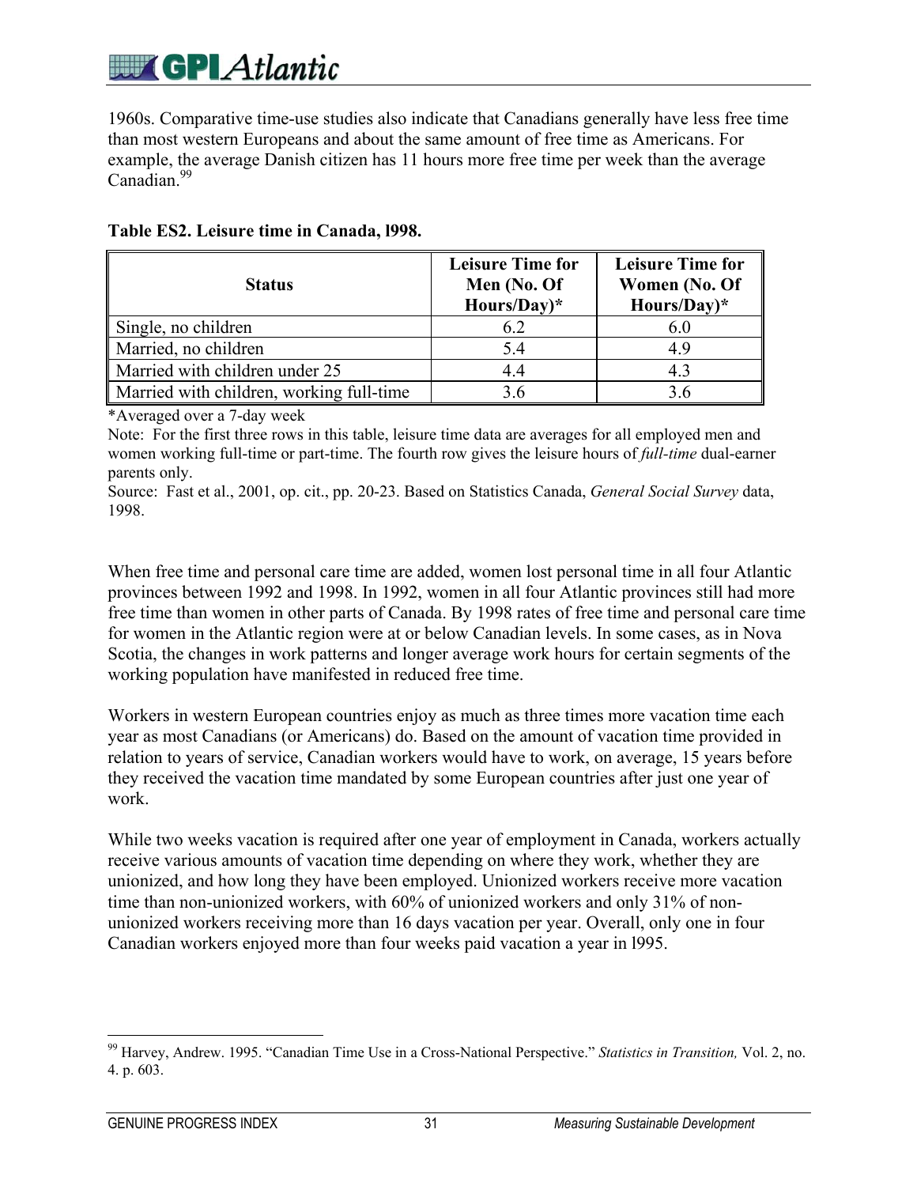1960s. Comparative time-use studies also indicate that Canadians generally have less free time than most western Europeans and about the same amount of free time as Americans. For example, the average Danish citizen has 11 hours more free time per week than the average Canadian.[99]

**Table ES2. Leisure time in Canada, l998.**

| Status | Leisure Time for Men (No. Of Hours/Day)* | Leisure Time for Women (No. Of Hours/Day)* |
|---|---|---|
| Single, no children | 6.2 | 6.0 |
| Married, no children | 5.4 | 4.9 |
| Married with children under 25 | 4.4 | 4.3 |
| Married with children, working full-time | 3.6 | 3.6 |

*Averaged over a 7-day week

Note: For the first three rows in this table, leisure time data are averages for all employed men and women working full-time or part-time. The fourth row gives the leisure hours of *full-time* dual-earner parents only.

Source: Fast et al., 2001, op. cit., pp. 20-23. Based on Statistics Canada, *General Social Survey* data, 1998.

When free time and personal care time are added, women lost personal time in all four Atlantic provinces between 1992 and 1998. In 1992, women in all four Atlantic provinces still had more free time than women in other parts of Canada. By 1998 rates of free time and personal care time for women in the Atlantic region were at or below Canadian levels. In some cases, as in Nova Scotia, the changes in work patterns and longer average work hours for certain segments of the working population have manifested in reduced free time.

Workers in western European countries enjoy as much as three times more vacation time each year as most Canadians (or Americans) do. Based on the amount of vacation time provided in relation to years of service, Canadian workers would have to work, on average, 15 years before they received the vacation time mandated by some European countries after just one year of work.

While two weeks vacation is required after one year of employment in Canada, workers actually receive various amounts of vacation time depending on where they work, whether they are unionized, and how long they have been employed. Unionized workers receive more vacation time than non-unionized workers, with 60% of unionized workers and only 31% of non-unionized workers receiving more than 16 days vacation per year. Overall, only one in four Canadian workers enjoyed more than four weeks paid vacation a year in l995.

[99] Harvey, Andrew. 1995. "Canadian Time Use in a Cross-National Perspective." *Statistics in Transition,* Vol. 2, no. 4. p. 603.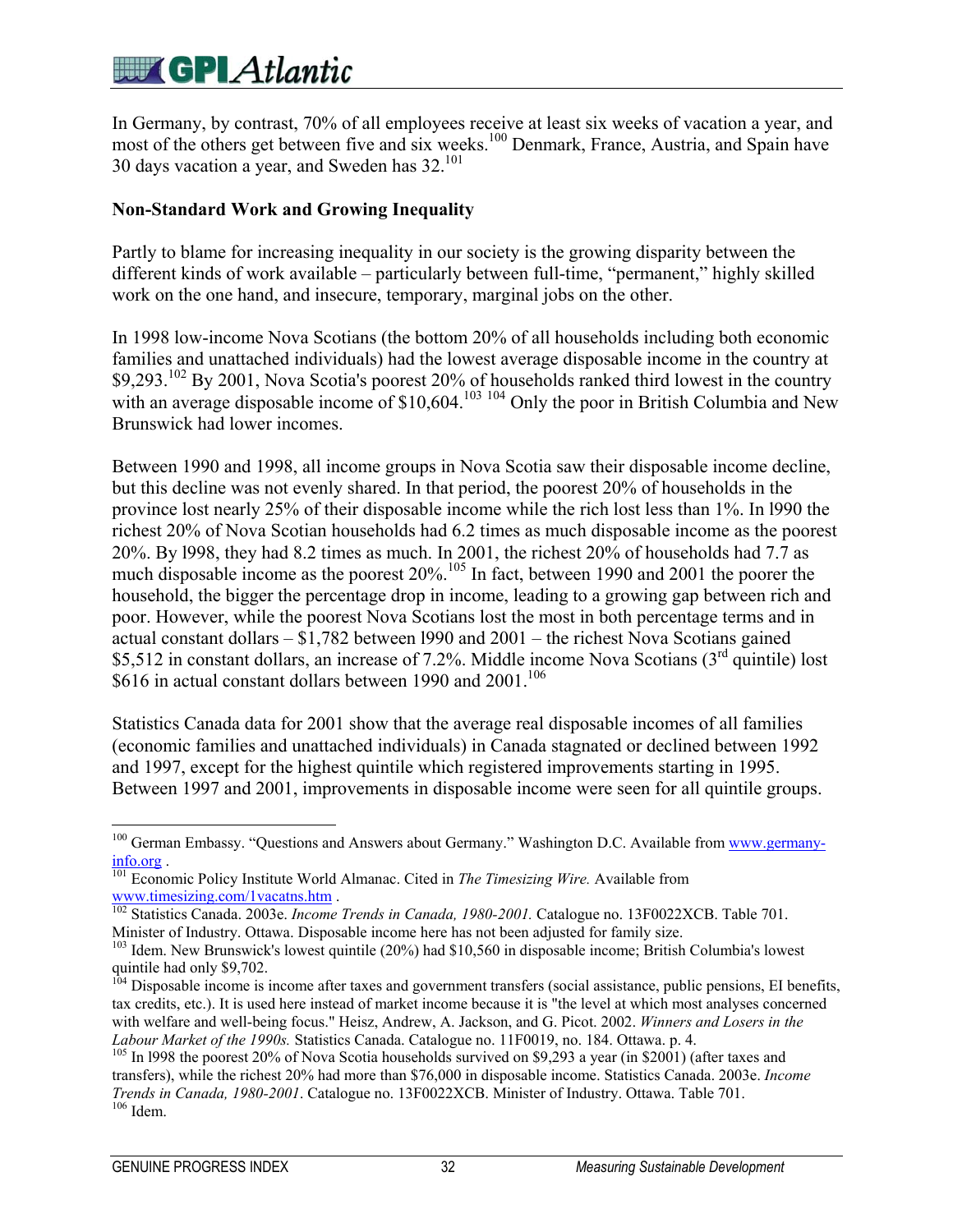In Germany, by contrast, 70% of all employees receive at least six weeks of vacation a year, and most of the others get between five and six weeks.[100] Denmark, France, Austria, and Spain have 30 days vacation a year, and Sweden has 32.[101]

**Non-Standard Work and Growing Inequality**

Partly to blame for increasing inequality in our society is the growing disparity between the different kinds of work available – particularly between full-time, "permanent," highly skilled work on the one hand, and insecure, temporary, marginal jobs on the other.

In 1998 low-income Nova Scotians (the bottom 20% of all households including both economic families and unattached individuals) had the lowest average disposable income in the country at \$9,293.[102] By 2001, Nova Scotia's poorest 20% of households ranked third lowest in the country with an average disposable income of \$10,604.[103] [104] Only the poor in British Columbia and New Brunswick had lower incomes.

Between 1990 and 1998, all income groups in Nova Scotia saw their disposable income decline, but this decline was not evenly shared. In that period, the poorest 20% of households in the province lost nearly 25% of their disposable income while the rich lost less than 1%. In l990 the richest 20% of Nova Scotian households had 6.2 times as much disposable income as the poorest 20%. By l998, they had 8.2 times as much. In 2001, the richest 20% of households had 7.7 as much disposable income as the poorest 20%.[105] In fact, between 1990 and 2001 the poorer the household, the bigger the percentage drop in income, leading to a growing gap between rich and poor. However, while the poorest Nova Scotians lost the most in both percentage terms and in actual constant dollars – \$1,782 between l990 and 2001 – the richest Nova Scotians gained \$5,512 in constant dollars, an increase of 7.2%. Middle income Nova Scotians (3rd quintile) lost \$616 in actual constant dollars between 1990 and 2001.[106]

Statistics Canada data for 2001 show that the average real disposable incomes of all families (economic families and unattached individuals) in Canada stagnated or declined between 1992 and 1997, except for the highest quintile which registered improvements starting in 1995. Between 1997 and 2001, improvements in disposable income were seen for all quintile groups.

---

[100] German Embassy. "Questions and Answers about Germany." Washington D.C. Available from www.germany-info.org .

[101] Economic Policy Institute World Almanac. Cited in *The Timesizing Wire.* Available from www.timesizing.com/1vacatns.htm .

[102] Statistics Canada. 2003e. *Income Trends in Canada, 1980-2001.* Catalogue no. 13F0022XCB. Table 701. Minister of Industry. Ottawa. Disposable income here has not been adjusted for family size.

[103] Idem. New Brunswick's lowest quintile (20%) had \$10,560 in disposable income; British Columbia's lowest quintile had only \$9,702.

[104] Disposable income is income after taxes and government transfers (social assistance, public pensions, EI benefits, tax credits, etc.). It is used here instead of market income because it is "the level at which most analyses concerned with welfare and well-being focus." Heisz, Andrew, A. Jackson, and G. Picot. 2002. *Winners and Losers in the Labour Market of the 1990s.* Statistics Canada. Catalogue no. 11F0019, no. 184. Ottawa. p. 4.

[105] In l998 the poorest 20% of Nova Scotia households survived on \$9,293 a year (in \$2001) (after taxes and transfers), while the richest 20% had more than \$76,000 in disposable income. Statistics Canada. 2003e. *Income Trends in Canada, 1980-2001*. Catalogue no. 13F0022XCB. Minister of Industry. Ottawa. Table 701.

[106] Idem.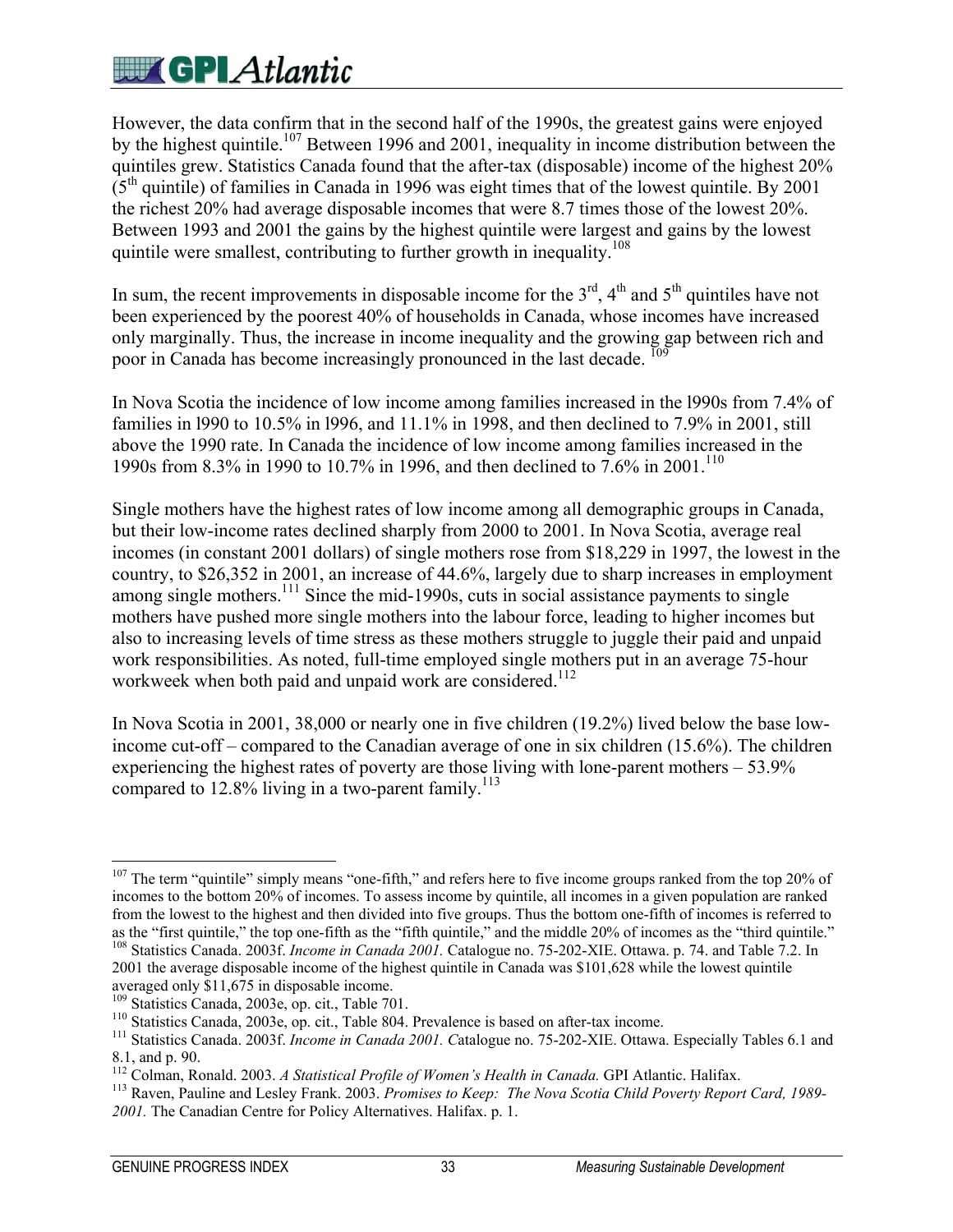However, the data confirm that in the second half of the 1990s, the greatest gains were enjoyed by the highest quintile.[107] Between 1996 and 2001, inequality in income distribution between the quintiles grew. Statistics Canada found that the after-tax (disposable) income of the highest 20% (5th quintile) of families in Canada in 1996 was eight times that of the lowest quintile. By 2001 the richest 20% had average disposable incomes that were 8.7 times those of the lowest 20%. Between 1993 and 2001 the gains by the highest quintile were largest and gains by the lowest quintile were smallest, contributing to further growth in inequality.[108]

In sum, the recent improvements in disposable income for the 3rd, 4th and 5th quintiles have not been experienced by the poorest 40% of households in Canada, whose incomes have increased only marginally. Thus, the increase in income inequality and the growing gap between rich and poor in Canada has become increasingly pronounced in the last decade.[109]

In Nova Scotia the incidence of low income among families increased in the l990s from 7.4% of families in l990 to 10.5% in l996, and 11.1% in 1998, and then declined to 7.9% in 2001, still above the 1990 rate. In Canada the incidence of low income among families increased in the 1990s from 8.3% in 1990 to 10.7% in 1996, and then declined to 7.6% in 2001.[110]

Single mothers have the highest rates of low income among all demographic groups in Canada, but their low-income rates declined sharply from 2000 to 2001. In Nova Scotia, average real incomes (in constant 2001 dollars) of single mothers rose from $18,229 in 1997, the lowest in the country, to $26,352 in 2001, an increase of 44.6%, largely due to sharp increases in employment among single mothers.[111] Since the mid-1990s, cuts in social assistance payments to single mothers have pushed more single mothers into the labour force, leading to higher incomes but also to increasing levels of time stress as these mothers struggle to juggle their paid and unpaid work responsibilities. As noted, full-time employed single mothers put in an average 75-hour workweek when both paid and unpaid work are considered.[112]

In Nova Scotia in 2001, 38,000 or nearly one in five children (19.2%) lived below the base low-income cut-off – compared to the Canadian average of one in six children (15.6%). The children experiencing the highest rates of poverty are those living with lone-parent mothers – 53.9% compared to 12.8% living in a two-parent family.[113]

---

[107] The term "quintile" simply means "one-fifth," and refers here to five income groups ranked from the top 20% of incomes to the bottom 20% of incomes. To assess income by quintile, all incomes in a given population are ranked from the lowest to the highest and then divided into five groups. Thus the bottom one-fifth of incomes is referred to as the "first quintile," the top one-fifth as the "fifth quintile," and the middle 20% of incomes as the "third quintile."

[108] Statistics Canada. 2003f. *Income in Canada 2001.* Catalogue no. 75-202-XIE. Ottawa. p. 74. and Table 7.2. In 2001 the average disposable income of the highest quintile in Canada was $101,628 while the lowest quintile averaged only $11,675 in disposable income.

[109] Statistics Canada, 2003e, op. cit., Table 701.

[110] Statistics Canada, 2003e, op. cit., Table 804. Prevalence is based on after-tax income.

[111] Statistics Canada. 2003f. *Income in Canada 2001.* Catalogue no. 75-202-XIE. Ottawa. Especially Tables 6.1 and 8.1, and p. 90.

[112] Colman, Ronald. 2003. *A Statistical Profile of Women's Health in Canada.* GPI Atlantic. Halifax.

[113] Raven, Pauline and Lesley Frank. 2003. *Promises to Keep: The Nova Scotia Child Poverty Report Card, 1989-2001.* The Canadian Centre for Policy Alternatives. Halifax. p. 1.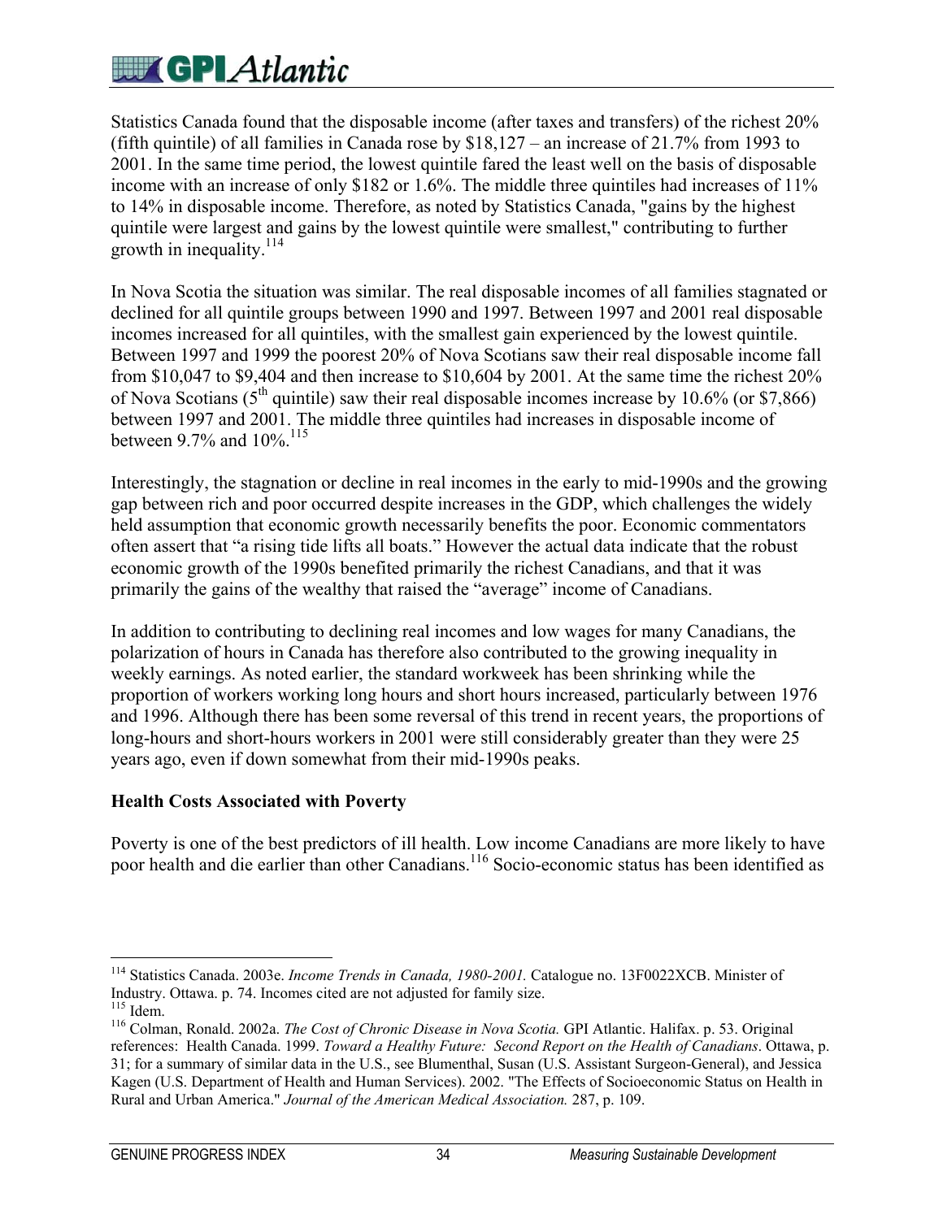Statistics Canada found that the disposable income (after taxes and transfers) of the richest 20% (fifth quintile) of all families in Canada rose by $18,127 – an increase of 21.7% from 1993 to 2001. In the same time period, the lowest quintile fared the least well on the basis of disposable income with an increase of only $182 or 1.6%. The middle three quintiles had increases of 11% to 14% in disposable income. Therefore, as noted by Statistics Canada, "gains by the highest quintile were largest and gains by the lowest quintile were smallest," contributing to further growth in inequality.[114]

In Nova Scotia the situation was similar. The real disposable incomes of all families stagnated or declined for all quintile groups between 1990 and 1997. Between 1997 and 2001 real disposable incomes increased for all quintiles, with the smallest gain experienced by the lowest quintile. Between 1997 and 1999 the poorest 20% of Nova Scotians saw their real disposable income fall from $10,047 to $9,404 and then increase to $10,604 by 2001. At the same time the richest 20% of Nova Scotians (5th quintile) saw their real disposable incomes increase by 10.6% (or $7,866) between 1997 and 2001. The middle three quintiles had increases in disposable income of between 9.7% and 10%.[115]

Interestingly, the stagnation or decline in real incomes in the early to mid-1990s and the growing gap between rich and poor occurred despite increases in the GDP, which challenges the widely held assumption that economic growth necessarily benefits the poor. Economic commentators often assert that "a rising tide lifts all boats." However the actual data indicate that the robust economic growth of the 1990s benefited primarily the richest Canadians, and that it was primarily the gains of the wealthy that raised the "average" income of Canadians.

In addition to contributing to declining real incomes and low wages for many Canadians, the polarization of hours in Canada has therefore also contributed to the growing inequality in weekly earnings. As noted earlier, the standard workweek has been shrinking while the proportion of workers working long hours and short hours increased, particularly between 1976 and 1996. Although there has been some reversal of this trend in recent years, the proportions of long-hours and short-hours workers in 2001 were still considerably greater than they were 25 years ago, even if down somewhat from their mid-1990s peaks.

**Health Costs Associated with Poverty**

Poverty is one of the best predictors of ill health. Low income Canadians are more likely to have poor health and die earlier than other Canadians.[116] Socio-economic status has been identified as

---

[114] Statistics Canada. 2003e. *Income Trends in Canada, 1980-2001.* Catalogue no. 13F0022XCB. Minister of Industry. Ottawa. p. 74. Incomes cited are not adjusted for family size.

[115] Idem.

[116] Colman, Ronald. 2002a. *The Cost of Chronic Disease in Nova Scotia.* GPI Atlantic. Halifax. p. 53. Original references: Health Canada. 1999. *Toward a Healthy Future: Second Report on the Health of Canadians*. Ottawa, p. 31; for a summary of similar data in the U.S., see Blumenthal, Susan (U.S. Assistant Surgeon-General), and Jessica Kagen (U.S. Department of Health and Human Services). 2002. "The Effects of Socioeconomic Status on Health in Rural and Urban America." *Journal of the American Medical Association.* 287, p. 109.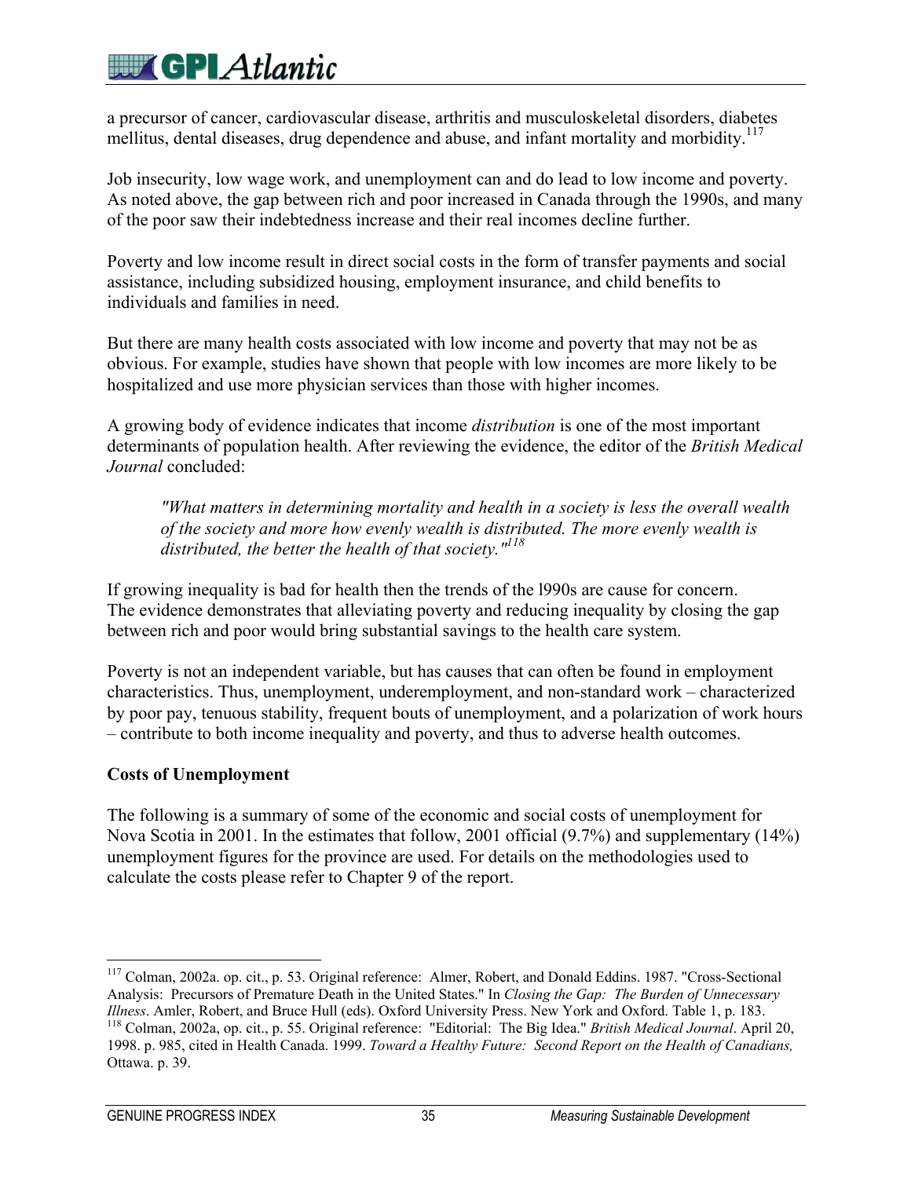a precursor of cancer, cardiovascular disease, arthritis and musculoskeletal disorders, diabetes mellitus, dental diseases, drug dependence and abuse, and infant mortality and morbidity.[117]

Job insecurity, low wage work, and unemployment can and do lead to low income and poverty. As noted above, the gap between rich and poor increased in Canada through the 1990s, and many of the poor saw their indebtedness increase and their real incomes decline further.

Poverty and low income result in direct social costs in the form of transfer payments and social assistance, including subsidized housing, employment insurance, and child benefits to individuals and families in need.

But there are many health costs associated with low income and poverty that may not be as obvious. For example, studies have shown that people with low incomes are more likely to be hospitalized and use more physician services than those with higher incomes.

A growing body of evidence indicates that income *distribution* is one of the most important determinants of population health. After reviewing the evidence, the editor of the *British Medical Journal* concluded:

> *"What matters in determining mortality and health in a society is less the overall wealth of the society and more how evenly wealth is distributed. The more evenly wealth is distributed, the better the health of that society."*[118]

If growing inequality is bad for health then the trends of the l990s are cause for concern. The evidence demonstrates that alleviating poverty and reducing inequality by closing the gap between rich and poor would bring substantial savings to the health care system.

Poverty is not an independent variable, but has causes that can often be found in employment characteristics. Thus, unemployment, underemployment, and non-standard work – characterized by poor pay, tenuous stability, frequent bouts of unemployment, and a polarization of work hours – contribute to both income inequality and poverty, and thus to adverse health outcomes.

**Costs of Unemployment**

The following is a summary of some of the economic and social costs of unemployment for Nova Scotia in 2001. In the estimates that follow, 2001 official (9.7%) and supplementary (14%) unemployment figures for the province are used. For details on the methodologies used to calculate the costs please refer to Chapter 9 of the report.

---

[117] Colman, 2002a. op. cit., p. 53. Original reference: Almer, Robert, and Donald Eddins. 1987. "Cross-Sectional Analysis: Precursors of Premature Death in the United States." In *Closing the Gap: The Burden of Unnecessary Illness*. Amler, Robert, and Bruce Hull (eds). Oxford University Press. New York and Oxford. Table 1, p. 183.

[118] Colman, 2002a, op. cit., p. 55. Original reference: "Editorial: The Big Idea." *British Medical Journal*. April 20, 1998. p. 985, cited in Health Canada. 1999. *Toward a Healthy Future: Second Report on the Health of Canadians,* Ottawa. p. 39.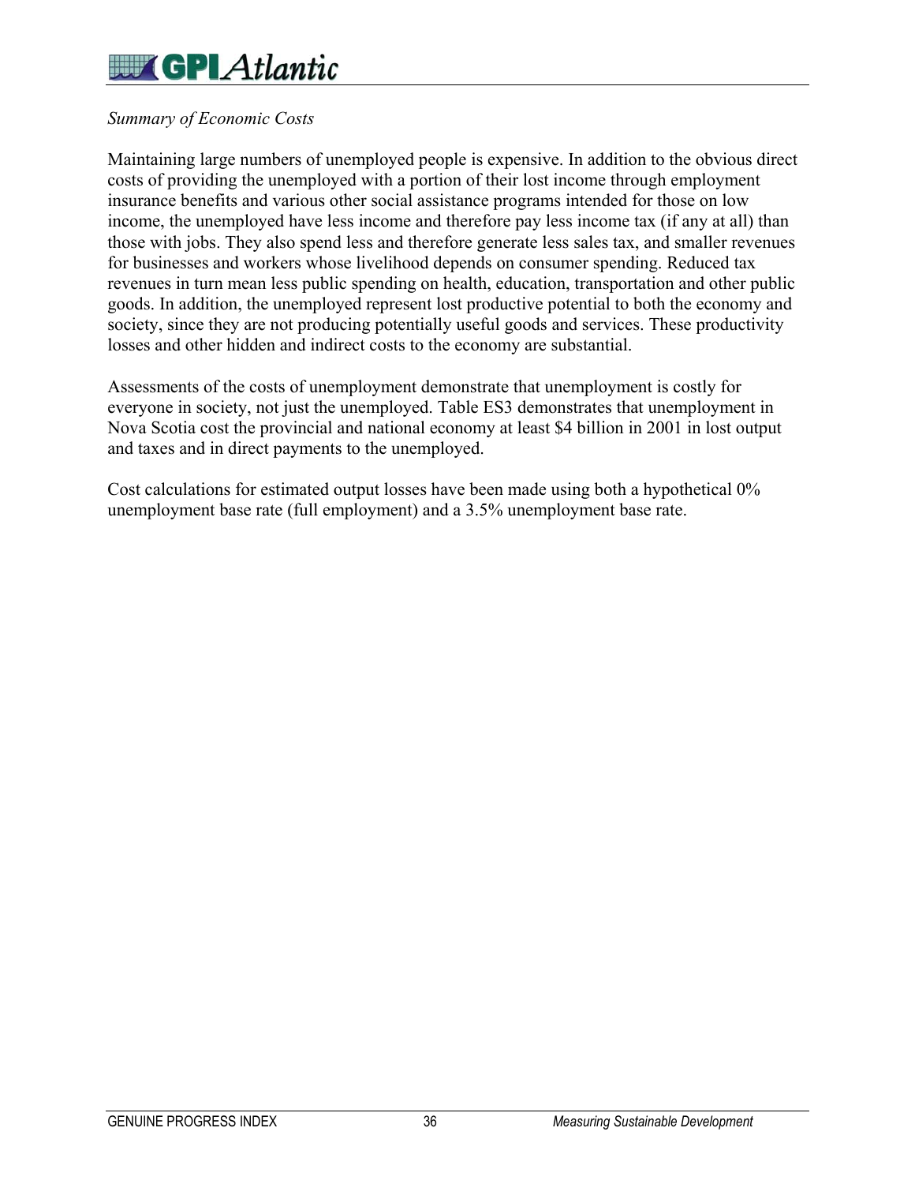*Summary of Economic Costs*

Maintaining large numbers of unemployed people is expensive. In addition to the obvious direct costs of providing the unemployed with a portion of their lost income through employment insurance benefits and various other social assistance programs intended for those on low income, the unemployed have less income and therefore pay less income tax (if any at all) than those with jobs. They also spend less and therefore generate less sales tax, and smaller revenues for businesses and workers whose livelihood depends on consumer spending. Reduced tax revenues in turn mean less public spending on health, education, transportation and other public goods. In addition, the unemployed represent lost productive potential to both the economy and society, since they are not producing potentially useful goods and services. These productivity losses and other hidden and indirect costs to the economy are substantial.

Assessments of the costs of unemployment demonstrate that unemployment is costly for everyone in society, not just the unemployed. Table ES3 demonstrates that unemployment in Nova Scotia cost the provincial and national economy at least $4 billion in 2001 in lost output and taxes and in direct payments to the unemployed.

Cost calculations for estimated output losses have been made using both a hypothetical 0% unemployment base rate (full employment) and a 3.5% unemployment base rate.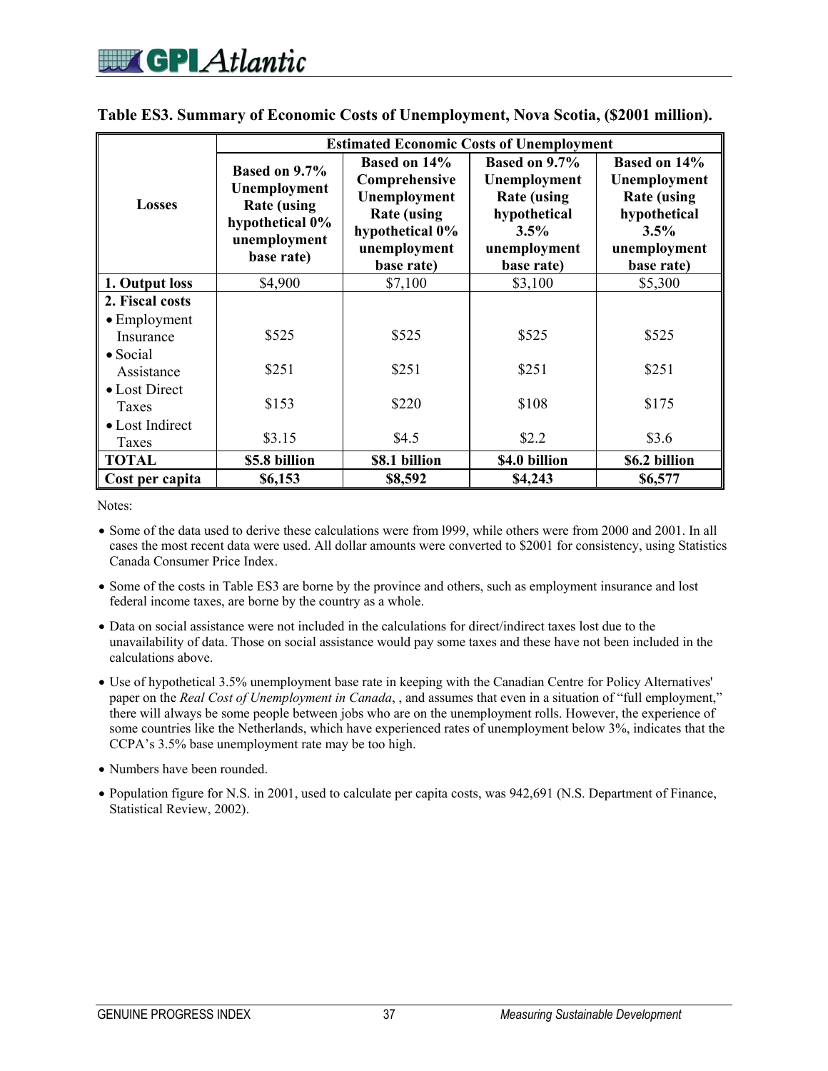**Table ES3. Summary of Economic Costs of Unemployment, Nova Scotia, ($2001 million).**

| Losses | Estimated Economic Costs of Unemployment | | | |
|---|---|---|---|---|
| | Based on 9.7% Unemployment Rate (using hypothetical 0% unemployment base rate) | Based on 14% Comprehensive Unemployment Rate (using hypothetical 0% unemployment base rate) | Based on 9.7% Unemployment Rate (using hypothetical 3.5% unemployment base rate) | Based on 14% Unemployment Rate (using hypothetical 3.5% unemployment base rate) |
| **1. Output loss** | $4,900 | $7,100 | $3,100 | $5,300 |
| **2. Fiscal costs** | | | | |
| • Employment Insurance | $525 | $525 | $525 | $525 |
| • Social Assistance | $251 | $251 | $251 | $251 |
| • Lost Direct Taxes | $153 | $220 | $108 | $175 |
| • Lost Indirect Taxes | $3.15 | $4.5 | $2.2 | $3.6 |
| **TOTAL** | **$5.8 billion** | **$8.1 billion** | **$4.0 billion** | **$6.2 billion** |
| **Cost per capita** | **$6,153** | **$8,592** | **$4,243** | **$6,577** |

Notes:

- Some of the data used to derive these calculations were from l999, while others were from 2000 and 2001. In all cases the most recent data were used. All dollar amounts were converted to $2001 for consistency, using Statistics Canada Consumer Price Index.
- Some of the costs in Table ES3 are borne by the province and others, such as employment insurance and lost federal income taxes, are borne by the country as a whole.
- Data on social assistance were not included in the calculations for direct/indirect taxes lost due to the unavailability of data. Those on social assistance would pay some taxes and these have not been included in the calculations above.
- Use of hypothetical 3.5% unemployment base rate in keeping with the Canadian Centre for Policy Alternatives' paper on the *Real Cost of Unemployment in Canada*, , and assumes that even in a situation of "full employment," there will always be some people between jobs who are on the unemployment rolls. However, the experience of some countries like the Netherlands, which have experienced rates of unemployment below 3%, indicates that the CCPA's 3.5% base unemployment rate may be too high.
- Numbers have been rounded.
- Population figure for N.S. in 2001, used to calculate per capita costs, was 942,691 (N.S. Department of Finance, Statistical Review, 2002).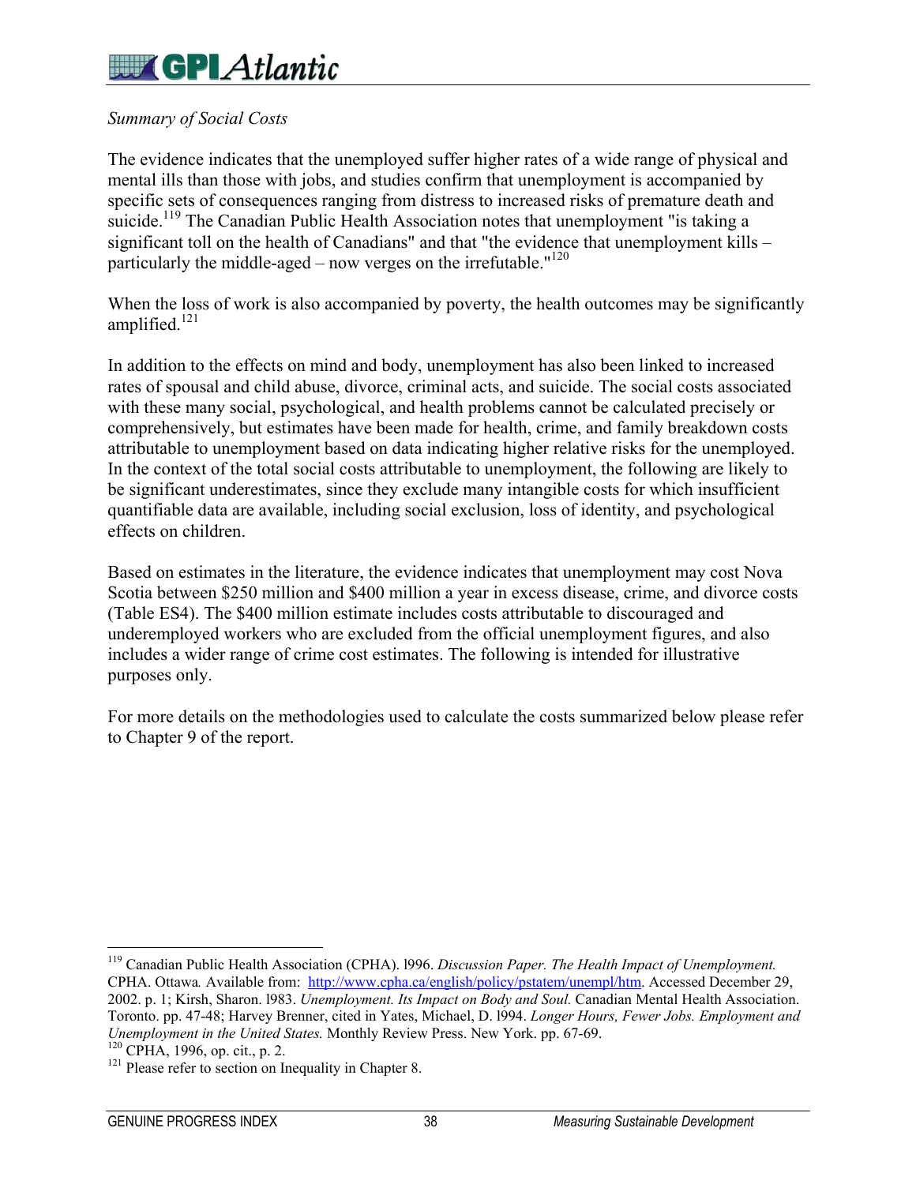*Summary of Social Costs*

The evidence indicates that the unemployed suffer higher rates of a wide range of physical and mental ills than those with jobs, and studies confirm that unemployment is accompanied by specific sets of consequences ranging from distress to increased risks of premature death and suicide.[119] The Canadian Public Health Association notes that unemployment "is taking a significant toll on the health of Canadians" and that "the evidence that unemployment kills – particularly the middle-aged – now verges on the irrefutable."[120]

When the loss of work is also accompanied by poverty, the health outcomes may be significantly amplified.[121]

In addition to the effects on mind and body, unemployment has also been linked to increased rates of spousal and child abuse, divorce, criminal acts, and suicide. The social costs associated with these many social, psychological, and health problems cannot be calculated precisely or comprehensively, but estimates have been made for health, crime, and family breakdown costs attributable to unemployment based on data indicating higher relative risks for the unemployed. In the context of the total social costs attributable to unemployment, the following are likely to be significant underestimates, since they exclude many intangible costs for which insufficient quantifiable data are available, including social exclusion, loss of identity, and psychological effects on children.

Based on estimates in the literature, the evidence indicates that unemployment may cost Nova Scotia between $250 million and $400 million a year in excess disease, crime, and divorce costs (Table ES4). The $400 million estimate includes costs attributable to discouraged and underemployed workers who are excluded from the official unemployment figures, and also includes a wider range of crime cost estimates. The following is intended for illustrative purposes only.

For more details on the methodologies used to calculate the costs summarized below please refer to Chapter 9 of the report.

---

[119] Canadian Public Health Association (CPHA). 1996. *Discussion Paper. The Health Impact of Unemployment.* CPHA. Ottawa. Available from: http://www.cpha.ca/english/policy/pstatem/unempl/htm. Accessed December 29, 2002. p. 1; Kirsh, Sharon. 1983. *Unemployment. Its Impact on Body and Soul.* Canadian Mental Health Association. Toronto. pp. 47-48; Harvey Brenner, cited in Yates, Michael, D. 1994. *Longer Hours, Fewer Jobs. Employment and Unemployment in the United States.* Monthly Review Press. New York. pp. 67-69.

[120] CPHA, 1996, op. cit., p. 2.

[121] Please refer to section on Inequality in Chapter 8.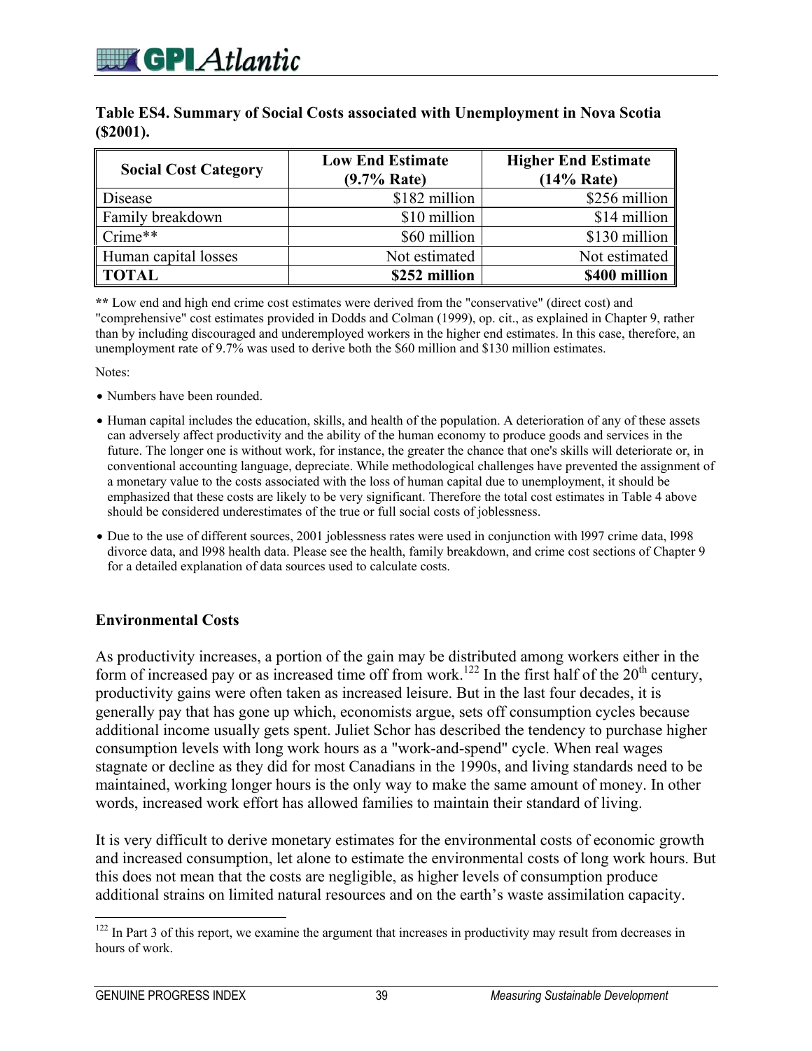**Table ES4. Summary of Social Costs associated with Unemployment in Nova Scotia ($2001).**

| Social Cost Category | Low End Estimate (9.7% Rate) | Higher End Estimate (14% Rate) |
|---|---|---|
| Disease | $182 million | $256 million |
| Family breakdown | $10 million | $14 million |
| Crime** | $60 million | $130 million |
| Human capital losses | Not estimated | Not estimated |
| **TOTAL** | **$252 million** | **$400 million** |

**** Low end and high end crime cost estimates were derived from the "conservative" (direct cost) and "comprehensive" cost estimates provided in Dodds and Colman (1999), op. cit., as explained in Chapter 9, rather than by including discouraged and underemployed workers in the higher end estimates. In this case, therefore, an unemployment rate of 9.7% was used to derive both the $60 million and $130 million estimates.

Notes:

- Numbers have been rounded.
- Human capital includes the education, skills, and health of the population. A deterioration of any of these assets can adversely affect productivity and the ability of the human economy to produce goods and services in the future. The longer one is without work, for instance, the greater the chance that one's skills will deteriorate or, in conventional accounting language, depreciate. While methodological challenges have prevented the assignment of a monetary value to the costs associated with the loss of human capital due to unemployment, it should be emphasized that these costs are likely to be very significant. Therefore the total cost estimates in Table 4 above should be considered underestimates of the true or full social costs of joblessness.
- Due to the use of different sources, 2001 joblessness rates were used in conjunction with l997 crime data, l998 divorce data, and l998 health data. Please see the health, family breakdown, and crime cost sections of Chapter 9 for a detailed explanation of data sources used to calculate costs.

**Environmental Costs**

As productivity increases, a portion of the gain may be distributed among workers either in the form of increased pay or as increased time off from work.[122] In the first half of the 20th century, productivity gains were often taken as increased leisure. But in the last four decades, it is generally pay that has gone up which, economists argue, sets off consumption cycles because additional income usually gets spent. Juliet Schor has described the tendency to purchase higher consumption levels with long work hours as a "work-and-spend" cycle. When real wages stagnate or decline as they did for most Canadians in the 1990s, and living standards need to be maintained, working longer hours is the only way to make the same amount of money. In other words, increased work effort has allowed families to maintain their standard of living.

It is very difficult to derive monetary estimates for the environmental costs of economic growth and increased consumption, let alone to estimate the environmental costs of long work hours. But this does not mean that the costs are negligible, as higher levels of consumption produce additional strains on limited natural resources and on the earth's waste assimilation capacity.

[122] In Part 3 of this report, we examine the argument that increases in productivity may result from decreases in hours of work.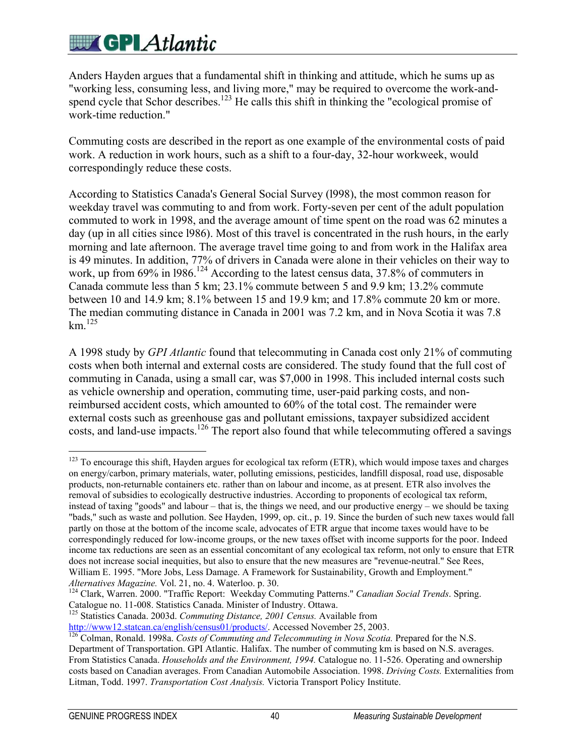Anders Hayden argues that a fundamental shift in thinking and attitude, which he sums up as "working less, consuming less, and living more," may be required to overcome the work-and-spend cycle that Schor describes.[123] He calls this shift in thinking the "ecological promise of work-time reduction."

Commuting costs are described in the report as one example of the environmental costs of paid work. A reduction in work hours, such as a shift to a four-day, 32-hour workweek, would correspondingly reduce these costs.

According to Statistics Canada's General Social Survey (l998), the most common reason for weekday travel was commuting to and from work. Forty-seven per cent of the adult population commuted to work in 1998, and the average amount of time spent on the road was 62 minutes a day (up in all cities since l986). Most of this travel is concentrated in the rush hours, in the early morning and late afternoon. The average travel time going to and from work in the Halifax area is 49 minutes. In addition, 77% of drivers in Canada were alone in their vehicles on their way to work, up from 69% in l986.[124] According to the latest census data, 37.8% of commuters in Canada commute less than 5 km; 23.1% commute between 5 and 9.9 km; 13.2% commute between 10 and 14.9 km; 8.1% between 15 and 19.9 km; and 17.8% commute 20 km or more. The median commuting distance in Canada in 2001 was 7.2 km, and in Nova Scotia it was 7.8 km.[125]

A 1998 study by *GPI Atlantic* found that telecommuting in Canada cost only 21% of commuting costs when both internal and external costs are considered. The study found that the full cost of commuting in Canada, using a small car, was $7,000 in 1998. This included internal costs such as vehicle ownership and operation, commuting time, user-paid parking costs, and non-reimbursed accident costs, which amounted to 60% of the total cost. The remainder were external costs such as greenhouse gas and pollutant emissions, taxpayer subsidized accident costs, and land-use impacts.[126] The report also found that while telecommuting offered a savings

---

[123] To encourage this shift, Hayden argues for ecological tax reform (ETR), which would impose taxes and charges on energy/carbon, primary materials, water, polluting emissions, pesticides, landfill disposal, road use, disposable products, non-returnable containers etc. rather than on labour and income, as at present. ETR also involves the removal of subsidies to ecologically destructive industries. According to proponents of ecological tax reform, instead of taxing "goods" and labour – that is, the things we need, and our productive energy – we should be taxing "bads," such as waste and pollution. See Hayden, 1999, op. cit., p. 19. Since the burden of such new taxes would fall partly on those at the bottom of the income scale, advocates of ETR argue that income taxes would have to be correspondingly reduced for low-income groups, or the new taxes offset with income supports for the poor. Indeed income tax reductions are seen as an essential concomitant of any ecological tax reform, not only to ensure that ETR does not increase social inequities, but also to ensure that the new measures are "revenue-neutral." See Rees, William E. 1995. "More Jobs, Less Damage. A Framework for Sustainability, Growth and Employment." *Alternatives Magazine.* Vol. 21, no. 4. Waterloo. p. 30.

[124] Clark, Warren. 2000. "Traffic Report: Weekday Commuting Patterns." *Canadian Social Trends*. Spring. Catalogue no. 11-008. Statistics Canada. Minister of Industry. Ottawa.

[125] Statistics Canada. 2003d. *Commuting Distance, 2001 Census.* Available from http://www12.statcan.ca/english/census01/products/. Accessed November 25, 2003.

[126] Colman, Ronald. 1998a. *Costs of Commuting and Telecommuting in Nova Scotia.* Prepared for the N.S. Department of Transportation. GPI Atlantic. Halifax. The number of commuting km is based on N.S. averages. From Statistics Canada. *Households and the Environment, 1994.* Catalogue no. 11-526. Operating and ownership costs based on Canadian averages. From Canadian Automobile Association. 1998. *Driving Costs.* Externalities from Litman, Todd. 1997. *Transportation Cost Analysis.* Victoria Transport Policy Institute.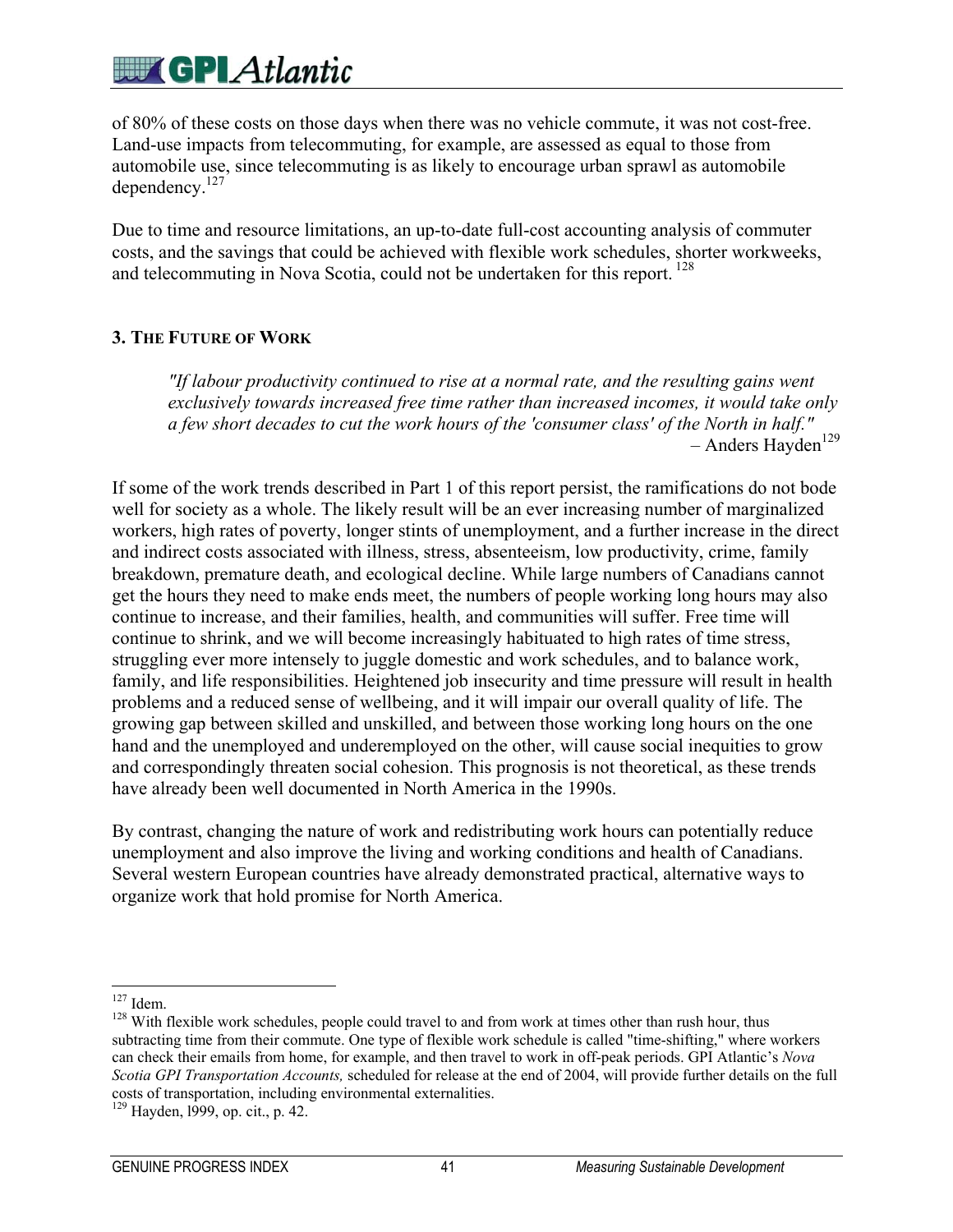of 80% of these costs on those days when there was no vehicle commute, it was not cost-free. Land-use impacts from telecommuting, for example, are assessed as equal to those from automobile use, since telecommuting is as likely to encourage urban sprawl as automobile dependency.[127]

Due to time and resource limitations, an up-to-date full-cost accounting analysis of commuter costs, and the savings that could be achieved with flexible work schedules, shorter workweeks, and telecommuting in Nova Scotia, could not be undertaken for this report.[128]

### 3. THE FUTURE OF WORK

> *"If labour productivity continued to rise at a normal rate, and the resulting gains went exclusively towards increased free time rather than increased incomes, it would take only a few short decades to cut the work hours of the 'consumer class' of the North in half."*
> – Anders Hayden[129]

If some of the work trends described in Part 1 of this report persist, the ramifications do not bode well for society as a whole. The likely result will be an ever increasing number of marginalized workers, high rates of poverty, longer stints of unemployment, and a further increase in the direct and indirect costs associated with illness, stress, absenteeism, low productivity, crime, family breakdown, premature death, and ecological decline. While large numbers of Canadians cannot get the hours they need to make ends meet, the numbers of people working long hours may also continue to increase, and their families, health, and communities will suffer. Free time will continue to shrink, and we will become increasingly habituated to high rates of time stress, struggling ever more intensely to juggle domestic and work schedules, and to balance work, family, and life responsibilities. Heightened job insecurity and time pressure will result in health problems and a reduced sense of wellbeing, and it will impair our overall quality of life. The growing gap between skilled and unskilled, and between those working long hours on the one hand and the unemployed and underemployed on the other, will cause social inequities to grow and correspondingly threaten social cohesion. This prognosis is not theoretical, as these trends have already been well documented in North America in the 1990s.

By contrast, changing the nature of work and redistributing work hours can potentially reduce unemployment and also improve the living and working conditions and health of Canadians. Several western European countries have already demonstrated practical, alternative ways to organize work that hold promise for North America.

---

[127] Idem.

[128] With flexible work schedules, people could travel to and from work at times other than rush hour, thus subtracting time from their commute. One type of flexible work schedule is called "time-shifting," where workers can check their emails from home, for example, and then travel to work in off-peak periods. GPI Atlantic's *Nova Scotia GPI Transportation Accounts,* scheduled for release at the end of 2004, will provide further details on the full costs of transportation, including environmental externalities.

[129] Hayden, l999, op. cit., p. 42.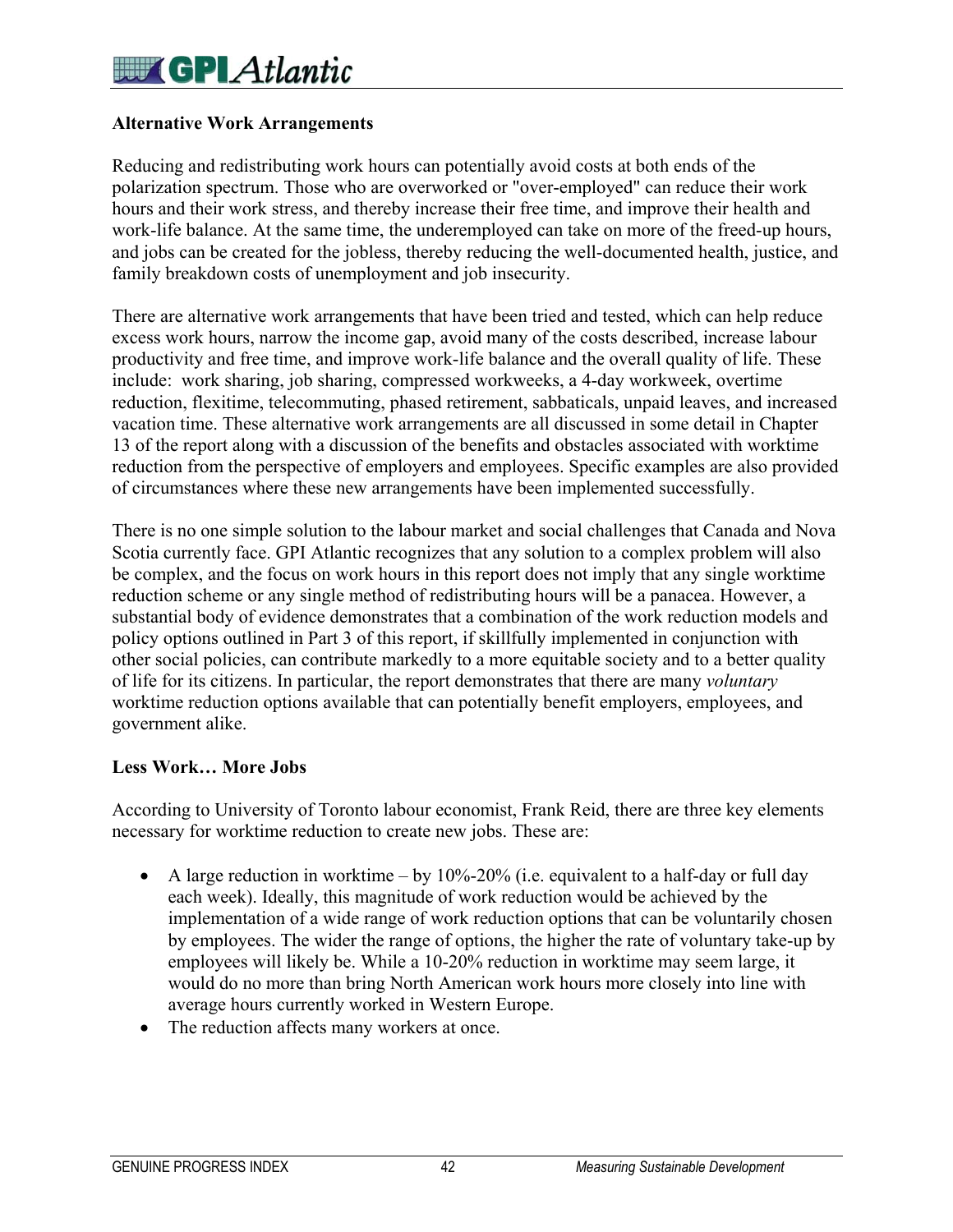**Alternative Work Arrangements**

Reducing and redistributing work hours can potentially avoid costs at both ends of the polarization spectrum. Those who are overworked or "over-employed" can reduce their work hours and their work stress, and thereby increase their free time, and improve their health and work-life balance. At the same time, the underemployed can take on more of the freed-up hours, and jobs can be created for the jobless, thereby reducing the well-documented health, justice, and family breakdown costs of unemployment and job insecurity.

There are alternative work arrangements that have been tried and tested, which can help reduce excess work hours, narrow the income gap, avoid many of the costs described, increase labour productivity and free time, and improve work-life balance and the overall quality of life. These include: work sharing, job sharing, compressed workweeks, a 4-day workweek, overtime reduction, flexitime, telecommuting, phased retirement, sabbaticals, unpaid leaves, and increased vacation time. These alternative work arrangements are all discussed in some detail in Chapter 13 of the report along with a discussion of the benefits and obstacles associated with worktime reduction from the perspective of employers and employees. Specific examples are also provided of circumstances where these new arrangements have been implemented successfully.

There is no one simple solution to the labour market and social challenges that Canada and Nova Scotia currently face. GPI Atlantic recognizes that any solution to a complex problem will also be complex, and the focus on work hours in this report does not imply that any single worktime reduction scheme or any single method of redistributing hours will be a panacea. However, a substantial body of evidence demonstrates that a combination of the work reduction models and policy options outlined in Part 3 of this report, if skillfully implemented in conjunction with other social policies, can contribute markedly to a more equitable society and to a better quality of life for its citizens. In particular, the report demonstrates that there are many *voluntary* worktime reduction options available that can potentially benefit employers, employees, and government alike.

**Less Work… More Jobs**

According to University of Toronto labour economist, Frank Reid, there are three key elements necessary for worktime reduction to create new jobs. These are:

- A large reduction in worktime – by 10%-20% (i.e. equivalent to a half-day or full day each week). Ideally, this magnitude of work reduction would be achieved by the implementation of a wide range of work reduction options that can be voluntarily chosen by employees. The wider the range of options, the higher the rate of voluntary take-up by employees will likely be. While a 10-20% reduction in worktime may seem large, it would do no more than bring North American work hours more closely into line with average hours currently worked in Western Europe.
- The reduction affects many workers at once.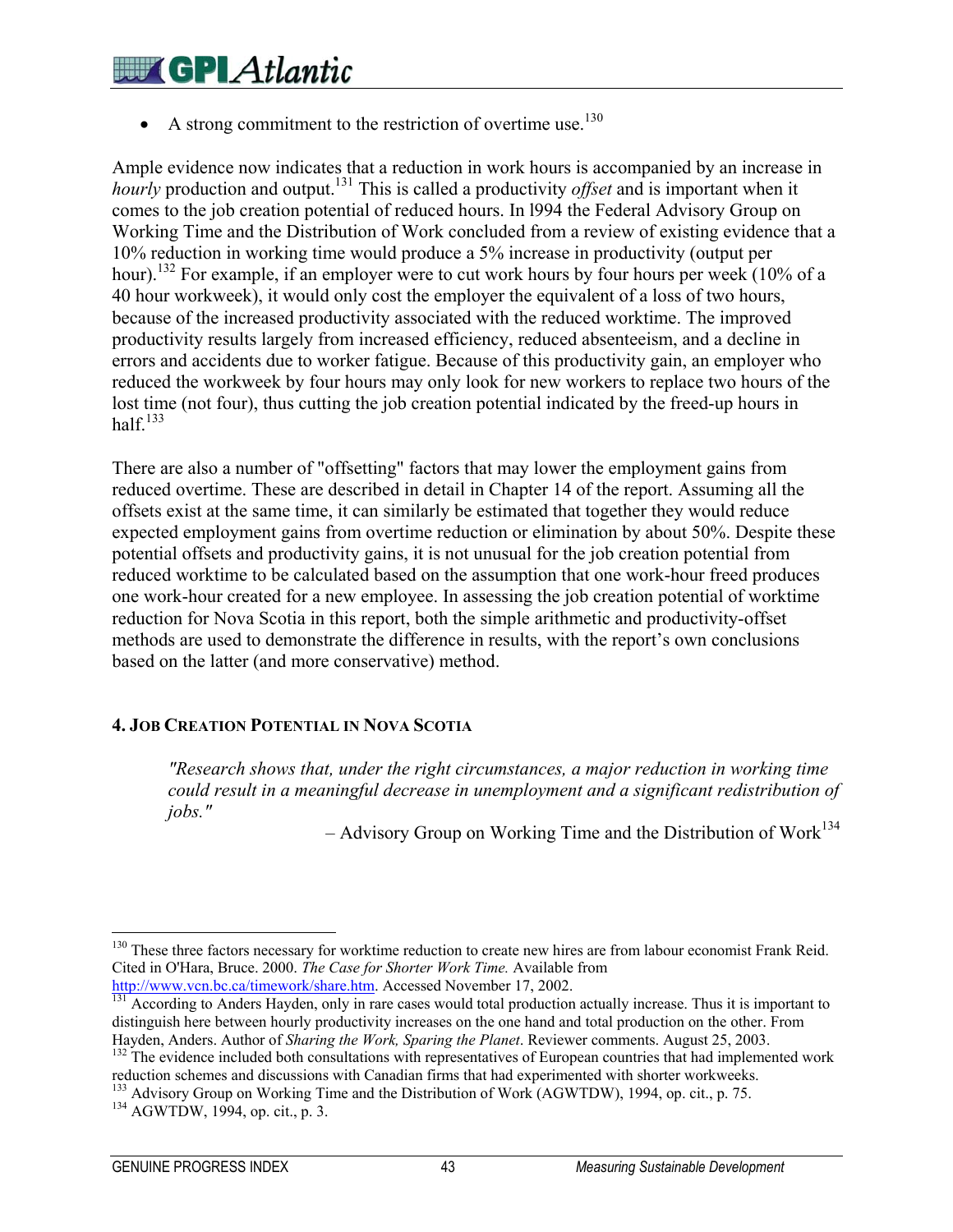- A strong commitment to the restriction of overtime use.[130]

Ample evidence now indicates that a reduction in work hours is accompanied by an increase in *hourly* production and output.[131] This is called a productivity *offset* and is important when it comes to the job creation potential of reduced hours. In l994 the Federal Advisory Group on Working Time and the Distribution of Work concluded from a review of existing evidence that a 10% reduction in working time would produce a 5% increase in productivity (output per hour).[132] For example, if an employer were to cut work hours by four hours per week (10% of a 40 hour workweek), it would only cost the employer the equivalent of a loss of two hours, because of the increased productivity associated with the reduced worktime. The improved productivity results largely from increased efficiency, reduced absenteeism, and a decline in errors and accidents due to worker fatigue. Because of this productivity gain, an employer who reduced the workweek by four hours may only look for new workers to replace two hours of the lost time (not four), thus cutting the job creation potential indicated by the freed-up hours in half.[133]

There are also a number of "offsetting" factors that may lower the employment gains from reduced overtime. These are described in detail in Chapter 14 of the report. Assuming all the offsets exist at the same time, it can similarly be estimated that together they would reduce expected employment gains from overtime reduction or elimination by about 50%. Despite these potential offsets and productivity gains, it is not unusual for the job creation potential from reduced worktime to be calculated based on the assumption that one work-hour freed produces one work-hour created for a new employee. In assessing the job creation potential of worktime reduction for Nova Scotia in this report, both the simple arithmetic and productivity-offset methods are used to demonstrate the difference in results, with the report's own conclusions based on the latter (and more conservative) method.

## 4. Job Creation Potential in Nova Scotia

> *"Research shows that, under the right circumstances, a major reduction in working time could result in a meaningful decrease in unemployment and a significant redistribution of jobs."*
>
> – Advisory Group on Working Time and the Distribution of Work[134]

---

[130] These three factors necessary for worktime reduction to create new hires are from labour economist Frank Reid. Cited in O'Hara, Bruce. 2000. *The Case for Shorter Work Time.* Available from http://www.vcn.bc.ca/timework/share.htm. Accessed November 17, 2002.

[131] According to Anders Hayden, only in rare cases would total production actually increase. Thus it is important to distinguish here between hourly productivity increases on the one hand and total production on the other. From Hayden, Anders. Author of *Sharing the Work, Sparing the Planet*. Reviewer comments. August 25, 2003.

[132] The evidence included both consultations with representatives of European countries that had implemented work reduction schemes and discussions with Canadian firms that had experimented with shorter workweeks.

[133] Advisory Group on Working Time and the Distribution of Work (AGWTDW), 1994, op. cit., p. 75.

[134] AGWTDW, 1994, op. cit., p. 3.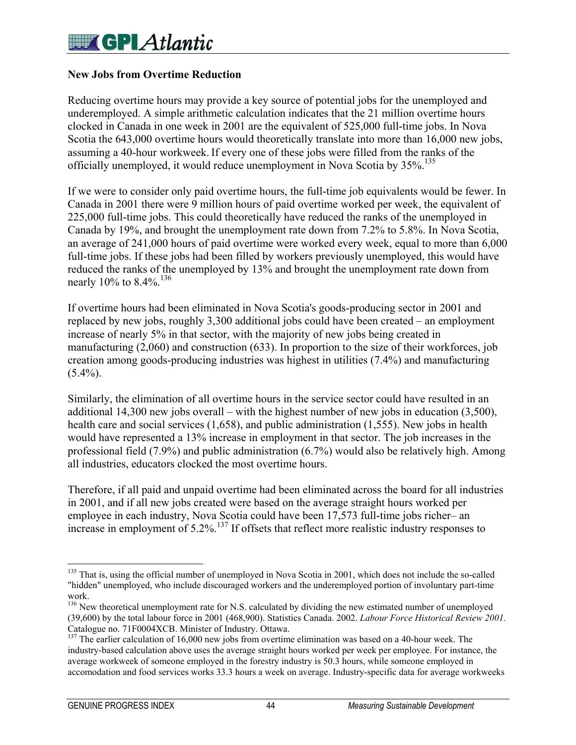**New Jobs from Overtime Reduction**

Reducing overtime hours may provide a key source of potential jobs for the unemployed and underemployed. A simple arithmetic calculation indicates that the 21 million overtime hours clocked in Canada in one week in 2001 are the equivalent of 525,000 full-time jobs. In Nova Scotia the 643,000 overtime hours would theoretically translate into more than 16,000 new jobs, assuming a 40-hour workweek. If every one of these jobs were filled from the ranks of the officially unemployed, it would reduce unemployment in Nova Scotia by 35%.[135]

If we were to consider only paid overtime hours, the full-time job equivalents would be fewer. In Canada in 2001 there were 9 million hours of paid overtime worked per week, the equivalent of 225,000 full-time jobs. This could theoretically have reduced the ranks of the unemployed in Canada by 19%, and brought the unemployment rate down from 7.2% to 5.8%. In Nova Scotia, an average of 241,000 hours of paid overtime were worked every week, equal to more than 6,000 full-time jobs. If these jobs had been filled by workers previously unemployed, this would have reduced the ranks of the unemployed by 13% and brought the unemployment rate down from nearly 10% to 8.4%.[136]

If overtime hours had been eliminated in Nova Scotia's goods-producing sector in 2001 and replaced by new jobs, roughly 3,300 additional jobs could have been created – an employment increase of nearly 5% in that sector, with the majority of new jobs being created in manufacturing (2,060) and construction (633). In proportion to the size of their workforces, job creation among goods-producing industries was highest in utilities (7.4%) and manufacturing (5.4%).

Similarly, the elimination of all overtime hours in the service sector could have resulted in an additional 14,300 new jobs overall – with the highest number of new jobs in education (3,500), health care and social services (1,658), and public administration (1,555). New jobs in health would have represented a 13% increase in employment in that sector. The job increases in the professional field (7.9%) and public administration (6.7%) would also be relatively high. Among all industries, educators clocked the most overtime hours.

Therefore, if all paid and unpaid overtime had been eliminated across the board for all industries in 2001, and if all new jobs created were based on the average straight hours worked per employee in each industry, Nova Scotia could have been 17,573 full-time jobs richer– an increase in employment of 5.2%.[137] If offsets that reflect more realistic industry responses to

---

[135] That is, using the official number of unemployed in Nova Scotia in 2001, which does not include the so-called "hidden" unemployed, who include discouraged workers and the underemployed portion of involuntary part-time work.

[136] New theoretical unemployment rate for N.S. calculated by dividing the new estimated number of unemployed (39,600) by the total labour force in 2001 (468,900). Statistics Canada. 2002. *Labour Force Historical Review 2001.* Catalogue no. 71F0004XCB. Minister of Industry. Ottawa.

[137] The earlier calculation of 16,000 new jobs from overtime elimination was based on a 40-hour week. The industry-based calculation above uses the average straight hours worked per week per employee. For instance, the average workweek of someone employed in the forestry industry is 50.3 hours, while someone employed in accomodation and food services works 33.3 hours a week on average. Industry-specific data for average workweeks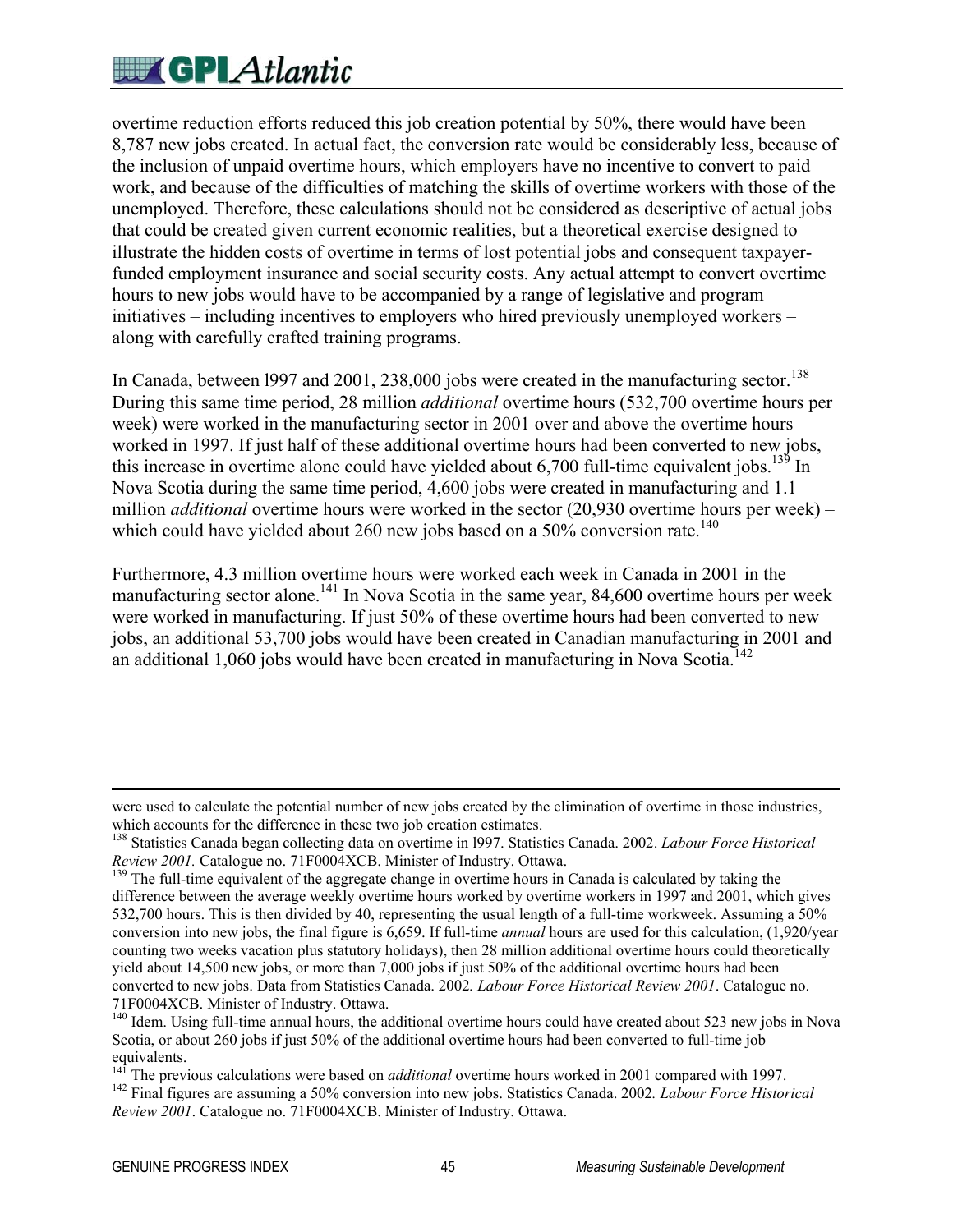overtime reduction efforts reduced this job creation potential by 50%, there would have been 8,787 new jobs created. In actual fact, the conversion rate would be considerably less, because of the inclusion of unpaid overtime hours, which employers have no incentive to convert to paid work, and because of the difficulties of matching the skills of overtime workers with those of the unemployed. Therefore, these calculations should not be considered as descriptive of actual jobs that could be created given current economic realities, but a theoretical exercise designed to illustrate the hidden costs of overtime in terms of lost potential jobs and consequent taxpayer-funded employment insurance and social security costs. Any actual attempt to convert overtime hours to new jobs would have to be accompanied by a range of legislative and program initiatives – including incentives to employers who hired previously unemployed workers – along with carefully crafted training programs.

In Canada, between l997 and 2001, 238,000 jobs were created in the manufacturing sector.[138] During this same time period, 28 million *additional* overtime hours (532,700 overtime hours per week) were worked in the manufacturing sector in 2001 over and above the overtime hours worked in 1997. If just half of these additional overtime hours had been converted to new jobs, this increase in overtime alone could have yielded about 6,700 full-time equivalent jobs.[139] In Nova Scotia during the same time period, 4,600 jobs were created in manufacturing and 1.1 million *additional* overtime hours were worked in the sector (20,930 overtime hours per week) – which could have yielded about 260 new jobs based on a 50% conversion rate.[140]

Furthermore, 4.3 million overtime hours were worked each week in Canada in 2001 in the manufacturing sector alone.[141] In Nova Scotia in the same year, 84,600 overtime hours per week were worked in manufacturing. If just 50% of these overtime hours had been converted to new jobs, an additional 53,700 jobs would have been created in Canadian manufacturing in 2001 and an additional 1,060 jobs would have been created in manufacturing in Nova Scotia.[142]

---

were used to calculate the potential number of new jobs created by the elimination of overtime in those industries, which accounts for the difference in these two job creation estimates.

[138] Statistics Canada began collecting data on overtime in l997. Statistics Canada. 2002. *Labour Force Historical Review 2001.* Catalogue no. 71F0004XCB. Minister of Industry. Ottawa.

[139] The full-time equivalent of the aggregate change in overtime hours in Canada is calculated by taking the difference between the average weekly overtime hours worked by overtime workers in 1997 and 2001, which gives 532,700 hours. This is then divided by 40, representing the usual length of a full-time workweek. Assuming a 50% conversion into new jobs, the final figure is 6,659. If full-time *annual* hours are used for this calculation, (1,920/year counting two weeks vacation plus statutory holidays), then 28 million additional overtime hours could theoretically yield about 14,500 new jobs, or more than 7,000 jobs if just 50% of the additional overtime hours had been converted to new jobs. Data from Statistics Canada. 2002*. Labour Force Historical Review 2001*. Catalogue no. 71F0004XCB. Minister of Industry. Ottawa.

[140] Idem. Using full-time annual hours, the additional overtime hours could have created about 523 new jobs in Nova Scotia, or about 260 jobs if just 50% of the additional overtime hours had been converted to full-time job equivalents.

[141] The previous calculations were based on *additional* overtime hours worked in 2001 compared with 1997.

[142] Final figures are assuming a 50% conversion into new jobs. Statistics Canada. 2002*. Labour Force Historical Review 2001*. Catalogue no. 71F0004XCB. Minister of Industry. Ottawa.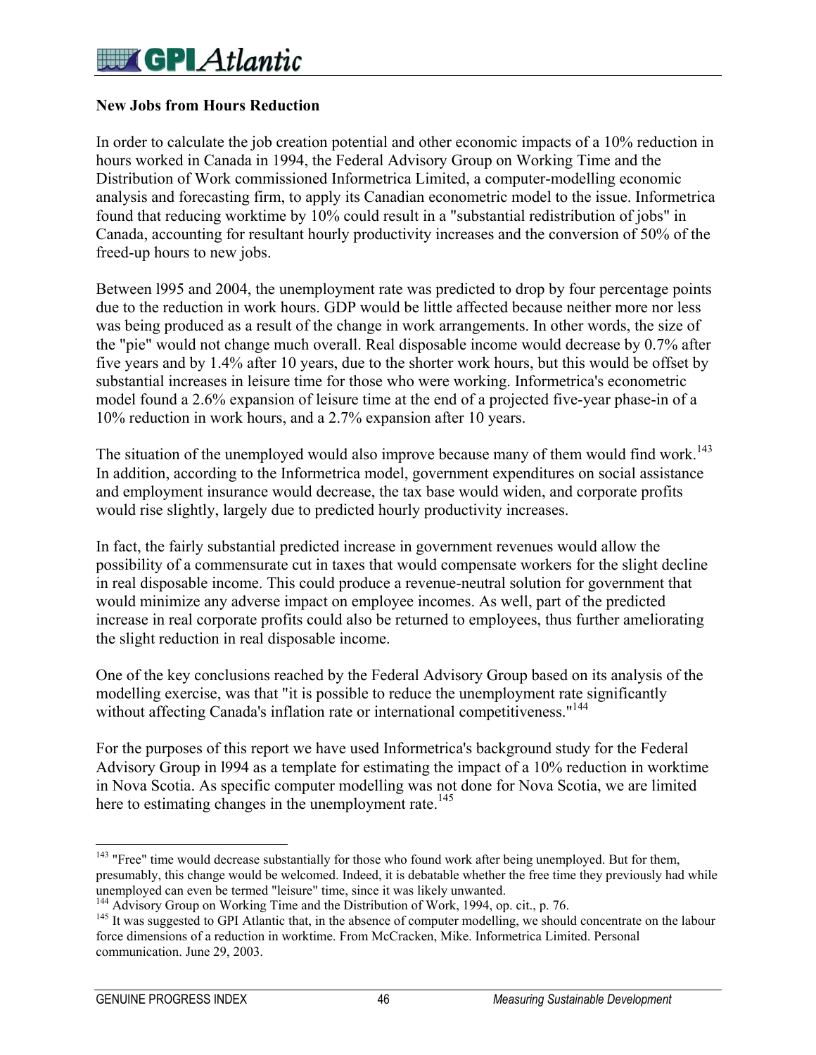**New Jobs from Hours Reduction**

In order to calculate the job creation potential and other economic impacts of a 10% reduction in hours worked in Canada in 1994, the Federal Advisory Group on Working Time and the Distribution of Work commissioned Informetrica Limited, a computer-modelling economic analysis and forecasting firm, to apply its Canadian econometric model to the issue. Informetrica found that reducing worktime by 10% could result in a "substantial redistribution of jobs" in Canada, accounting for resultant hourly productivity increases and the conversion of 50% of the freed-up hours to new jobs.

Between l995 and 2004, the unemployment rate was predicted to drop by four percentage points due to the reduction in work hours. GDP would be little affected because neither more nor less was being produced as a result of the change in work arrangements. In other words, the size of the "pie" would not change much overall. Real disposable income would decrease by 0.7% after five years and by 1.4% after 10 years, due to the shorter work hours, but this would be offset by substantial increases in leisure time for those who were working. Informetrica's econometric model found a 2.6% expansion of leisure time at the end of a projected five-year phase-in of a 10% reduction in work hours, and a 2.7% expansion after 10 years.

The situation of the unemployed would also improve because many of them would find work.[143] In addition, according to the Informetrica model, government expenditures on social assistance and employment insurance would decrease, the tax base would widen, and corporate profits would rise slightly, largely due to predicted hourly productivity increases.

In fact, the fairly substantial predicted increase in government revenues would allow the possibility of a commensurate cut in taxes that would compensate workers for the slight decline in real disposable income. This could produce a revenue-neutral solution for government that would minimize any adverse impact on employee incomes. As well, part of the predicted increase in real corporate profits could also be returned to employees, thus further ameliorating the slight reduction in real disposable income.

One of the key conclusions reached by the Federal Advisory Group based on its analysis of the modelling exercise, was that "it is possible to reduce the unemployment rate significantly without affecting Canada's inflation rate or international competitiveness."[144]

For the purposes of this report we have used Informetrica's background study for the Federal Advisory Group in l994 as a template for estimating the impact of a 10% reduction in worktime in Nova Scotia. As specific computer modelling was not done for Nova Scotia, we are limited here to estimating changes in the unemployment rate.[145]

---

[143] "Free" time would decrease substantially for those who found work after being unemployed. But for them, presumably, this change would be welcomed. Indeed, it is debatable whether the free time they previously had while unemployed can even be termed "leisure" time, since it was likely unwanted.

[144] Advisory Group on Working Time and the Distribution of Work, 1994, op. cit., p. 76.

[145] It was suggested to GPI Atlantic that, in the absence of computer modelling, we should concentrate on the labour force dimensions of a reduction in worktime. From McCracken, Mike. Informetrica Limited. Personal communication. June 29, 2003.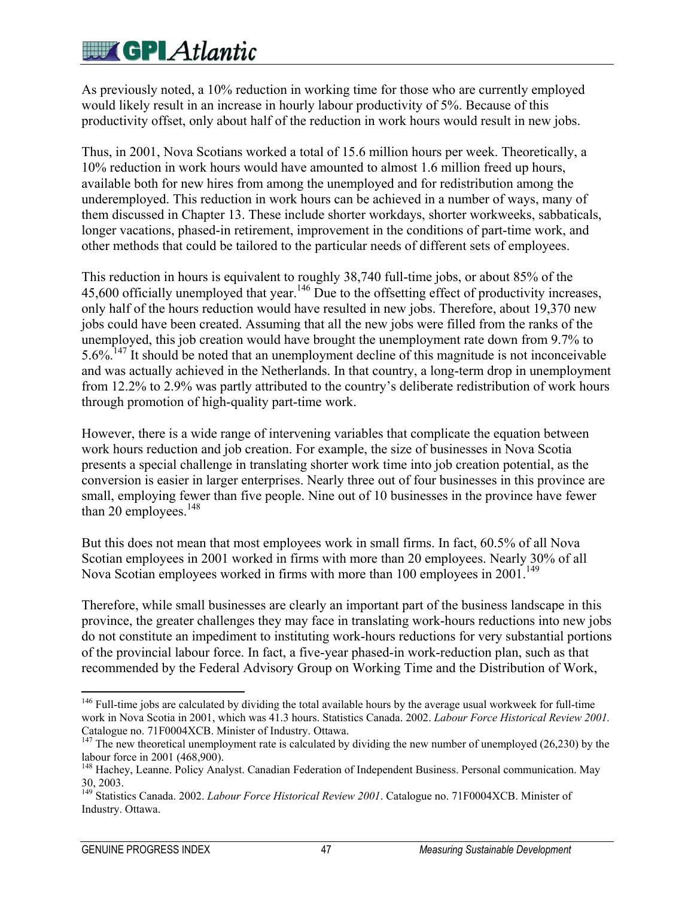As previously noted, a 10% reduction in working time for those who are currently employed would likely result in an increase in hourly labour productivity of 5%. Because of this productivity offset, only about half of the reduction in work hours would result in new jobs.

Thus, in 2001, Nova Scotians worked a total of 15.6 million hours per week. Theoretically, a 10% reduction in work hours would have amounted to almost 1.6 million freed up hours, available both for new hires from among the unemployed and for redistribution among the underemployed. This reduction in work hours can be achieved in a number of ways, many of them discussed in Chapter 13. These include shorter workdays, shorter workweeks, sabbaticals, longer vacations, phased-in retirement, improvement in the conditions of part-time work, and other methods that could be tailored to the particular needs of different sets of employees.

This reduction in hours is equivalent to roughly 38,740 full-time jobs, or about 85% of the 45,600 officially unemployed that year.[146] Due to the offsetting effect of productivity increases, only half of the hours reduction would have resulted in new jobs. Therefore, about 19,370 new jobs could have been created. Assuming that all the new jobs were filled from the ranks of the unemployed, this job creation would have brought the unemployment rate down from 9.7% to 5.6%.[147] It should be noted that an unemployment decline of this magnitude is not inconceivable and was actually achieved in the Netherlands. In that country, a long-term drop in unemployment from 12.2% to 2.9% was partly attributed to the country's deliberate redistribution of work hours through promotion of high-quality part-time work.

However, there is a wide range of intervening variables that complicate the equation between work hours reduction and job creation. For example, the size of businesses in Nova Scotia presents a special challenge in translating shorter work time into job creation potential, as the conversion is easier in larger enterprises. Nearly three out of four businesses in this province are small, employing fewer than five people. Nine out of 10 businesses in the province have fewer than 20 employees.[148]

But this does not mean that most employees work in small firms. In fact, 60.5% of all Nova Scotian employees in 2001 worked in firms with more than 20 employees. Nearly 30% of all Nova Scotian employees worked in firms with more than 100 employees in 2001.[149]

Therefore, while small businesses are clearly an important part of the business landscape in this province, the greater challenges they may face in translating work-hours reductions into new jobs do not constitute an impediment to instituting work-hours reductions for very substantial portions of the provincial labour force. In fact, a five-year phased-in work-reduction plan, such as that recommended by the Federal Advisory Group on Working Time and the Distribution of Work,

---

[146] Full-time jobs are calculated by dividing the total available hours by the average usual workweek for full-time work in Nova Scotia in 2001, which was 41.3 hours. Statistics Canada. 2002. *Labour Force Historical Review 2001.* Catalogue no. 71F0004XCB. Minister of Industry. Ottawa.

[147] The new theoretical unemployment rate is calculated by dividing the new number of unemployed (26,230) by the labour force in 2001 (468,900).

[148] Hachey, Leanne. Policy Analyst. Canadian Federation of Independent Business. Personal communication. May 30, 2003.

[149] Statistics Canada. 2002. *Labour Force Historical Review 2001*. Catalogue no. 71F0004XCB. Minister of Industry. Ottawa.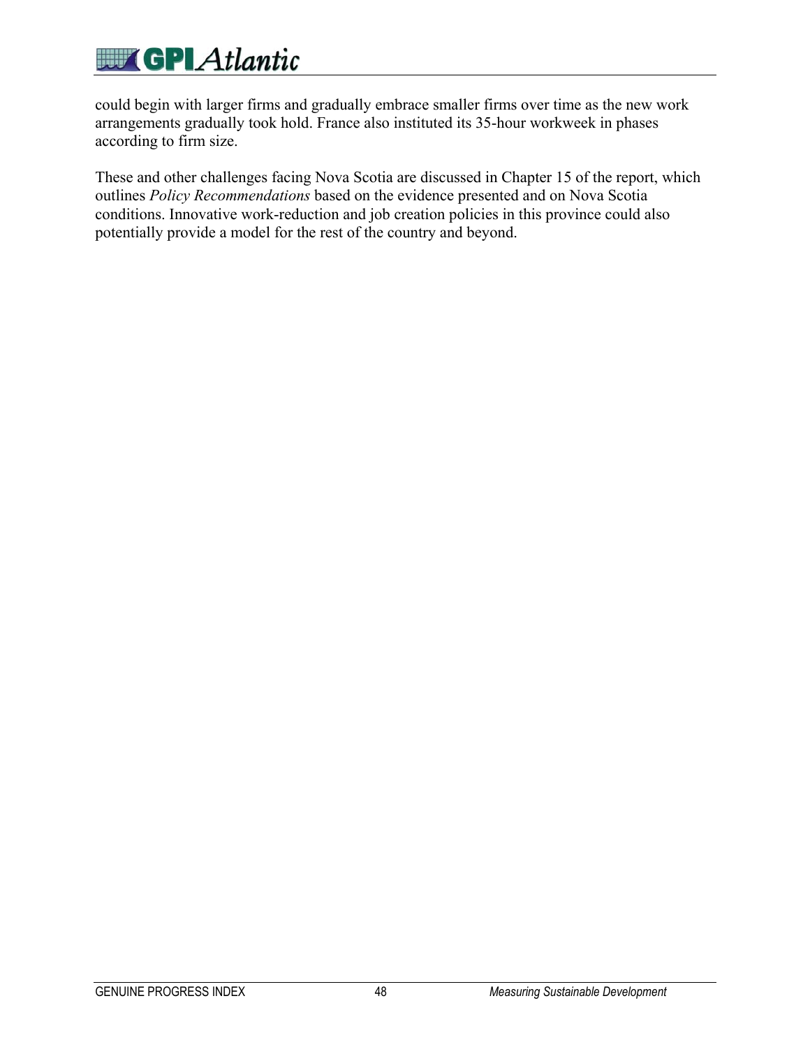could begin with larger firms and gradually embrace smaller firms over time as the new work arrangements gradually took hold. France also instituted its 35-hour workweek in phases according to firm size.

These and other challenges facing Nova Scotia are discussed in Chapter 15 of the report, which outlines *Policy Recommendations* based on the evidence presented and on Nova Scotia conditions. Innovative work-reduction and job creation policies in this province could also potentially provide a model for the rest of the country and beyond.